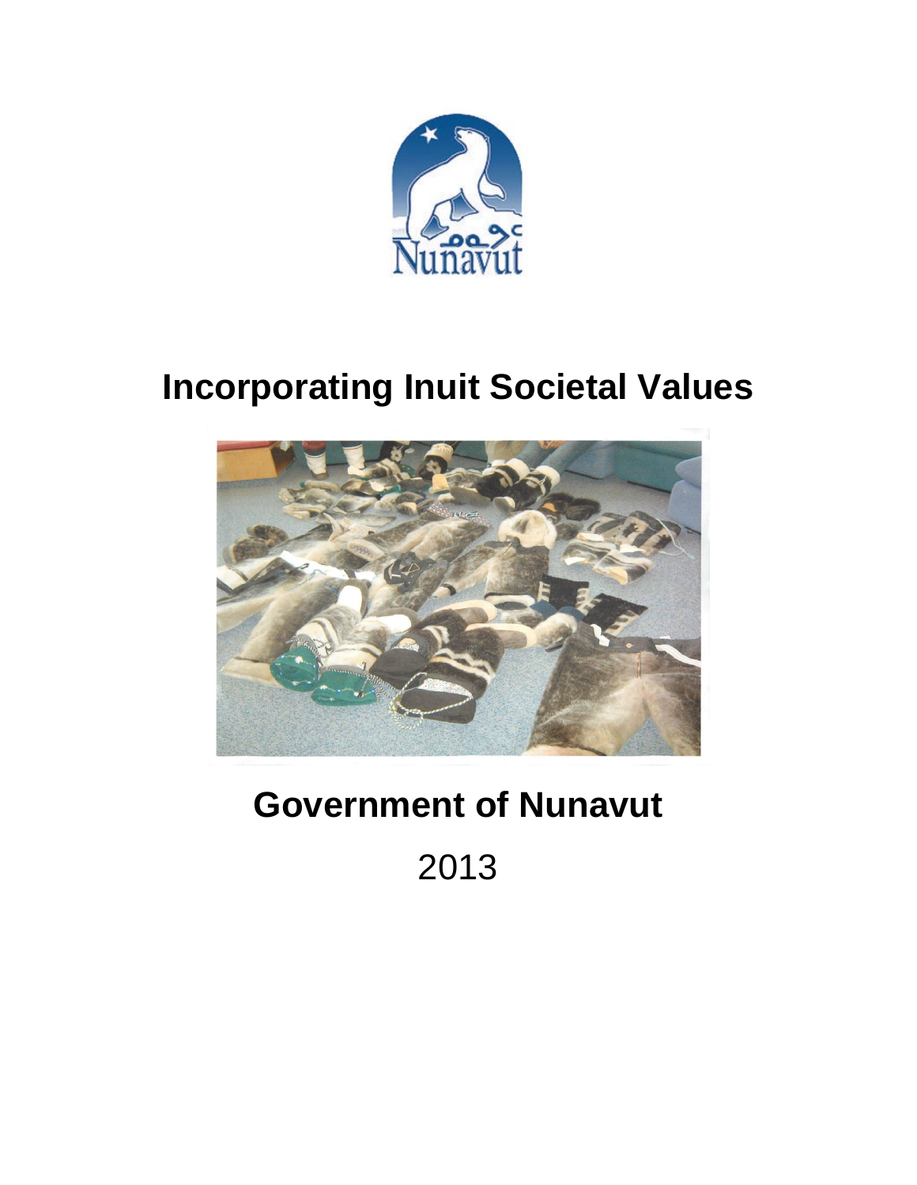# Incorporating Inuit Societal Values

## Government of Nunavut

2013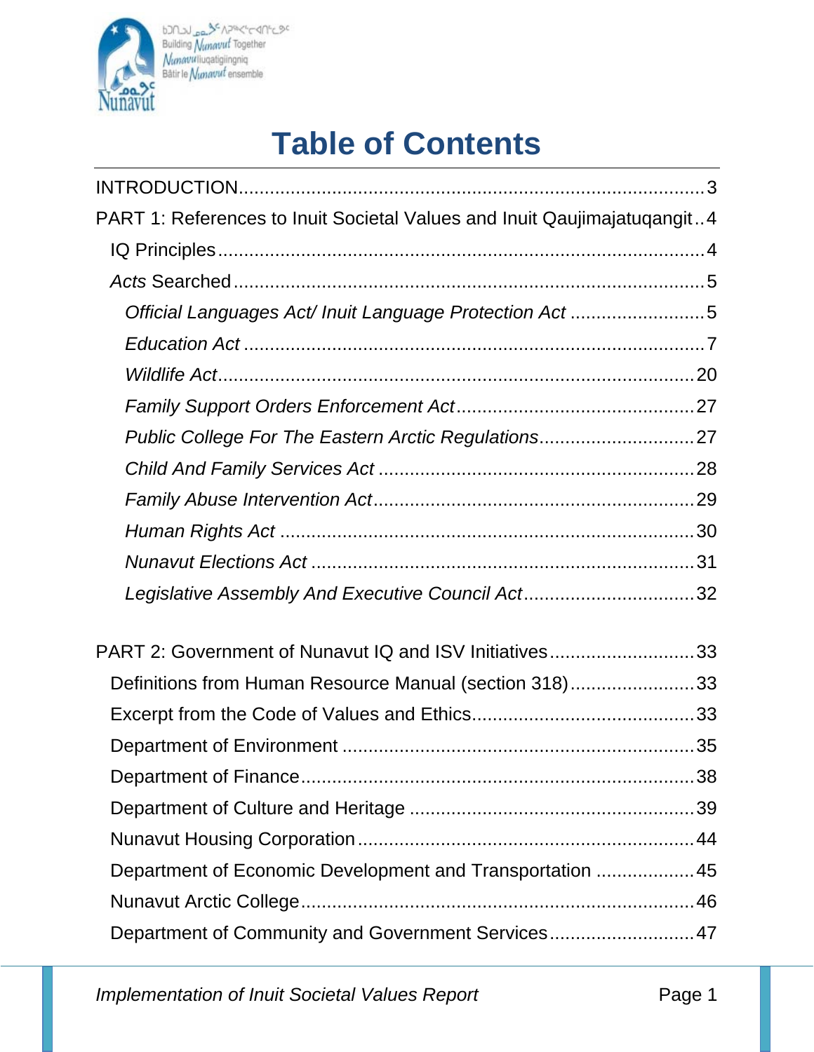# Table of Contents

INTRODUCTION......................................................................................3

PART 1: References to Inuit Societal Values and Inuit Qaujimajatuqangit..4

- IQ Principles......................................................................................4
- *Acts* Searched......................................................................................5
  - *Official Languages Act/ Inuit Language Protection Act* ..........................5
  - *Education Act* ......................................................................................7
  - *Wildlife Act*......................................................................................20
  - *Family Support Orders Enforcement Act*..............................................27
  - *Public College For The Eastern Arctic Regulations*..............................27
  - *Child And Family Services Act* .............................................................28
  - *Family Abuse Intervention Act*.............................................................29
  - *Human Rights Act* ................................................................................30
  - *Nunavut Elections Act* .........................................................................31
  - *Legislative Assembly And Executive Council Act*.................................32

PART 2: Government of Nunavut IQ and ISV Initiatives............................33

- Definitions from Human Resource Manual (section 318)........................33
- Excerpt from the Code of Values and Ethics...........................................33
- Department of Environment ...................................................................35
- Department of Finance...........................................................................38
- Department of Culture and Heritage ......................................................39
- Nunavut Housing Corporation................................................................44
- Department of Economic Development and Transportation ...................45
- Nunavut Arctic College...........................................................................46
- Department of Community and Government Services............................47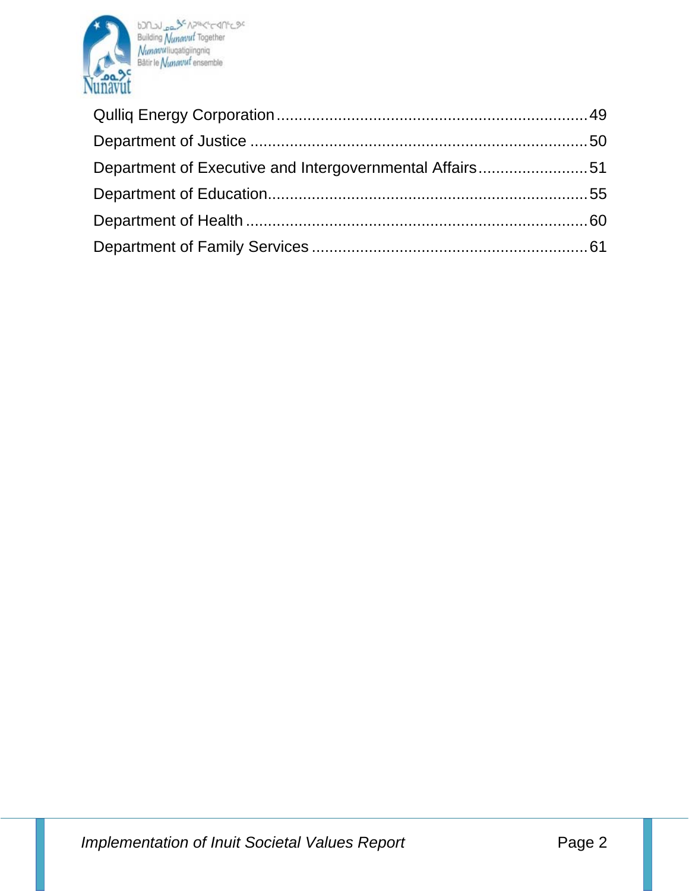Qulliq Energy Corporation........................................................................49

Department of Justice ..............................................................................50

Department of Executive and Intergovernmental Affairs.........................51

Department of Education..........................................................................55

Department of Health ...............................................................................60

Department of Family Services ................................................................61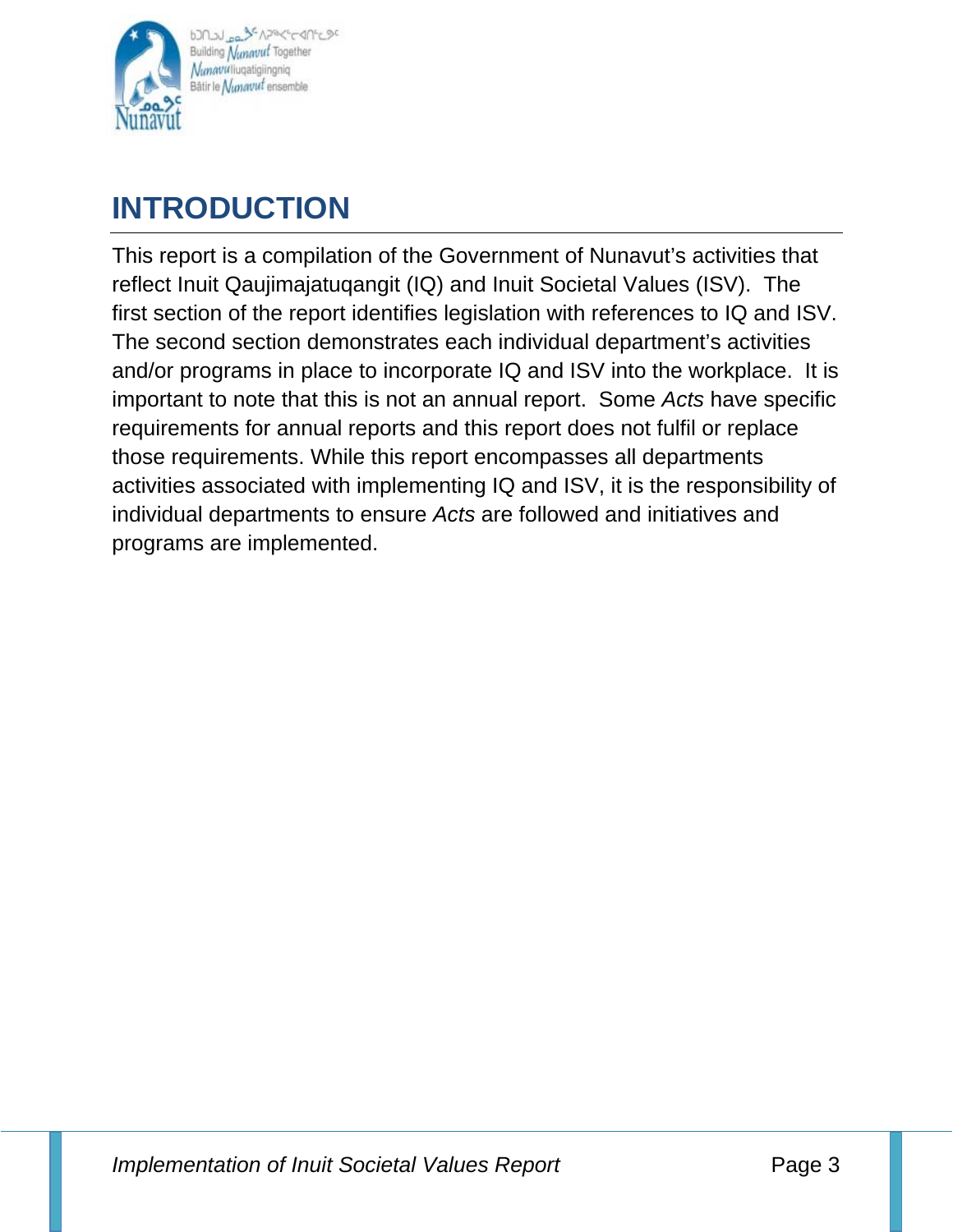# INTRODUCTION

This report is a compilation of the Government of Nunavut's activities that reflect Inuit Qaujimajatuqangit (IQ) and Inuit Societal Values (ISV). The first section of the report identifies legislation with references to IQ and ISV. The second section demonstrates each individual department's activities and/or programs in place to incorporate IQ and ISV into the workplace. It is important to note that this is not an annual report. Some *Acts* have specific requirements for annual reports and this report does not fulfil or replace those requirements. While this report encompasses all departments activities associated with implementing IQ and ISV, it is the responsibility of individual departments to ensure *Acts* are followed and initiatives and programs are implemented.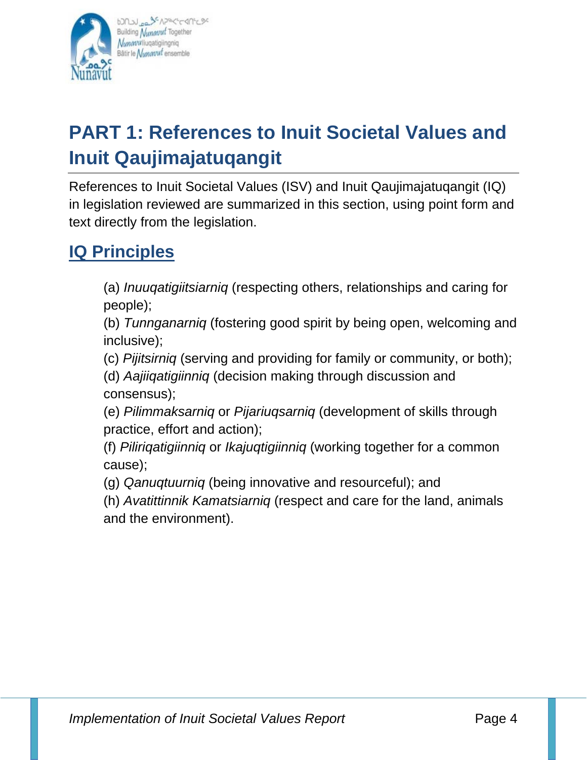# PART 1: References to Inuit Societal Values and Inuit Qaujimajatuqangit

References to Inuit Societal Values (ISV) and Inuit Qaujimajatuqangit (IQ) in legislation reviewed are summarized in this section, using point form and text directly from the legislation.

## IQ Principles

(a) *Inuuqatigiitsiarniq* (respecting others, relationships and caring for people);
(b) *Tunnganarniq* (fostering good spirit by being open, welcoming and inclusive);
(c) *Pijitsirniq* (serving and providing for family or community, or both);
(d) *Aajiiqatigiinniq* (decision making through discussion and consensus);
(e) *Pilimmaksarniq* or *Pijariuqsarniq* (development of skills through practice, effort and action);
(f) *Piliriqatigiinniq* or *Ikajuqtigiinniq* (working together for a common cause);
(g) *Qanuqtuurniq* (being innovative and resourceful); and
(h) *Avatittinnik Kamatsiarniq* (respect and care for the land, animals and the environment).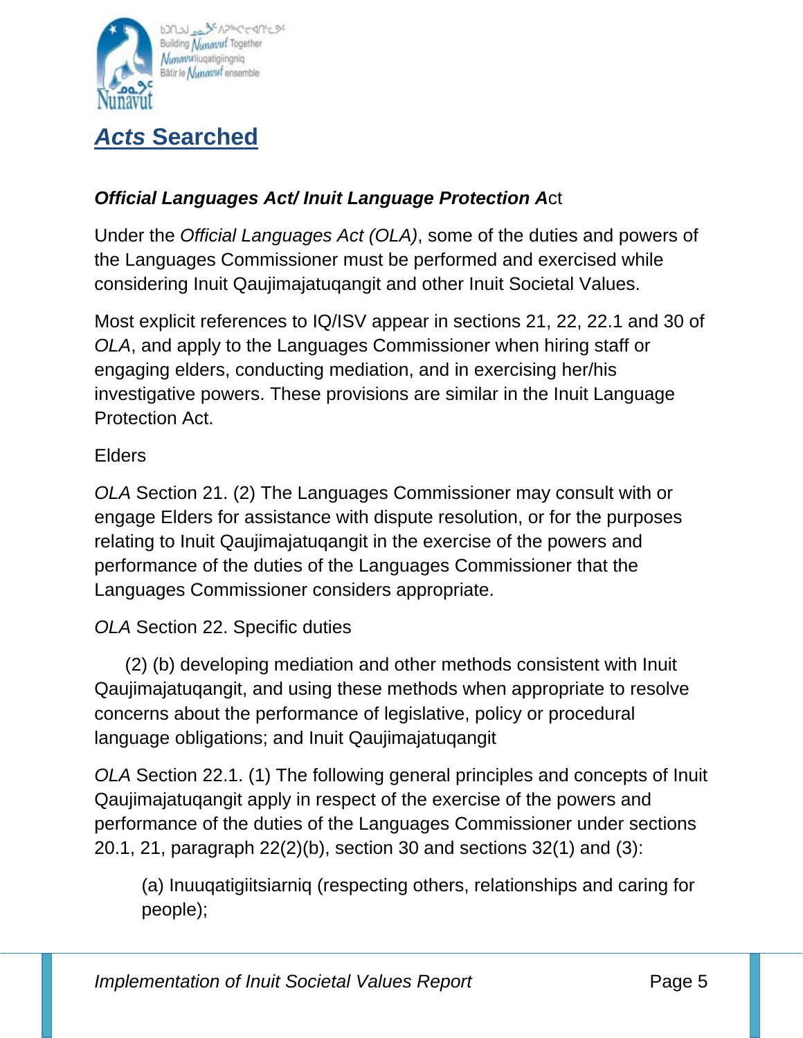## *Acts* Searched

***Official Languages Act/ Inuit Language Protection A*ct**

Under the *Official Languages Act (OLA)*, some of the duties and powers of the Languages Commissioner must be performed and exercised while considering Inuit Qaujimajatuqangit and other Inuit Societal Values.

Most explicit references to IQ/ISV appear in sections 21, 22, 22.1 and 30 of *OLA*, and apply to the Languages Commissioner when hiring staff or engaging elders, conducting mediation, and in exercising her/his investigative powers. These provisions are similar in the Inuit Language Protection Act.

Elders

*OLA* Section 21. (2) The Languages Commissioner may consult with or engage Elders for assistance with dispute resolution, or for the purposes relating to Inuit Qaujimajatuqangit in the exercise of the powers and performance of the duties of the Languages Commissioner that the Languages Commissioner considers appropriate.

*OLA* Section 22. Specific duties

(2) (b) developing mediation and other methods consistent with Inuit Qaujimajatuqangit, and using these methods when appropriate to resolve concerns about the performance of legislative, policy or procedural language obligations; and Inuit Qaujimajatuqangit

*OLA* Section 22.1. (1) The following general principles and concepts of Inuit Qaujimajatuqangit apply in respect of the exercise of the powers and performance of the duties of the Languages Commissioner under sections 20.1, 21, paragraph 22(2)(b), section 30 and sections 32(1) and (3):

> (a) Inuuqatigiitsiarniq (respecting others, relationships and caring for people);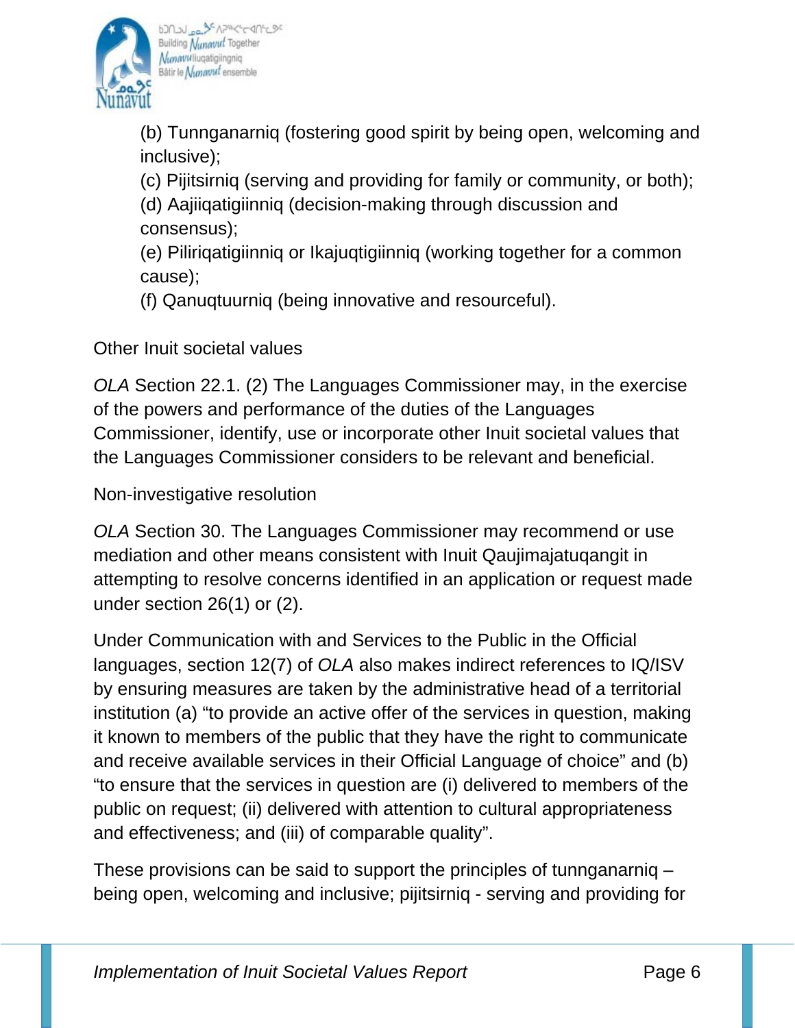(b) Tunnganarniq (fostering good spirit by being open, welcoming and inclusive);
(c) Pijitsirniq (serving and providing for family or community, or both);
(d) Aajiiqatigiinniq (decision-making through discussion and consensus);
(e) Piliriqatigiinniq or Ikajuqtigiinniq (working together for a common cause);
(f) Qanuqtuurniq (being innovative and resourceful).

Other Inuit societal values

*OLA* Section 22.1. (2) The Languages Commissioner may, in the exercise of the powers and performance of the duties of the Languages Commissioner, identify, use or incorporate other Inuit societal values that the Languages Commissioner considers to be relevant and beneficial.

Non-investigative resolution

*OLA* Section 30. The Languages Commissioner may recommend or use mediation and other means consistent with Inuit Qaujimajatuqangit in attempting to resolve concerns identified in an application or request made under section 26(1) or (2).

Under Communication with and Services to the Public in the Official languages, section 12(7) of *OLA* also makes indirect references to IQ/ISV by ensuring measures are taken by the administrative head of a territorial institution (a) "to provide an active offer of the services in question, making it known to members of the public that they have the right to communicate and receive available services in their Official Language of choice" and (b) "to ensure that the services in question are (i) delivered to members of the public on request; (ii) delivered with attention to cultural appropriateness and effectiveness; and (iii) of comparable quality".

These provisions can be said to support the principles of tunnganarniq – being open, welcoming and inclusive; pijitsirniq - serving and providing for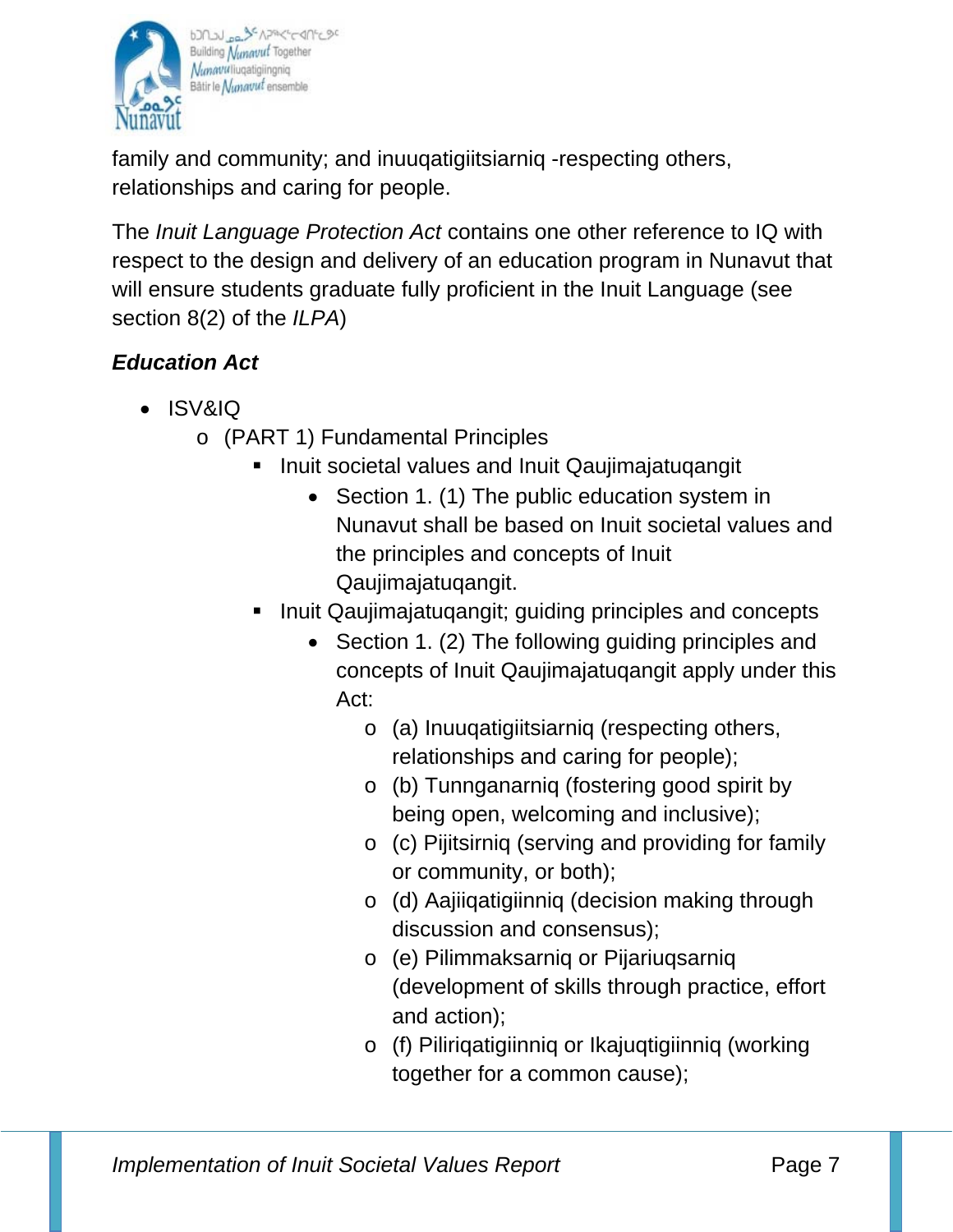family and community; and inuuqatigiitsiarniq -respecting others, relationships and caring for people.

The *Inuit Language Protection Act* contains one other reference to IQ with respect to the design and delivery of an education program in Nunavut that will ensure students graduate fully proficient in the Inuit Language (see section 8(2) of the *ILPA*)

***Education Act***

- ISV&IQ
  - (PART 1) Fundamental Principles
    - Inuit societal values and Inuit Qaujimajatuqangit
      - Section 1. (1) The public education system in Nunavut shall be based on Inuit societal values and the principles and concepts of Inuit Qaujimajatuqangit.
    - Inuit Qaujimajatuqangit; guiding principles and concepts
      - Section 1. (2) The following guiding principles and concepts of Inuit Qaujimajatuqangit apply under this Act:
        - (a) Inuuqatigiitsiarniq (respecting others, relationships and caring for people);
        - (b) Tunnganarniq (fostering good spirit by being open, welcoming and inclusive);
        - (c) Pijitsirniq (serving and providing for family or community, or both);
        - (d) Aajiiqatigiinniq (decision making through discussion and consensus);
        - (e) Pilimmaksarniq or Pijariuqsarniq (development of skills through practice, effort and action);
        - (f) Piliriqatigiinniq or Ikajuqtigiinniq (working together for a common cause);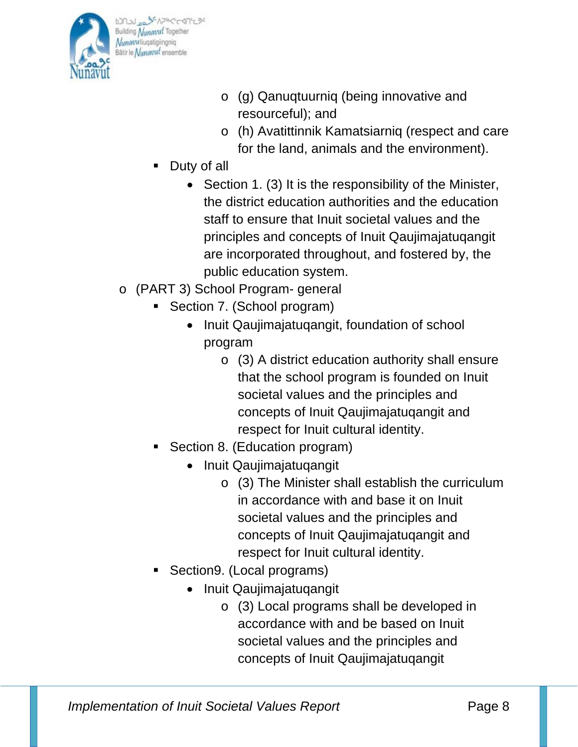- (g) Qanuqtuurniq (being innovative and resourceful); and
      - (h) Avatittinnik Kamatsiarniq (respect and care for the land, animals and the environment).
  - Duty of all
    - Section 1. (3) It is the responsibility of the Minister, the district education authorities and the education staff to ensure that Inuit societal values and the principles and concepts of Inuit Qaujimajatuqangit are incorporated throughout, and fostered by, the public education system.
- (PART 3) School Program- general
  - Section 7. (School program)
    - Inuit Qaujimajatuqangit, foundation of school program
      - (3) A district education authority shall ensure that the school program is founded on Inuit societal values and the principles and concepts of Inuit Qaujimajatuqangit and respect for Inuit cultural identity.
  - Section 8. (Education program)
    - Inuit Qaujimajatuqangit
      - (3) The Minister shall establish the curriculum in accordance with and base it on Inuit societal values and the principles and concepts of Inuit Qaujimajatuqangit and respect for Inuit cultural identity.
  - Section9. (Local programs)
    - Inuit Qaujimajatuqangit
      - (3) Local programs shall be developed in accordance with and be based on Inuit societal values and the principles and concepts of Inuit Qaujimajatuqangit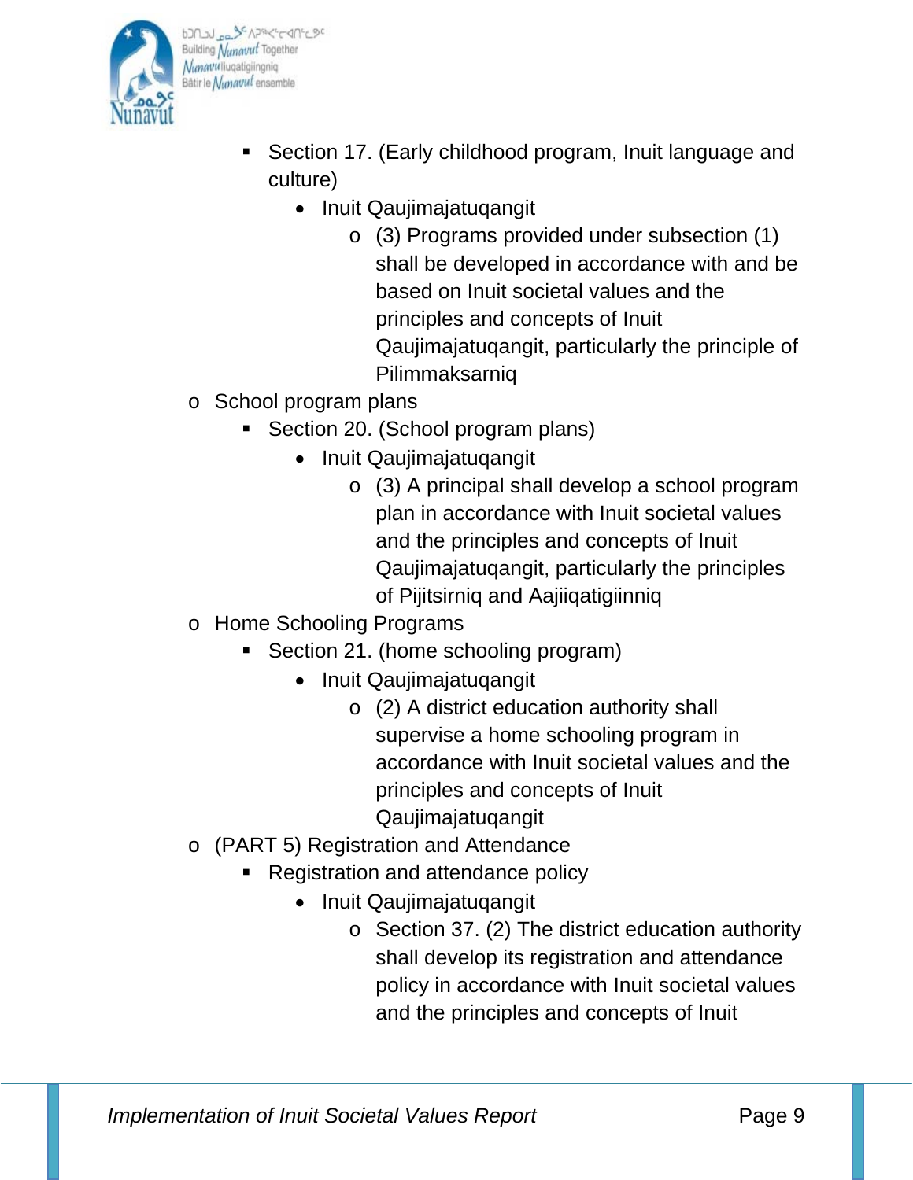- Section 17. (Early childhood program, Inuit language and culture)
  - Inuit Qaujimajatuqangit
    - (3) Programs provided under subsection (1) shall be developed in accordance with and be based on Inuit societal values and the principles and concepts of Inuit Qaujimajatuqangit, particularly the principle of Pilimmaksarniq

- School program plans
  - Section 20. (School program plans)
    - Inuit Qaujimajatuqangit
      - (3) A principal shall develop a school program plan in accordance with Inuit societal values and the principles and concepts of Inuit Qaujimajatuqangit, particularly the principles of Pijitsirniq and Aajiiqatigiinniq
- Home Schooling Programs
  - Section 21. (home schooling program)
    - Inuit Qaujimajatuqangit
      - (2) A district education authority shall supervise a home schooling program in accordance with Inuit societal values and the principles and concepts of Inuit Qaujimajatuqangit
- (PART 5) Registration and Attendance
  - Registration and attendance policy
    - Inuit Qaujimajatuqangit
      - Section 37. (2) The district education authority shall develop its registration and attendance policy in accordance with Inuit societal values and the principles and concepts of Inuit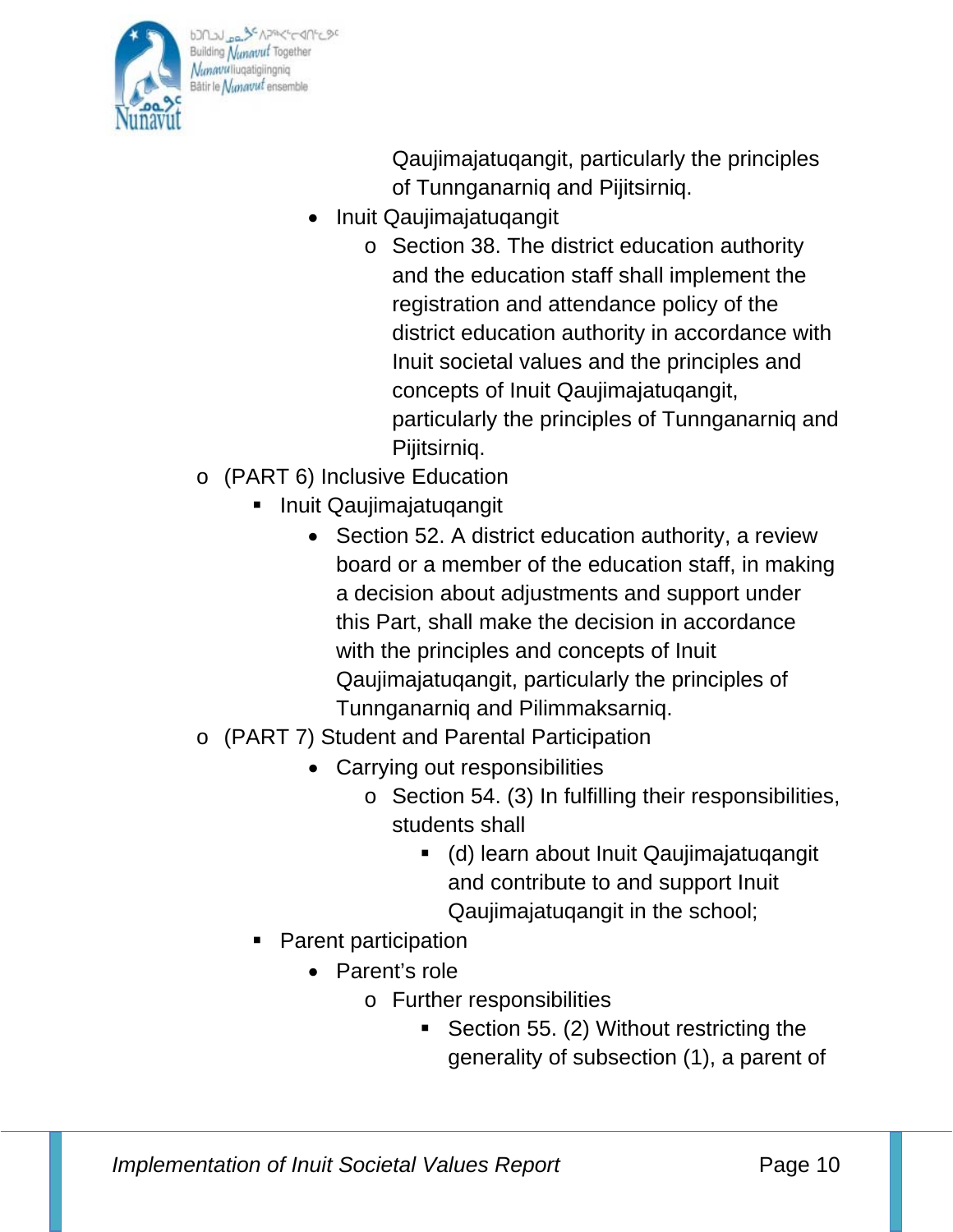Qaujimajatuqangit, particularly the principles of Tunnganarniq and Pijitsirniq.

- Inuit Qaujimajatuqangit
  - Section 38. The district education authority and the education staff shall implement the registration and attendance policy of the district education authority in accordance with Inuit societal values and the principles and concepts of Inuit Qaujimajatuqangit, particularly the principles of Tunnganarniq and Pijitsirniq.

- (PART 6) Inclusive Education
  - Inuit Qaujimajatuqangit
    - Section 52. A district education authority, a review board or a member of the education staff, in making a decision about adjustments and support under this Part, shall make the decision in accordance with the principles and concepts of Inuit Qaujimajatuqangit, particularly the principles of Tunnganarniq and Pilimmaksarniq.
- (PART 7) Student and Parental Participation
  - Carrying out responsibilities
    - Section 54. (3) In fulfilling their responsibilities, students shall
      - (d) learn about Inuit Qaujimajatuqangit and contribute to and support Inuit Qaujimajatuqangit in the school;
  - Parent participation
    - Parent's role
      - Further responsibilities
        - Section 55. (2) Without restricting the generality of subsection (1), a parent of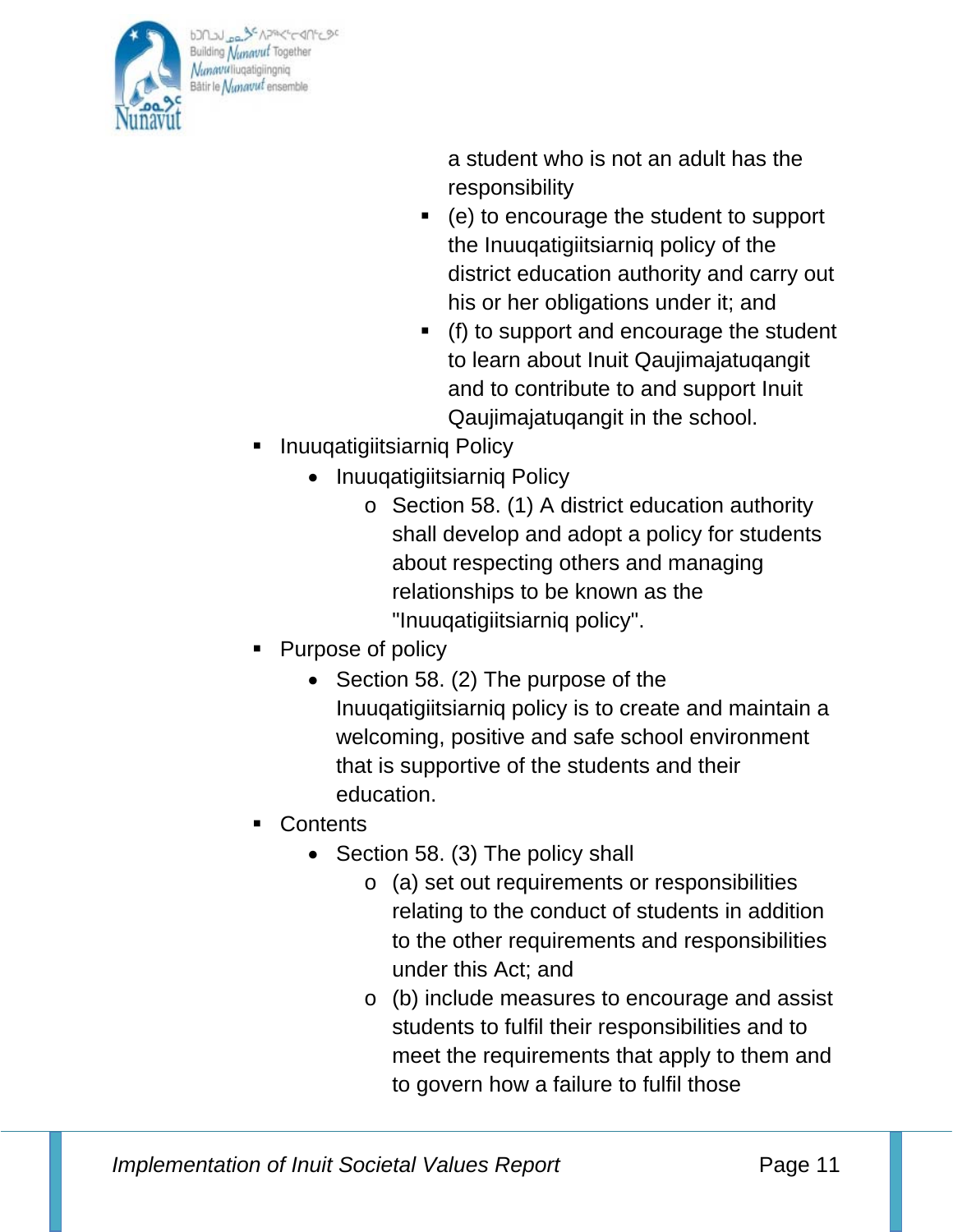a student who is not an adult has the responsibility

- (e) to encourage the student to support the Inuuqatigiitsiarniq policy of the district education authority and carry out his or her obligations under it; and
- (f) to support and encourage the student to learn about Inuit Qaujimajatuqangit and to contribute to and support Inuit Qaujimajatuqangit in the school.

- Inuuqatigiitsiarniq Policy
  - Inuuqatigiitsiarniq Policy
    - Section 58. (1) A district education authority shall develop and adopt a policy for students about respecting others and managing relationships to be known as the "Inuuqatigiitsiarniq policy".
- Purpose of policy
  - Section 58. (2) The purpose of the Inuuqatigiitsiarniq policy is to create and maintain a welcoming, positive and safe school environment that is supportive of the students and their education.
- Contents
  - Section 58. (3) The policy shall
    - (a) set out requirements or responsibilities relating to the conduct of students in addition to the other requirements and responsibilities under this Act; and
    - (b) include measures to encourage and assist students to fulfil their responsibilities and to meet the requirements that apply to them and to govern how a failure to fulfil those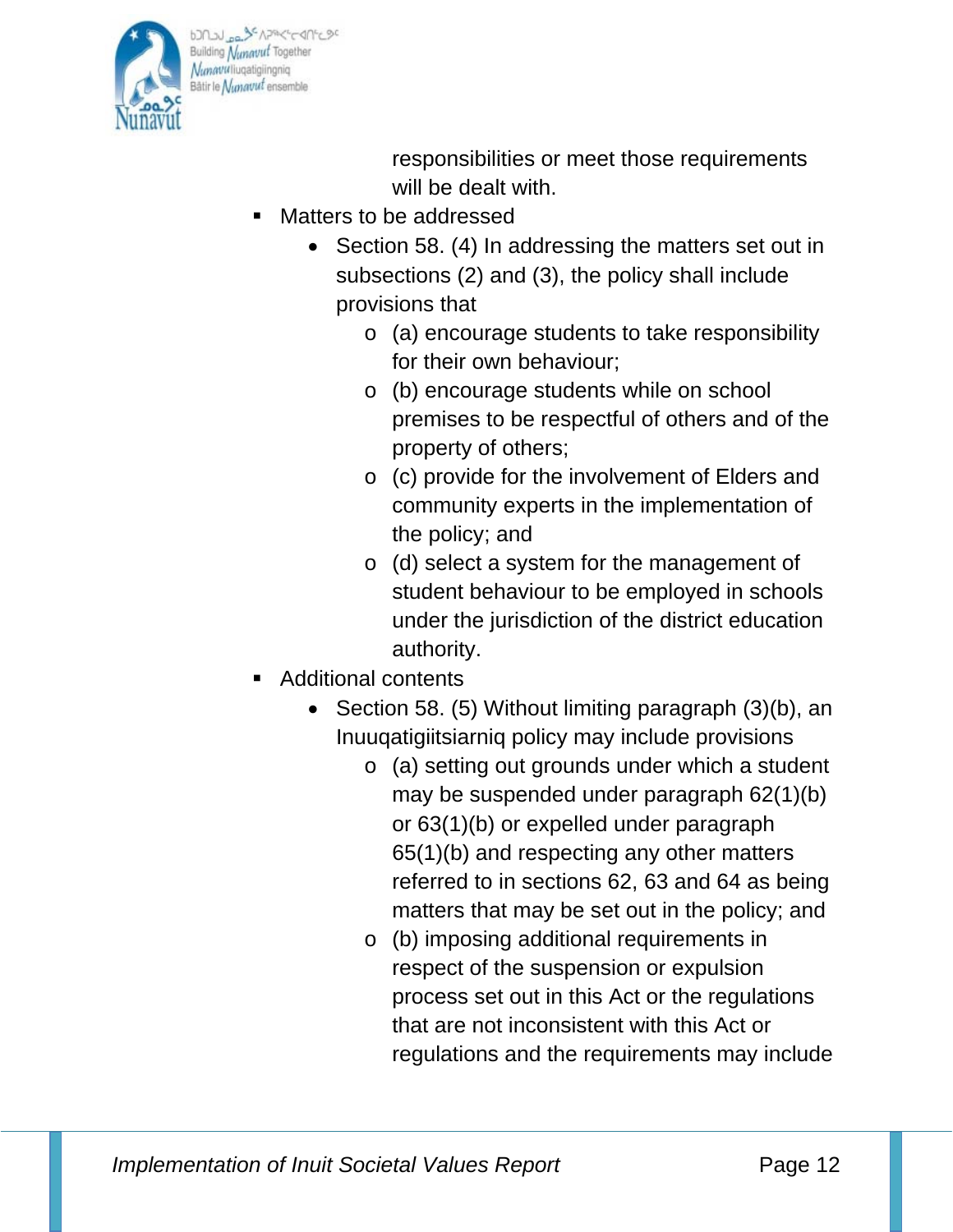responsibilities or meet those requirements will be dealt with.

- Matters to be addressed
  - Section 58. (4) In addressing the matters set out in subsections (2) and (3), the policy shall include provisions that
    - (a) encourage students to take responsibility for their own behaviour;
    - (b) encourage students while on school premises to be respectful of others and of the property of others;
    - (c) provide for the involvement of Elders and community experts in the implementation of the policy; and
    - (d) select a system for the management of student behaviour to be employed in schools under the jurisdiction of the district education authority.
- Additional contents
  - Section 58. (5) Without limiting paragraph (3)(b), an Inuuqatigiitsiarniq policy may include provisions
    - (a) setting out grounds under which a student may be suspended under paragraph 62(1)(b) or 63(1)(b) or expelled under paragraph 65(1)(b) and respecting any other matters referred to in sections 62, 63 and 64 as being matters that may be set out in the policy; and
    - (b) imposing additional requirements in respect of the suspension or expulsion process set out in this Act or the regulations that are not inconsistent with this Act or regulations and the requirements may include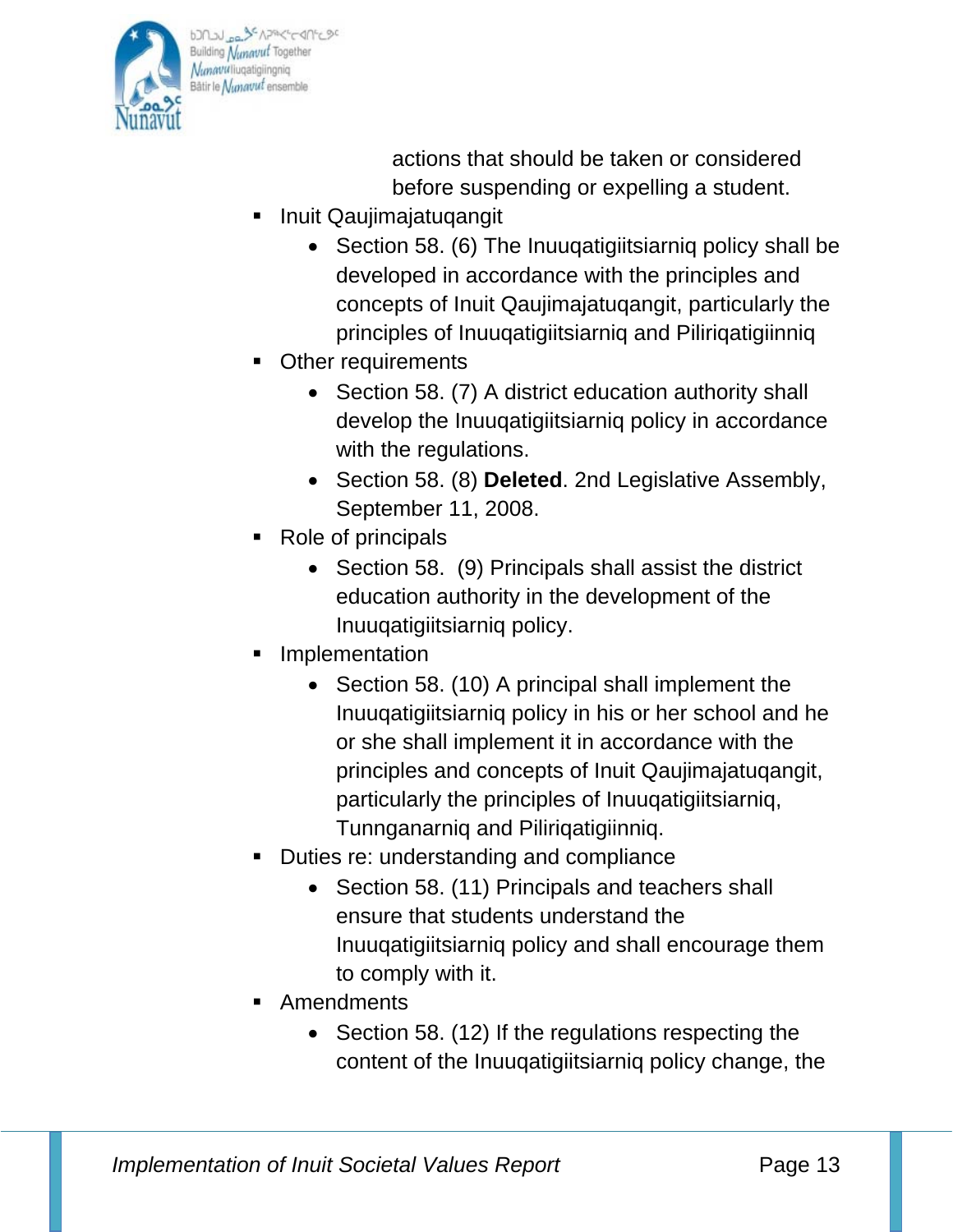actions that should be taken or considered before suspending or expelling a student.

- Inuit Qaujimajatuqangit
  - Section 58. (6) The Inuuqatigiitsiarniq policy shall be developed in accordance with the principles and concepts of Inuit Qaujimajatuqangit, particularly the principles of Inuuqatigiitsiarniq and Piliriqatigiinniq
- Other requirements
  - Section 58. (7) A district education authority shall develop the Inuuqatigiitsiarniq policy in accordance with the regulations.
  - Section 58. (8) **Deleted**. 2nd Legislative Assembly, September 11, 2008.
- Role of principals
  - Section 58. (9) Principals shall assist the district education authority in the development of the Inuuqatigiitsiarniq policy.
- Implementation
  - Section 58. (10) A principal shall implement the Inuuqatigiitsiarniq policy in his or her school and he or she shall implement it in accordance with the principles and concepts of Inuit Qaujimajatuqangit, particularly the principles of Inuuqatigiitsiarniq, Tunnganarniq and Piliriqatigiinniq.
- Duties re: understanding and compliance
  - Section 58. (11) Principals and teachers shall ensure that students understand the Inuuqatigiitsiarniq policy and shall encourage them to comply with it.
- Amendments
  - Section 58. (12) If the regulations respecting the content of the Inuuqatigiitsiarniq policy change, the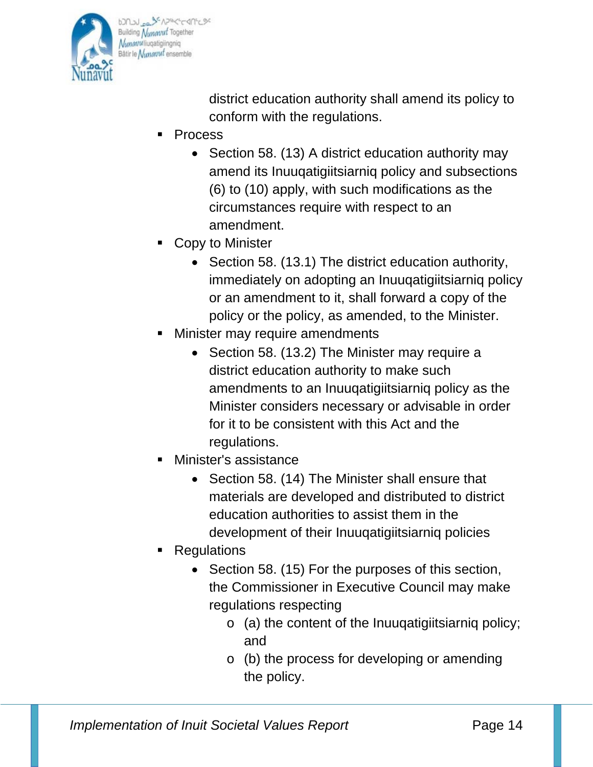district education authority shall amend its policy to conform with the regulations.

- Process
  - Section 58. (13) A district education authority may amend its Inuuqatigiitsiarniq policy and subsections (6) to (10) apply, with such modifications as the circumstances require with respect to an amendment.
- Copy to Minister
  - Section 58. (13.1) The district education authority, immediately on adopting an Inuuqatigiitsiarniq policy or an amendment to it, shall forward a copy of the policy or the policy, as amended, to the Minister.
- Minister may require amendments
  - Section 58. (13.2) The Minister may require a district education authority to make such amendments to an Inuuqatigiitsiarniq policy as the Minister considers necessary or advisable in order for it to be consistent with this Act and the regulations.
- Minister's assistance
  - Section 58. (14) The Minister shall ensure that materials are developed and distributed to district education authorities to assist them in the development of their Inuuqatigiitsiarniq policies
- Regulations
  - Section 58. (15) For the purposes of this section, the Commissioner in Executive Council may make regulations respecting
    - (a) the content of the Inuuqatigiitsiarniq policy; and
    - (b) the process for developing or amending the policy.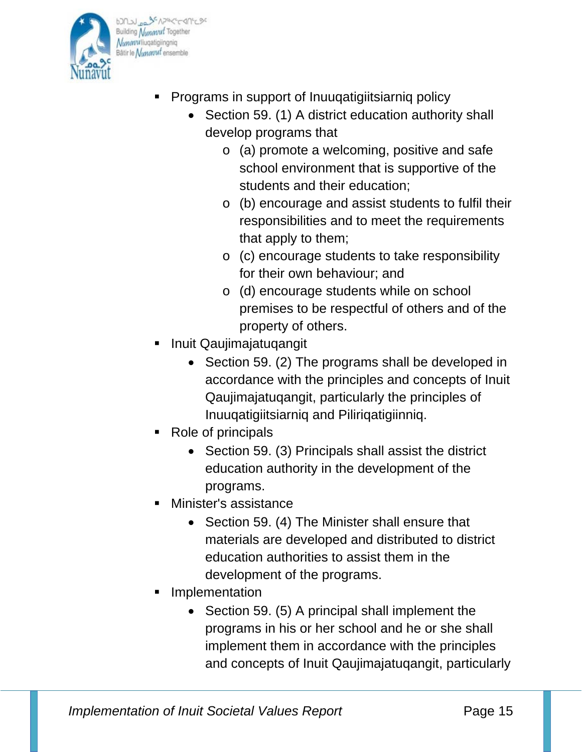- Programs in support of Inuuqatigiitsiarniq policy
  - Section 59. (1) A district education authority shall develop programs that
    - (a) promote a welcoming, positive and safe school environment that is supportive of the students and their education;
    - (b) encourage and assist students to fulfil their responsibilities and to meet the requirements that apply to them;
    - (c) encourage students to take responsibility for their own behaviour; and
    - (d) encourage students while on school premises to be respectful of others and of the property of others.
- Inuit Qaujimajatuqangit
  - Section 59. (2) The programs shall be developed in accordance with the principles and concepts of Inuit Qaujimajatuqangit, particularly the principles of Inuuqatigiitsiarniq and Piliriqatigiinniq.
- Role of principals
  - Section 59. (3) Principals shall assist the district education authority in the development of the programs.
- Minister's assistance
  - Section 59. (4) The Minister shall ensure that materials are developed and distributed to district education authorities to assist them in the development of the programs.
- Implementation
  - Section 59. (5) A principal shall implement the programs in his or her school and he or she shall implement them in accordance with the principles and concepts of Inuit Qaujimajatuqangit, particularly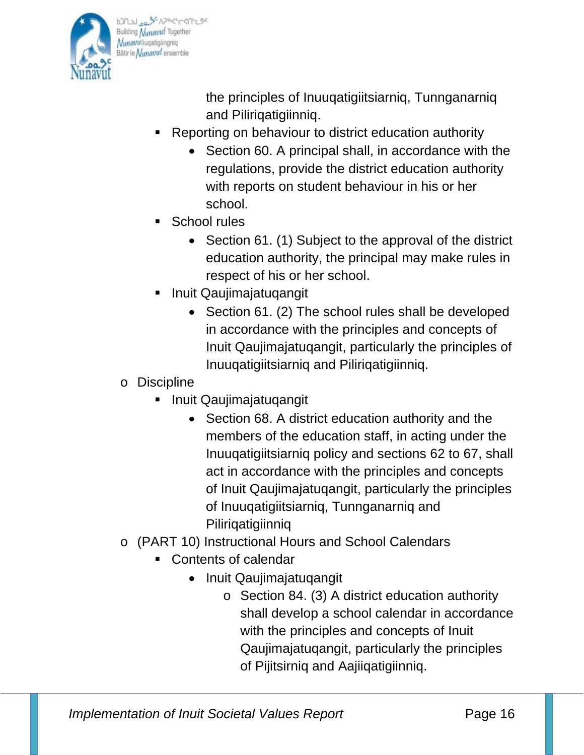the principles of Inuuqatigiitsiarniq, Tunnganarniq and Piliriqatigiinniq.

        - Reporting on behaviour to district education authority
            - Section 60. A principal shall, in accordance with the regulations, provide the district education authority with reports on student behaviour in his or her school.
        - School rules
            - Section 61. (1) Subject to the approval of the district education authority, the principal may make rules in respect of his or her school.
        - Inuit Qaujimajatuqangit
            - Section 61. (2) The school rules shall be developed in accordance with the principles and concepts of Inuit Qaujimajatuqangit, particularly the principles of Inuuqatigiitsiarniq and Piliriqatigiinniq.
    - Discipline
        - Inuit Qaujimajatuqangit
            - Section 68. A district education authority and the members of the education staff, in acting under the Inuuqatigiitsiarniq policy and sections 62 to 67, shall act in accordance with the principles and concepts of Inuit Qaujimajatuqangit, particularly the principles of Inuuqatigiitsiarniq, Tunnganarniq and Piliriqatigiinniq
    - (PART 10) Instructional Hours and School Calendars
        - Contents of calendar
            - Inuit Qaujimajatuqangit
                - Section 84. (3) A district education authority shall develop a school calendar in accordance with the principles and concepts of Inuit Qaujimajatuqangit, particularly the principles of Pijitsirniq and Aajiiqatigiinniq.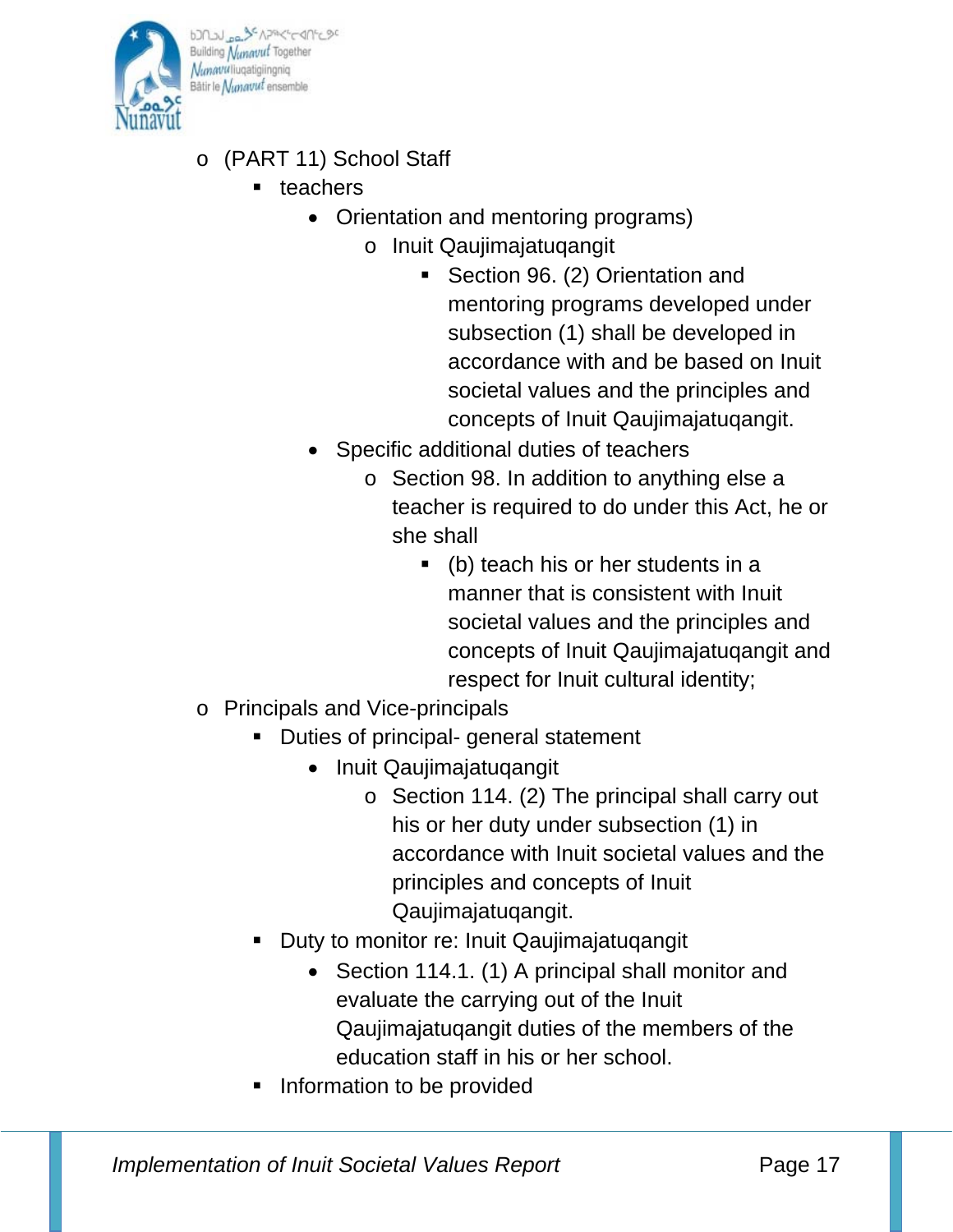- (PART 11) School Staff
    - teachers
        - Orientation and mentoring programs)
            - Inuit Qaujimajatuqangit
                - Section 96. (2) Orientation and mentoring programs developed under subsection (1) shall be developed in accordance with and be based on Inuit societal values and the principles and concepts of Inuit Qaujimajatuqangit.
        - Specific additional duties of teachers
            - Section 98. In addition to anything else a teacher is required to do under this Act, he or she shall
                - (b) teach his or her students in a manner that is consistent with Inuit societal values and the principles and concepts of Inuit Qaujimajatuqangit and respect for Inuit cultural identity;
- Principals and Vice-principals
    - Duties of principal- general statement
        - Inuit Qaujimajatuqangit
            - Section 114. (2) The principal shall carry out his or her duty under subsection (1) in accordance with Inuit societal values and the principles and concepts of Inuit Qaujimajatuqangit.
    - Duty to monitor re: Inuit Qaujimajatuqangit
        - Section 114.1. (1) A principal shall monitor and evaluate the carrying out of the Inuit Qaujimajatuqangit duties of the members of the education staff in his or her school.
    - Information to be provided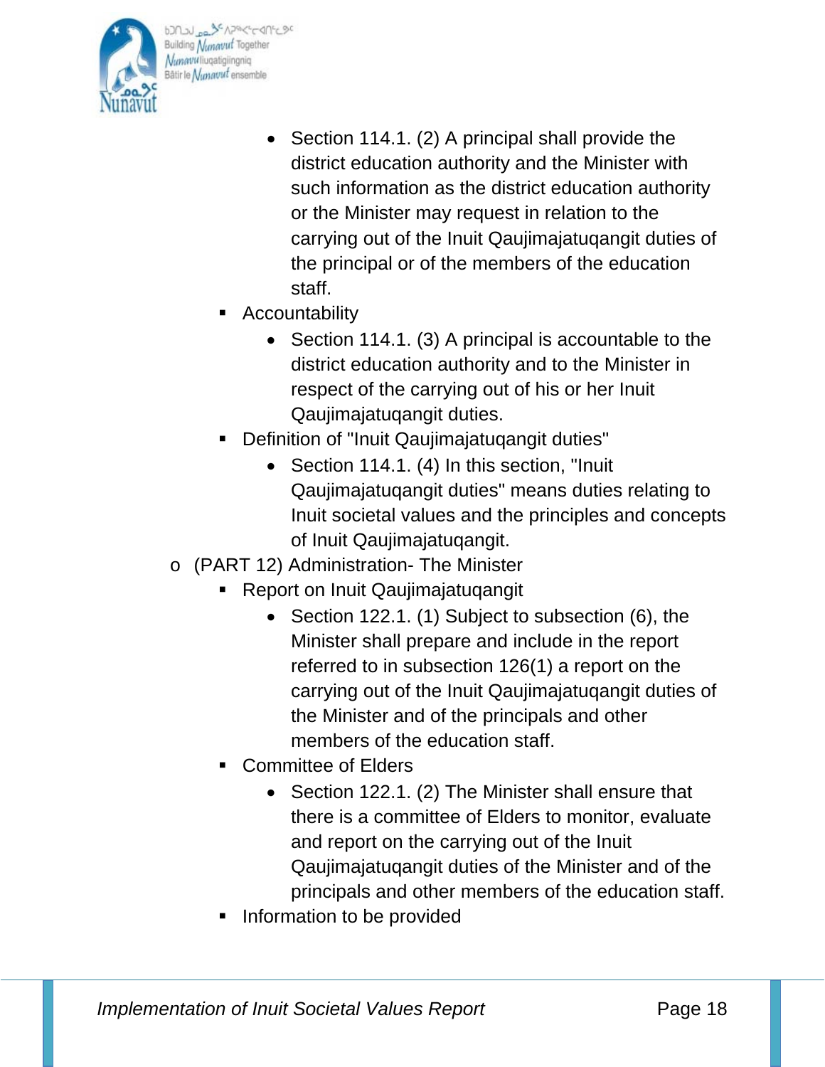- Section 114.1. (2) A principal shall provide the district education authority and the Minister with such information as the district education authority or the Minister may request in relation to the carrying out of the Inuit Qaujimajatuqangit duties of the principal or of the members of the education staff.
  - Accountability
    - Section 114.1. (3) A principal is accountable to the district education authority and to the Minister in respect of the carrying out of his or her Inuit Qaujimajatuqangit duties.
  - Definition of "Inuit Qaujimajatuqangit duties"
    - Section 114.1. (4) In this section, "Inuit Qaujimajatuqangit duties" means duties relating to Inuit societal values and the principles and concepts of Inuit Qaujimajatuqangit.
- (PART 12) Administration- The Minister
  - Report on Inuit Qaujimajatuqangit
    - Section 122.1. (1) Subject to subsection (6), the Minister shall prepare and include in the report referred to in subsection 126(1) a report on the carrying out of the Inuit Qaujimajatuqangit duties of the Minister and of the principals and other members of the education staff.
  - Committee of Elders
    - Section 122.1. (2) The Minister shall ensure that there is a committee of Elders to monitor, evaluate and report on the carrying out of the Inuit Qaujimajatuqangit duties of the Minister and of the principals and other members of the education staff.
  - Information to be provided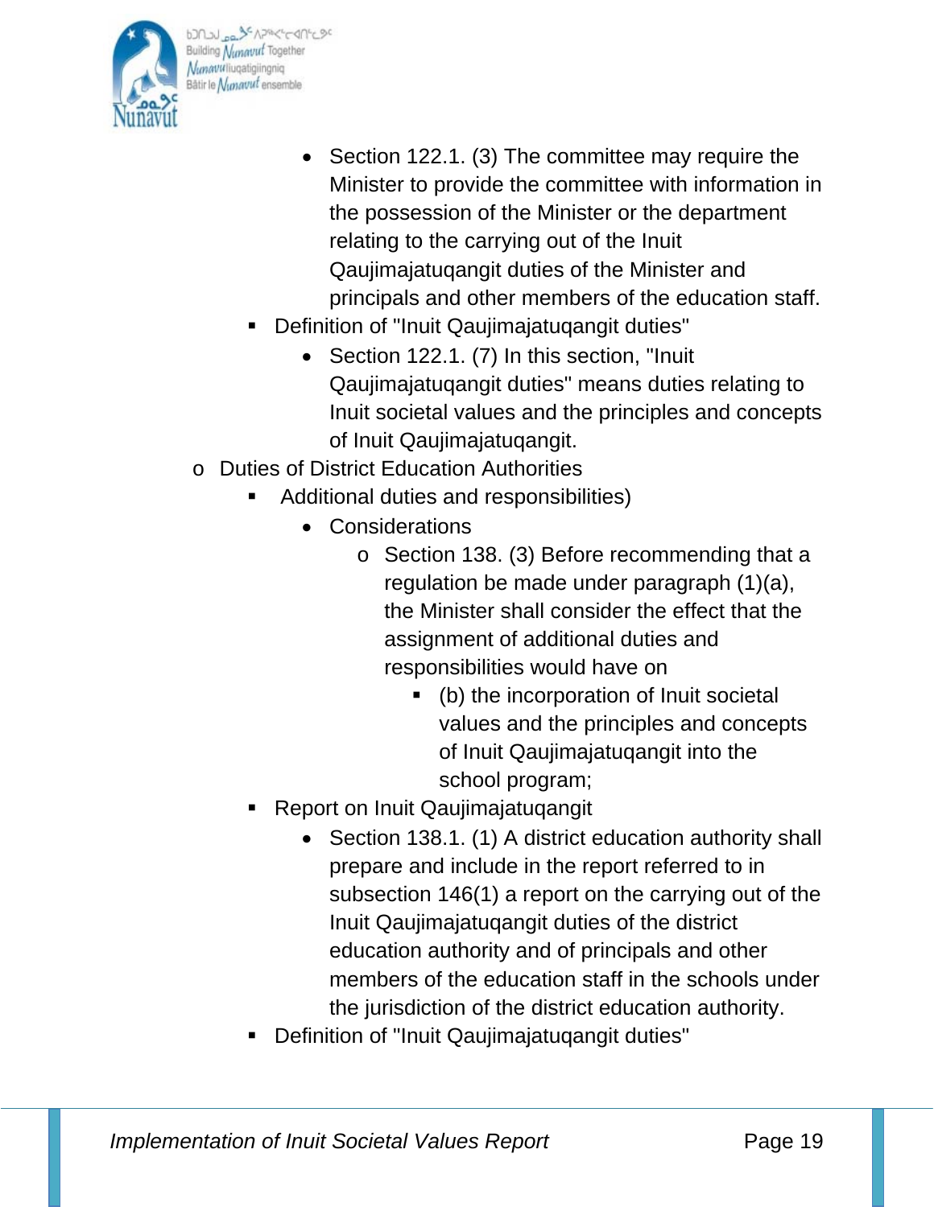- Section 122.1. (3) The committee may require the Minister to provide the committee with information in the possession of the Minister or the department relating to the carrying out of the Inuit Qaujimajatuqangit duties of the Minister and principals and other members of the education staff.
    - Definition of "Inuit Qaujimajatuqangit duties"
        - Section 122.1. (7) In this section, "Inuit Qaujimajatuqangit duties" means duties relating to Inuit societal values and the principles and concepts of Inuit Qaujimajatuqangit.
- Duties of District Education Authorities
    - Additional duties and responsibilities)
        - Considerations
            - Section 138. (3) Before recommending that a regulation be made under paragraph (1)(a), the Minister shall consider the effect that the assignment of additional duties and responsibilities would have on
                - (b) the incorporation of Inuit societal values and the principles and concepts of Inuit Qaujimajatuqangit into the school program;
    - Report on Inuit Qaujimajatuqangit
        - Section 138.1. (1) A district education authority shall prepare and include in the report referred to in subsection 146(1) a report on the carrying out of the Inuit Qaujimajatuqangit duties of the district education authority and of principals and other members of the education staff in the schools under the jurisdiction of the district education authority.
    - Definition of "Inuit Qaujimajatuqangit duties"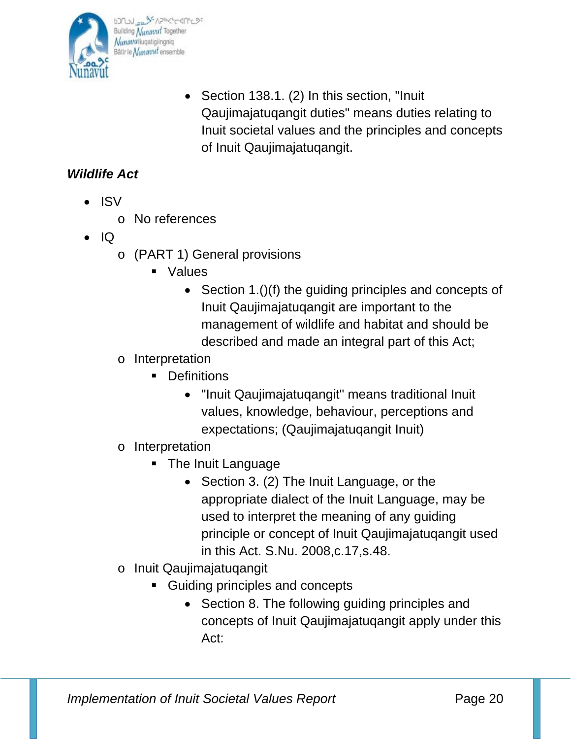- Section 138.1. (2) In this section, "Inuit Qaujimajatuqangit duties" means duties relating to Inuit societal values and the principles and concepts of Inuit Qaujimajatuqangit.

***Wildlife Act***

- ISV
  - No references
- IQ
  - (PART 1) General provisions
    - Values
      - Section 1.()(f) the guiding principles and concepts of Inuit Qaujimajatuqangit are important to the management of wildlife and habitat and should be described and made an integral part of this Act;
  - Interpretation
    - Definitions
      - "Inuit Qaujimajatuqangit" means traditional Inuit values, knowledge, behaviour, perceptions and expectations; (Qaujimajatuqangit Inuit)
  - Interpretation
    - The Inuit Language
      - Section 3. (2) The Inuit Language, or the appropriate dialect of the Inuit Language, may be used to interpret the meaning of any guiding principle or concept of Inuit Qaujimajatuqangit used in this Act. S.Nu. 2008,c.17,s.48.
  - Inuit Qaujimajatuqangit
    - Guiding principles and concepts
      - Section 8. The following guiding principles and concepts of Inuit Qaujimajatuqangit apply under this Act: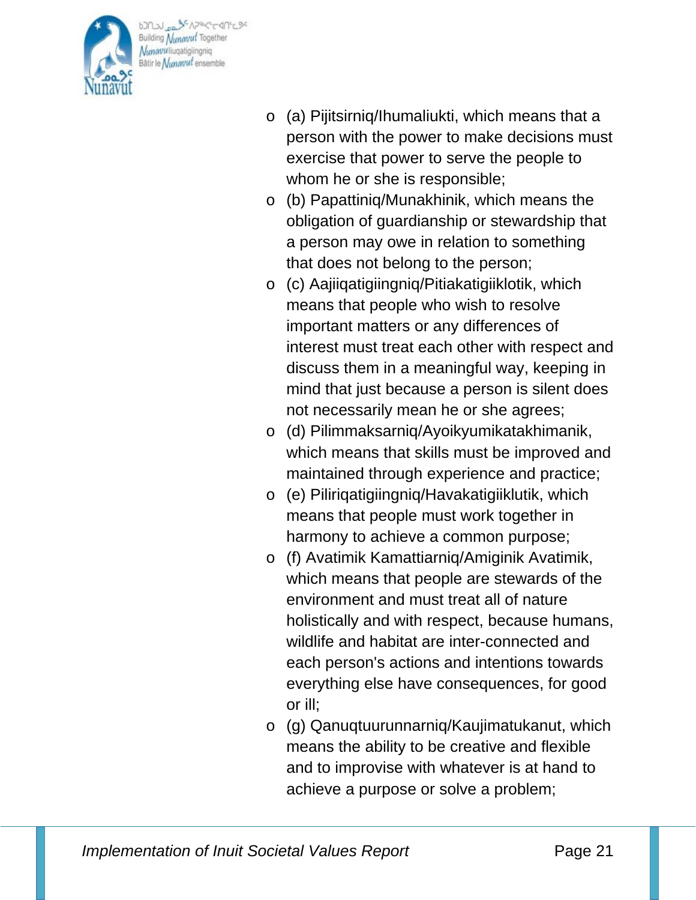- (a) Pijitsirniq/Ihumaliukti, which means that a person with the power to make decisions must exercise that power to serve the people to whom he or she is responsible;
- (b) Papattiniq/Munakhinik, which means the obligation of guardianship or stewardship that a person may owe in relation to something that does not belong to the person;
- (c) Aajiiqatigiingniq/Pitiakatigiiklotik, which means that people who wish to resolve important matters or any differences of interest must treat each other with respect and discuss them in a meaningful way, keeping in mind that just because a person is silent does not necessarily mean he or she agrees;
- (d) Pilimmaksarniq/Ayoikyumikatakhimanik, which means that skills must be improved and maintained through experience and practice;
- (e) Piliriqatigiingniq/Havakatigiiklutik, which means that people must work together in harmony to achieve a common purpose;
- (f) Avatimik Kamattiarniq/Amiginik Avatimik, which means that people are stewards of the environment and must treat all of nature holistically and with respect, because humans, wildlife and habitat are inter-connected and each person's actions and intentions towards everything else have consequences, for good or ill;
- (g) Qanuqtuurunnarniq/Kaujimatukanut, which means the ability to be creative and flexible and to improvise with whatever is at hand to achieve a purpose or solve a problem;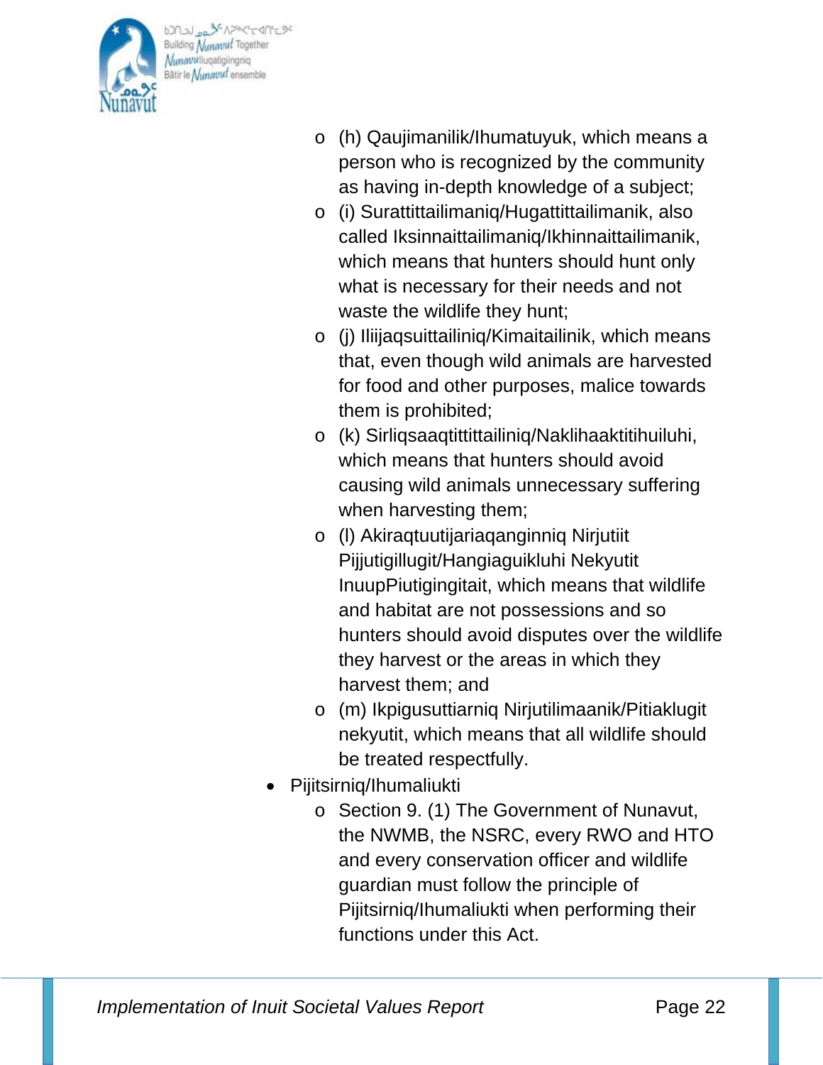- (h) Qaujimanilik/Ihumatuyuk, which means a person who is recognized by the community as having in-depth knowledge of a subject;
  - (i) Surattittailimaniq/Hugattittailimanik, also called Iksinnaittailimaniq/Ikhinnaittailimanik, which means that hunters should hunt only what is necessary for their needs and not waste the wildlife they hunt;
  - (j) Iliijaqsuittailiniq/Kimaitailinik, which means that, even though wild animals are harvested for food and other purposes, malice towards them is prohibited;
  - (k) Sirliqsaaqtittittailiniq/Naklihaaktitihuiluhi, which means that hunters should avoid causing wild animals unnecessary suffering when harvesting them;
  - (l) Akiraqtuutijariaqanginniq Nirjutiit Pijjutigillugit/Hangiaguikluhi Nekyutit InuupPiutigingitait, which means that wildlife and habitat are not possessions and so hunters should avoid disputes over the wildlife they harvest or the areas in which they harvest them; and
  - (m) Ikpigusuttiarniq Nirjutilimaanik/Pitiaklugit nekyutit, which means that all wildlife should be treated respectfully.
- Pijitsirniq/Ihumaliukti
  - Section 9. (1) The Government of Nunavut, the NWMB, the NSRC, every RWO and HTO and every conservation officer and wildlife guardian must follow the principle of Pijitsirniq/Ihumaliukti when performing their functions under this Act.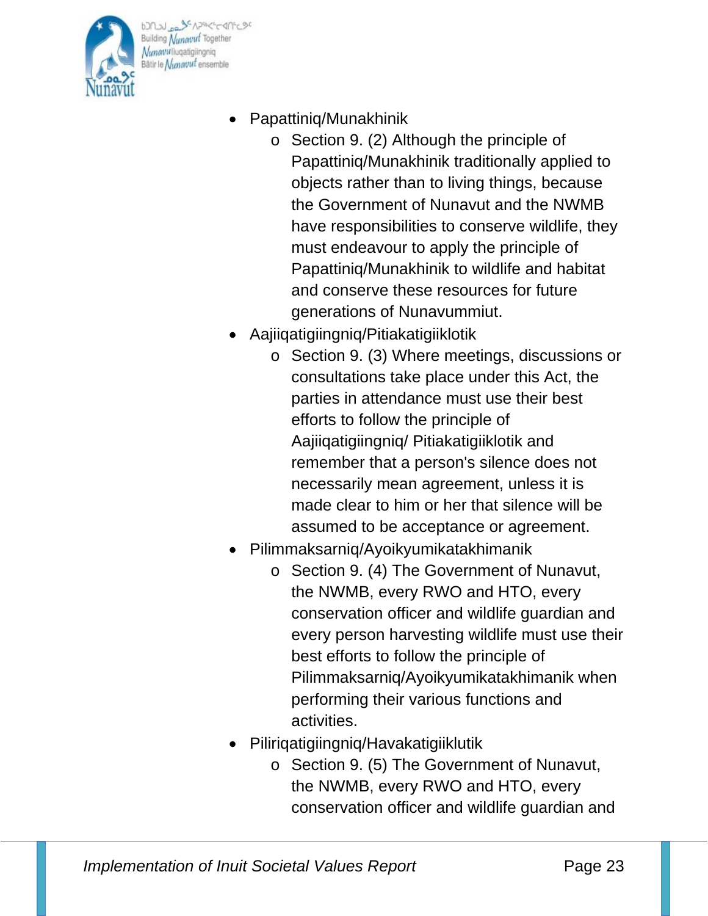- Papattiniq/Munakhinik
  - Section 9. (2) Although the principle of Papattiniq/Munakhinik traditionally applied to objects rather than to living things, because the Government of Nunavut and the NWMB have responsibilities to conserve wildlife, they must endeavour to apply the principle of Papattiniq/Munakhinik to wildlife and habitat and conserve these resources for future generations of Nunavummiut.
- Aajiiqatigiingniq/Pitiakatigiiklotik
  - Section 9. (3) Where meetings, discussions or consultations take place under this Act, the parties in attendance must use their best efforts to follow the principle of Aajiiqatigiingniq/ Pitiakatigiiklotik and remember that a person's silence does not necessarily mean agreement, unless it is made clear to him or her that silence will be assumed to be acceptance or agreement.
- Pilimmaksarniq/Ayoikyumikatakhimanik
  - Section 9. (4) The Government of Nunavut, the NWMB, every RWO and HTO, every conservation officer and wildlife guardian and every person harvesting wildlife must use their best efforts to follow the principle of Pilimmaksarniq/Ayoikyumikatakhimanik when performing their various functions and activities.
- Piliriqatigiingniq/Havakatigiiklutik
  - Section 9. (5) The Government of Nunavut, the NWMB, every RWO and HTO, every conservation officer and wildlife guardian and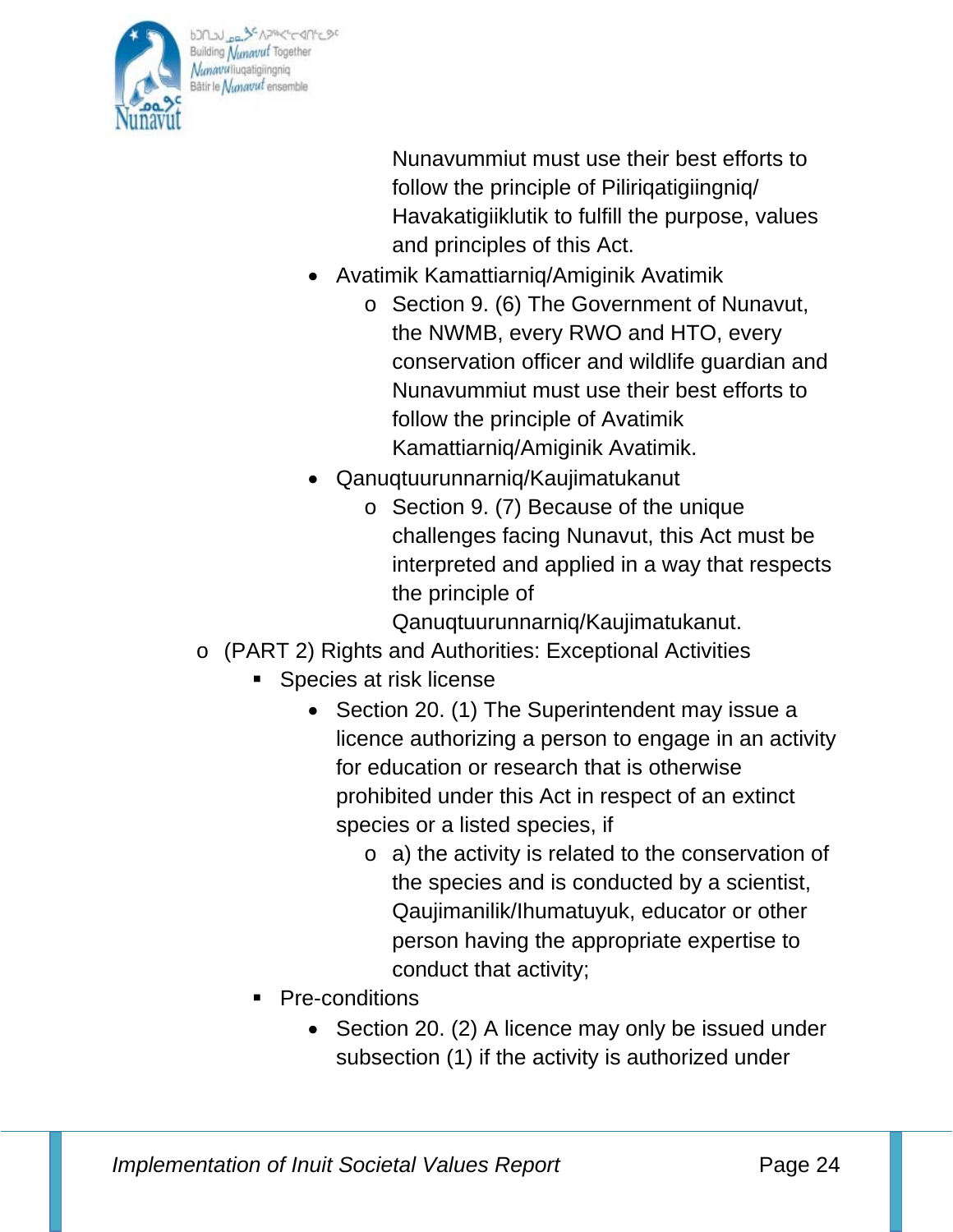Nunavummiut must use their best efforts to follow the principle of Piliriqatigiingniq/ Havakatigiiklutik to fulfill the purpose, values and principles of this Act.

- Avatimik Kamattiarniq/Amiginik Avatimik
  - Section 9. (6) The Government of Nunavut, the NWMB, every RWO and HTO, every conservation officer and wildlife guardian and Nunavummiut must use their best efforts to follow the principle of Avatimik Kamattiarniq/Amiginik Avatimik.
- Qanuqtuurunnarniq/Kaujimatukanut
  - Section 9. (7) Because of the unique challenges facing Nunavut, this Act must be interpreted and applied in a way that respects the principle of Qanuqtuurunnarniq/Kaujimatukanut.

- (PART 2) Rights and Authorities: Exceptional Activities
  - Species at risk license
    - Section 20. (1) The Superintendent may issue a licence authorizing a person to engage in an activity for education or research that is otherwise prohibited under this Act in respect of an extinct species or a listed species, if
      - a) the activity is related to the conservation of the species and is conducted by a scientist, Qaujimanilik/Ihumatuyuk, educator or other person having the appropriate expertise to conduct that activity;
  - Pre-conditions
    - Section 20. (2) A licence may only be issued under subsection (1) if the activity is authorized under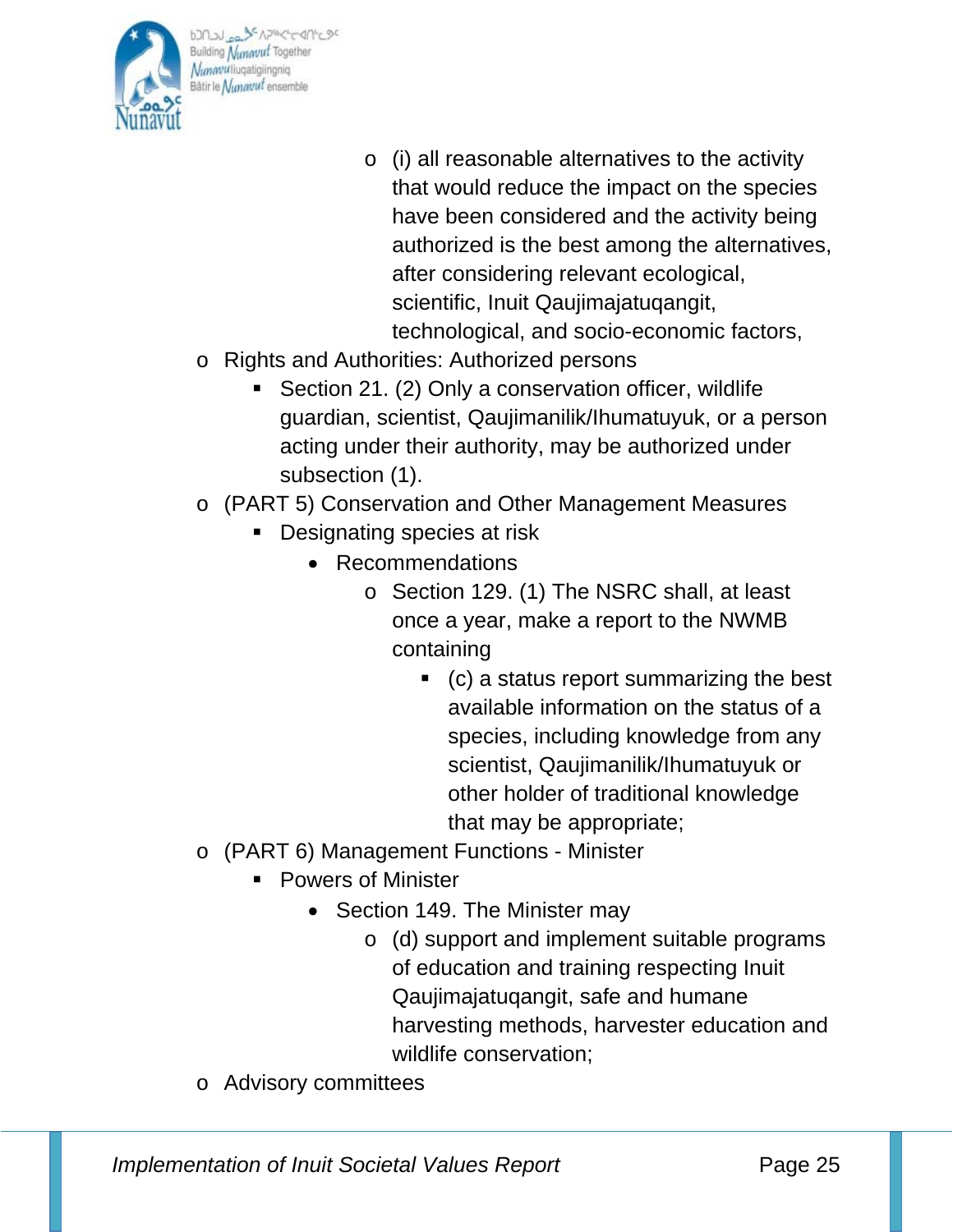- (i) all reasonable alternatives to the activity that would reduce the impact on the species have been considered and the activity being authorized is the best among the alternatives, after considering relevant ecological, scientific, Inuit Qaujimajatuqangit, technological, and socio-economic factors,

- Rights and Authorities: Authorized persons
  - Section 21. (2) Only a conservation officer, wildlife guardian, scientist, Qaujimanilik/Ihumatuyuk, or a person acting under their authority, may be authorized under subsection (1).
- (PART 5) Conservation and Other Management Measures
  - Designating species at risk
    - Recommendations
      - Section 129. (1) The NSRC shall, at least once a year, make a report to the NWMB containing
        - (c) a status report summarizing the best available information on the status of a species, including knowledge from any scientist, Qaujimanilik/Ihumatuyuk or other holder of traditional knowledge that may be appropriate;
- (PART 6) Management Functions - Minister
  - Powers of Minister
    - Section 149. The Minister may
      - (d) support and implement suitable programs of education and training respecting Inuit Qaujimajatuqangit, safe and humane harvesting methods, harvester education and wildlife conservation;
- Advisory committees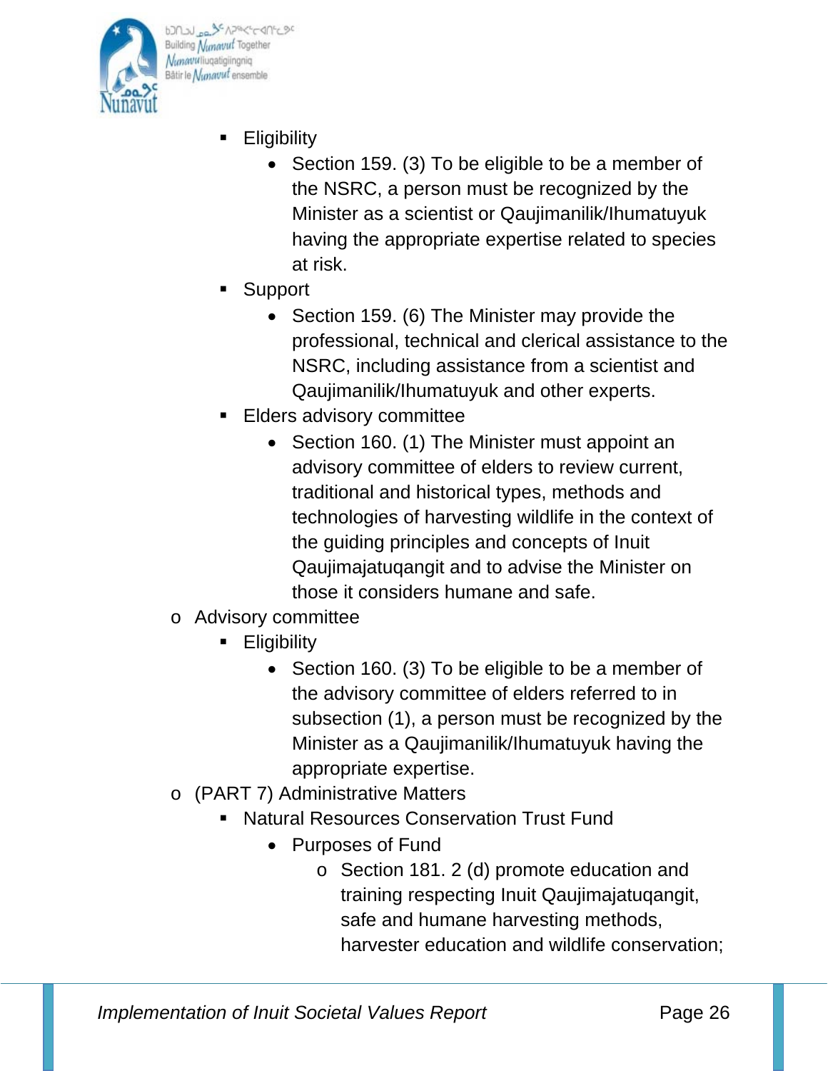- Eligibility
  - Section 159. (3) To be eligible to be a member of the NSRC, a person must be recognized by the Minister as a scientist or Qaujimanilik/Ihumatuyuk having the appropriate expertise related to species at risk.
- Support
  - Section 159. (6) The Minister may provide the professional, technical and clerical assistance to the NSRC, including assistance from a scientist and Qaujimanilik/Ihumatuyuk and other experts.
- Elders advisory committee
  - Section 160. (1) The Minister must appoint an advisory committee of elders to review current, traditional and historical types, methods and technologies of harvesting wildlife in the context of the guiding principles and concepts of Inuit Qaujimajatuqangit and to advise the Minister on those it considers humane and safe.

- Advisory committee
  - Eligibility
    - Section 160. (3) To be eligible to be a member of the advisory committee of elders referred to in subsection (1), a person must be recognized by the Minister as a Qaujimanilik/Ihumatuyuk having the appropriate expertise.
- (PART 7) Administrative Matters
  - Natural Resources Conservation Trust Fund
    - Purposes of Fund
      - Section 181. 2 (d) promote education and training respecting Inuit Qaujimajatuqangit, safe and humane harvesting methods, harvester education and wildlife conservation;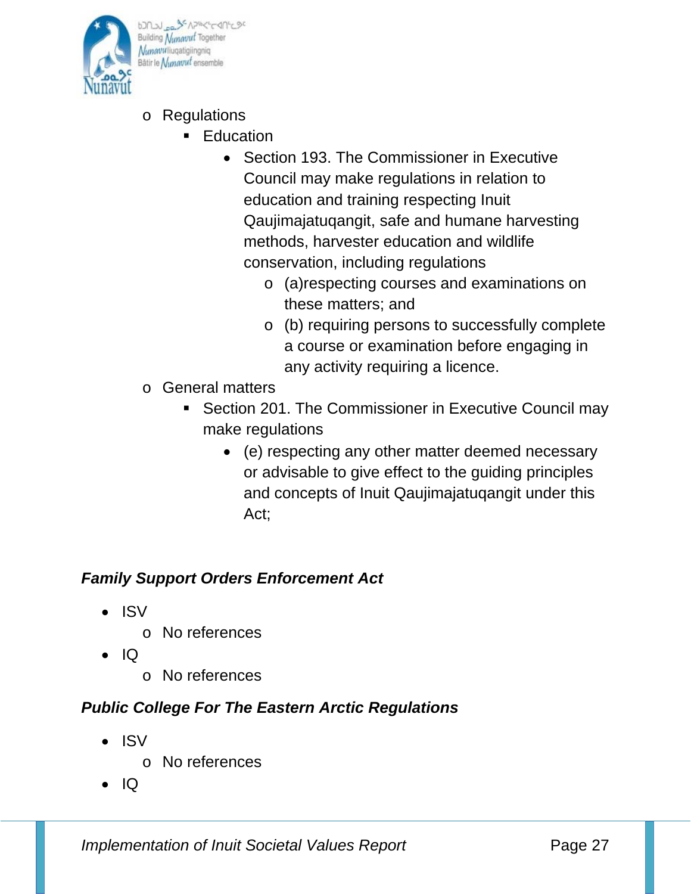- Regulations
  - Education
    - Section 193. The Commissioner in Executive Council may make regulations in relation to education and training respecting Inuit Qaujimajatuqangit, safe and humane harvesting methods, harvester education and wildlife conservation, including regulations
      - (a)respecting courses and examinations on these matters; and
      - (b) requiring persons to successfully complete a course or examination before engaging in any activity requiring a licence.
- General matters
  - Section 201. The Commissioner in Executive Council may make regulations
    - (e) respecting any other matter deemed necessary or advisable to give effect to the guiding principles and concepts of Inuit Qaujimajatuqangit under this Act;

### *Family Support Orders Enforcement Act*

- ISV
  - No references
- IQ
  - No references

### *Public College For The Eastern Arctic Regulations*

- ISV
  - No references
- IQ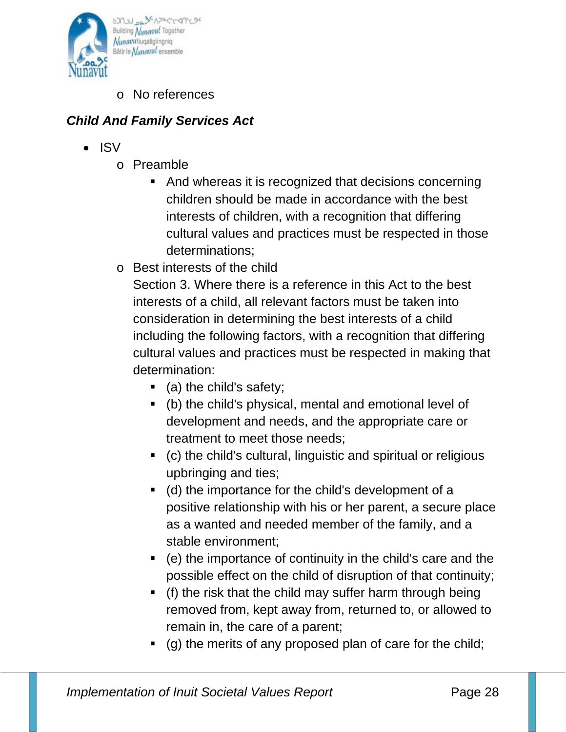- No references

***Child And Family Services Act***

- ISV
  - Preamble
    - And whereas it is recognized that decisions concerning children should be made in accordance with the best interests of children, with a recognition that differing cultural values and practices must be respected in those determinations;
  - Best interests of the child

    Section 3. Where there is a reference in this Act to the best interests of a child, all relevant factors must be taken into consideration in determining the best interests of a child including the following factors, with a recognition that differing cultural values and practices must be respected in making that determination:
    - (a) the child's safety;
    - (b) the child's physical, mental and emotional level of development and needs, and the appropriate care or treatment to meet those needs;
    - (c) the child's cultural, linguistic and spiritual or religious upbringing and ties;
    - (d) the importance for the child's development of a positive relationship with his or her parent, a secure place as a wanted and needed member of the family, and a stable environment;
    - (e) the importance of continuity in the child's care and the possible effect on the child of disruption of that continuity;
    - (f) the risk that the child may suffer harm through being removed from, kept away from, returned to, or allowed to remain in, the care of a parent;
    - (g) the merits of any proposed plan of care for the child;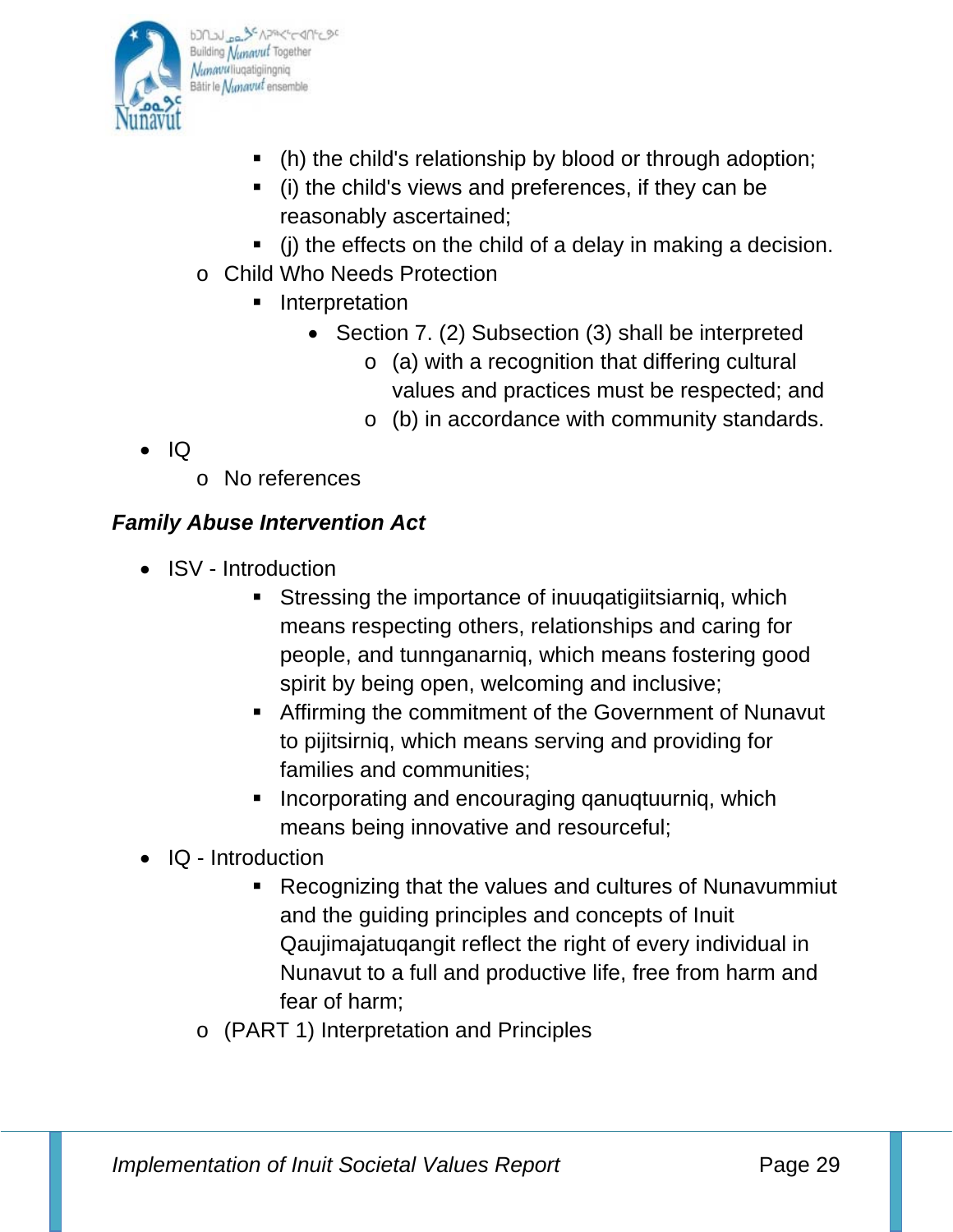- (h) the child's relationship by blood or through adoption;
        - (i) the child's views and preferences, if they can be reasonably ascertained;
        - (j) the effects on the child of a delay in making a decision.
    - Child Who Needs Protection
        - Interpretation
            - Section 7. (2) Subsection (3) shall be interpreted
                - (a) with a recognition that differing cultural values and practices must be respected; and
                - (b) in accordance with community standards.
- IQ
    - No references

***Family Abuse Intervention Act***

- ISV - Introduction
    - Stressing the importance of inuuqatigiitsiarniq, which means respecting others, relationships and caring for people, and tunnganarniq, which means fostering good spirit by being open, welcoming and inclusive;
    - Affirming the commitment of the Government of Nunavut to pijitsirniq, which means serving and providing for families and communities;
    - Incorporating and encouraging qanuqtuurniq, which means being innovative and resourceful;
- IQ - Introduction
    - Recognizing that the values and cultures of Nunavummiut and the guiding principles and concepts of Inuit Qaujimajatuqangit reflect the right of every individual in Nunavut to a full and productive life, free from harm and fear of harm;
    - (PART 1) Interpretation and Principles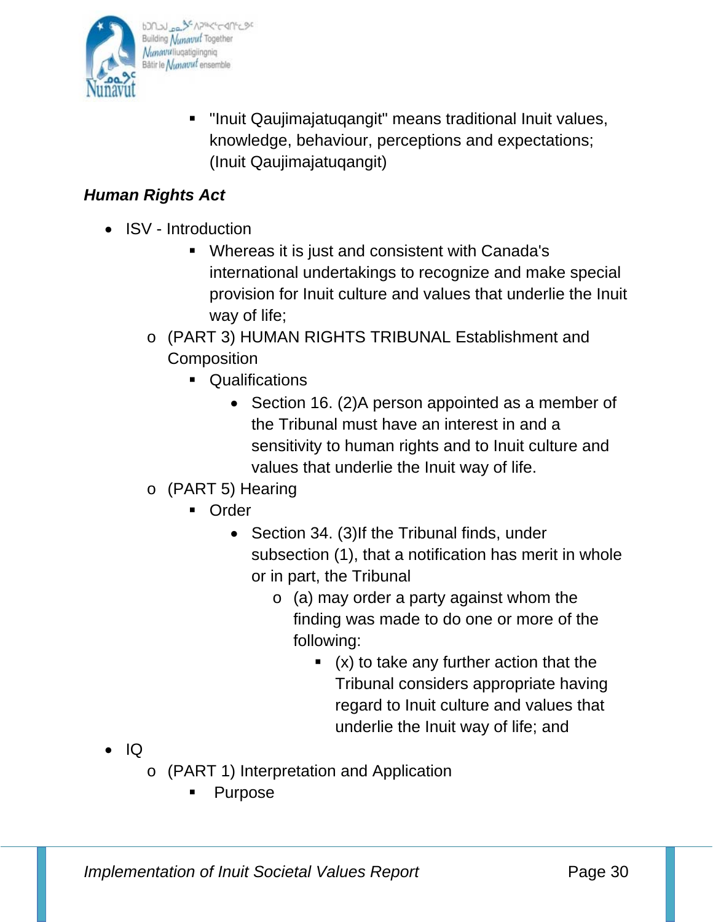- "Inuit Qaujimajatuqangit" means traditional Inuit values, knowledge, behaviour, perceptions and expectations; (Inuit Qaujimajatuqangit)

***Human Rights Act***

- ISV - Introduction
    - Whereas it is just and consistent with Canada's international undertakings to recognize and make special provision for Inuit culture and values that underlie the Inuit way of life;
  - (PART 3) HUMAN RIGHTS TRIBUNAL Establishment and Composition
    - Qualifications
      - Section 16. (2)A person appointed as a member of the Tribunal must have an interest in and a sensitivity to human rights and to Inuit culture and values that underlie the Inuit way of life.
  - (PART 5) Hearing
    - Order
      - Section 34. (3)If the Tribunal finds, under subsection (1), that a notification has merit in whole or in part, the Tribunal
        - (a) may order a party against whom the finding was made to do one or more of the following:
          - (x) to take any further action that the Tribunal considers appropriate having regard to Inuit culture and values that underlie the Inuit way of life; and
- IQ
  - (PART 1) Interpretation and Application
    - Purpose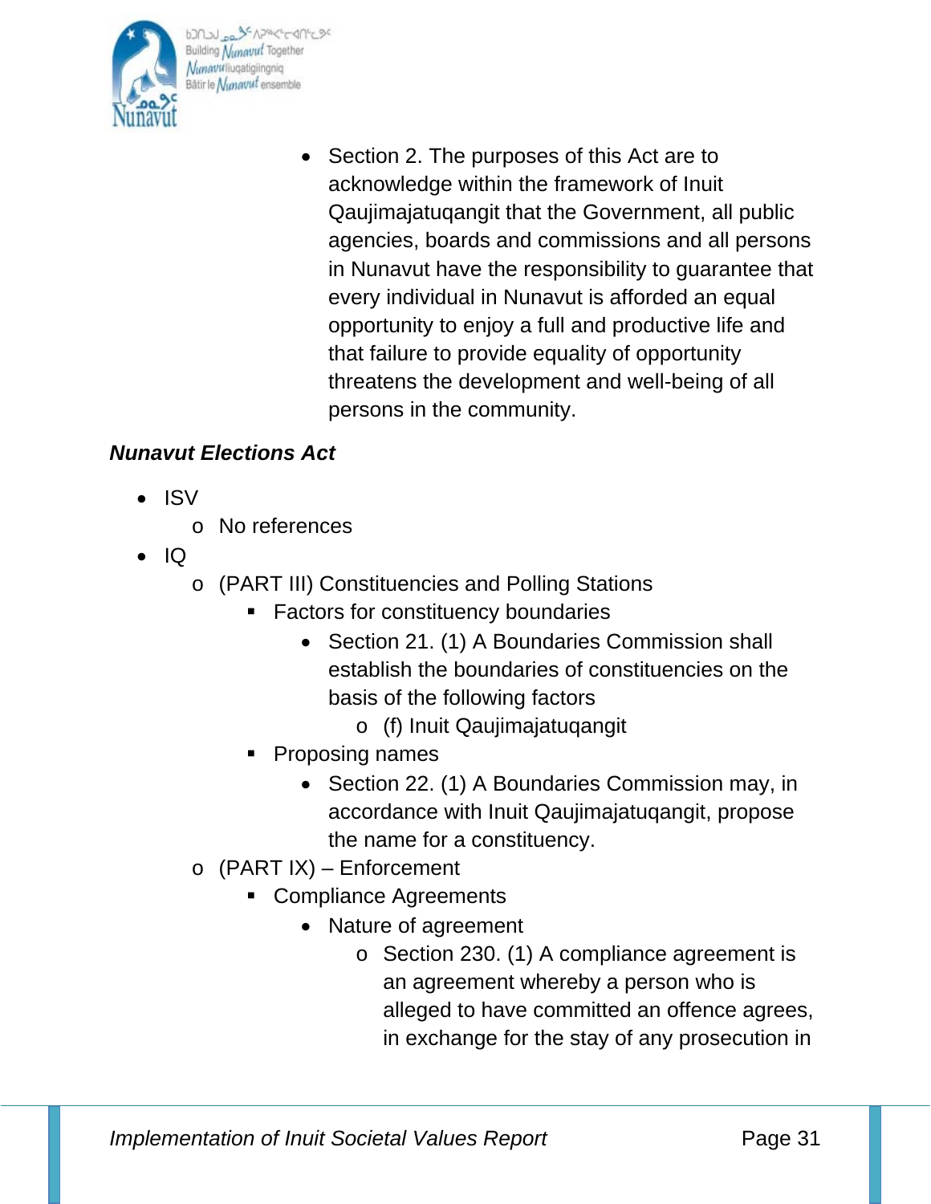- Section 2. The purposes of this Act are to acknowledge within the framework of Inuit Qaujimajatuqangit that the Government, all public agencies, boards and commissions and all persons in Nunavut have the responsibility to guarantee that every individual in Nunavut is afforded an equal opportunity to enjoy a full and productive life and that failure to provide equality of opportunity threatens the development and well-being of all persons in the community.

***Nunavut Elections Act***

- ISV
  - No references
- IQ
  - (PART III) Constituencies and Polling Stations
    - Factors for constituency boundaries
      - Section 21. (1) A Boundaries Commission shall establish the boundaries of constituencies on the basis of the following factors
        - (f) Inuit Qaujimajatuqangit
    - Proposing names
      - Section 22. (1) A Boundaries Commission may, in accordance with Inuit Qaujimajatuqangit, propose the name for a constituency.
  - (PART IX) – Enforcement
    - Compliance Agreements
      - Nature of agreement
        - Section 230. (1) A compliance agreement is an agreement whereby a person who is alleged to have committed an offence agrees, in exchange for the stay of any prosecution in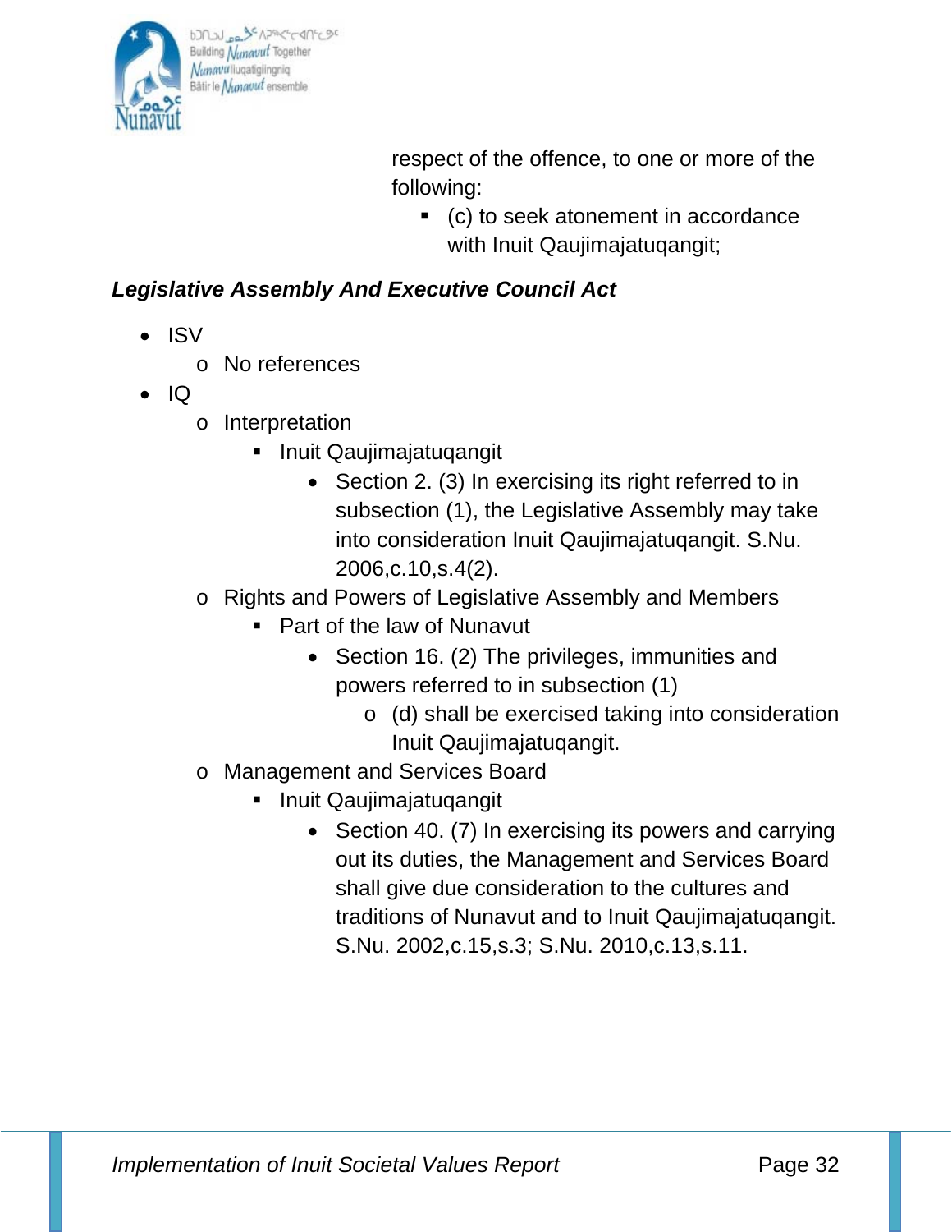respect of the offence, to one or more of the following:

- (c) to seek atonement in accordance with Inuit Qaujimajatuqangit;

***Legislative Assembly And Executive Council Act***

- ISV
  - No references
- IQ
  - Interpretation
    - Inuit Qaujimajatuqangit
      - Section 2. (3) In exercising its right referred to in subsection (1), the Legislative Assembly may take into consideration Inuit Qaujimajatuqangit. S.Nu. 2006,c.10,s.4(2).
  - Rights and Powers of Legislative Assembly and Members
    - Part of the law of Nunavut
      - Section 16. (2) The privileges, immunities and powers referred to in subsection (1)
        - (d) shall be exercised taking into consideration Inuit Qaujimajatuqangit.
  - Management and Services Board
    - Inuit Qaujimajatuqangit
      - Section 40. (7) In exercising its powers and carrying out its duties, the Management and Services Board shall give due consideration to the cultures and traditions of Nunavut and to Inuit Qaujimajatuqangit. S.Nu. 2002,c.15,s.3; S.Nu. 2010,c.13,s.11.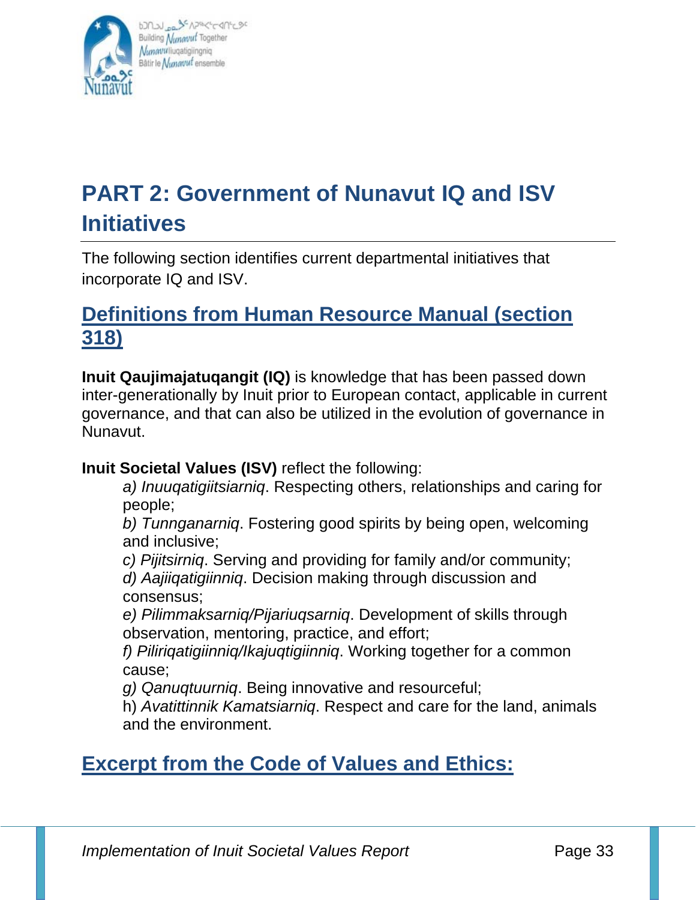# PART 2: Government of Nunavut IQ and ISV Initiatives

The following section identifies current departmental initiatives that incorporate IQ and ISV.

## Definitions from Human Resource Manual (section 318)

**Inuit Qaujimajatuqangit (IQ)** is knowledge that has been passed down inter-generationally by Inuit prior to European contact, applicable in current governance, and that can also be utilized in the evolution of governance in Nunavut.

**Inuit Societal Values (ISV)** reflect the following:

a) *Inuuqatigiitsiarniq*. Respecting others, relationships and caring for people;
b) *Tunnganarniq*. Fostering good spirits by being open, welcoming and inclusive;
c) *Pijitsirniq*. Serving and providing for family and/or community;
d) *Aajiiqatigiinniq*. Decision making through discussion and consensus;
e) *Pilimmaksarniq/Pijariuqsarniq*. Development of skills through observation, mentoring, practice, and effort;
f) *Piliriqatigiinniq/Ikajuqtigiinniq*. Working together for a common cause;
g) *Qanuqtuurniq*. Being innovative and resourceful;
h) *Avatittinnik Kamatsiarniq*. Respect and care for the land, animals and the environment.

## Excerpt from the Code of Values and Ethics: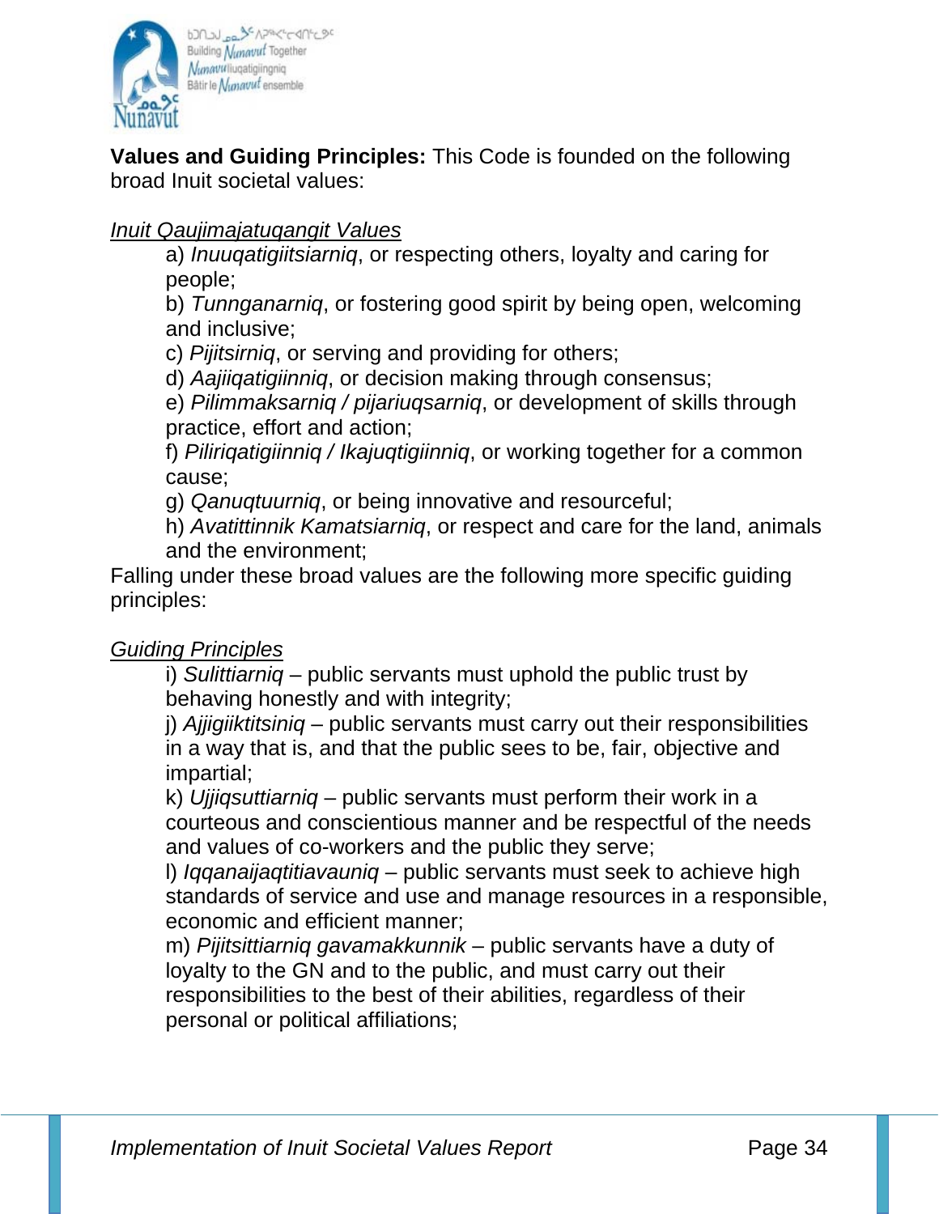**Values and Guiding Principles:** This Code is founded on the following broad Inuit societal values:

*Inuit Qaujimajatuqangit Values*

a) *Inuuqatigiitsiarniq*, or respecting others, loyalty and caring for people;
b) *Tunnganarniq*, or fostering good spirit by being open, welcoming and inclusive;
c) *Pijitsirniq*, or serving and providing for others;
d) *Aajiiqatigiinniq*, or decision making through consensus;
e) *Pilimmaksarniq / pijariuqsarniq*, or development of skills through practice, effort and action;
f) *Piliriqatigiinniq / Ikajuqtigiinniq*, or working together for a common cause;
g) *Qanuqtuurniq*, or being innovative and resourceful;
h) *Avatittinnik Kamatsiarniq*, or respect and care for the land, animals and the environment;

Falling under these broad values are the following more specific guiding principles:

*Guiding Principles*

i) *Sulittiarniq* – public servants must uphold the public trust by behaving honestly and with integrity;
j) *Ajjigiiktitsiniq* – public servants must carry out their responsibilities in a way that is, and that the public sees to be, fair, objective and impartial;
k) *Ujjiqsuttiarniq* – public servants must perform their work in a courteous and conscientious manner and be respectful of the needs and values of co-workers and the public they serve;
l) *Iqqanaijaqtitiavauniq* – public servants must seek to achieve high standards of service and use and manage resources in a responsible, economic and efficient manner;
m) *Pijitsittiarniq gavamakkunnik* – public servants have a duty of loyalty to the GN and to the public, and must carry out their responsibilities to the best of their abilities, regardless of their personal or political affiliations;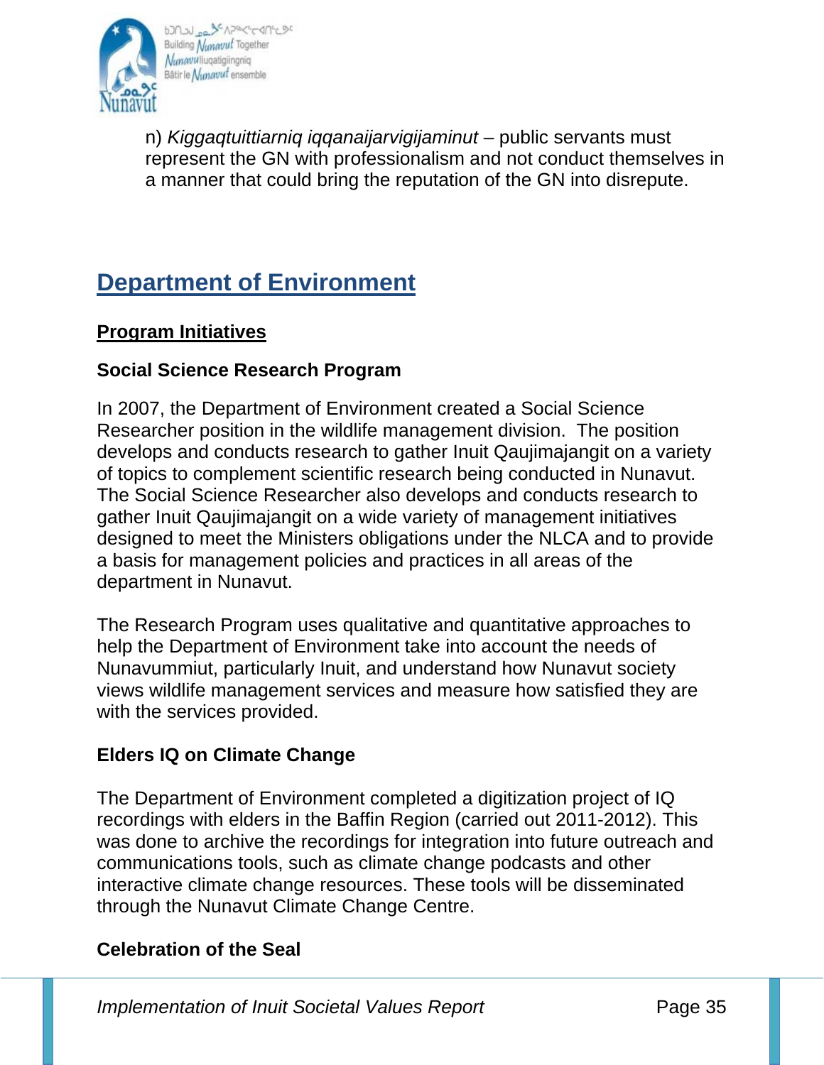n) *Kiggaqtuittiarniq iqqanaijarvigijaminut* – public servants must represent the GN with professionalism and not conduct themselves in a manner that could bring the reputation of the GN into disrepute.

## Department of Environment

### Program Initiatives

#### Social Science Research Program

In 2007, the Department of Environment created a Social Science Researcher position in the wildlife management division. The position develops and conducts research to gather Inuit Qaujimajangit on a variety of topics to complement scientific research being conducted in Nunavut. The Social Science Researcher also develops and conducts research to gather Inuit Qaujimajangit on a wide variety of management initiatives designed to meet the Ministers obligations under the NLCA and to provide a basis for management policies and practices in all areas of the department in Nunavut.

The Research Program uses qualitative and quantitative approaches to help the Department of Environment take into account the needs of Nunavummiut, particularly Inuit, and understand how Nunavut society views wildlife management services and measure how satisfied they are with the services provided.

#### Elders IQ on Climate Change

The Department of Environment completed a digitization project of IQ recordings with elders in the Baffin Region (carried out 2011-2012). This was done to archive the recordings for integration into future outreach and communications tools, such as climate change podcasts and other interactive climate change resources. These tools will be disseminated through the Nunavut Climate Change Centre.

#### Celebration of the Seal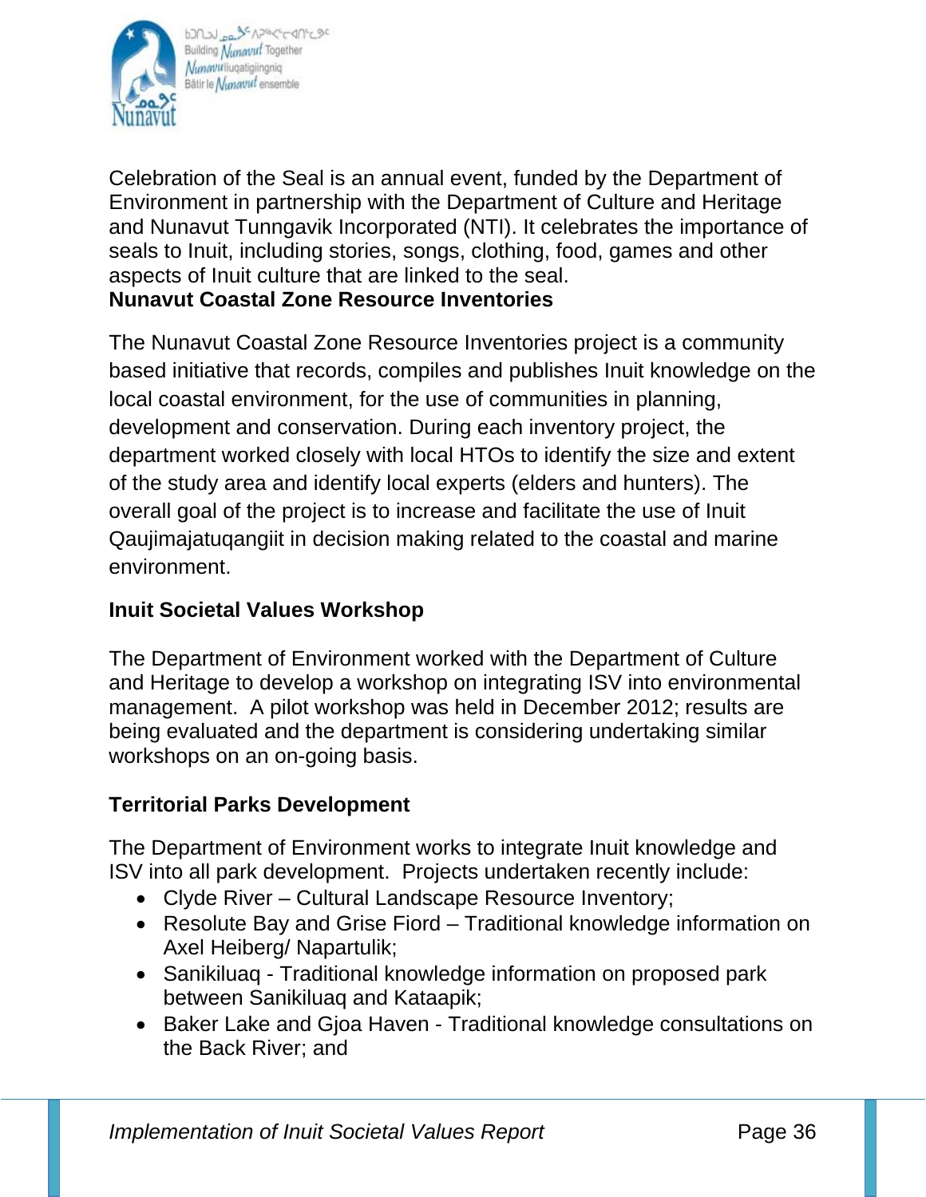Celebration of the Seal is an annual event, funded by the Department of Environment in partnership with the Department of Culture and Heritage and Nunavut Tunngavik Incorporated (NTI). It celebrates the importance of seals to Inuit, including stories, songs, clothing, food, games and other aspects of Inuit culture that are linked to the seal.

**Nunavut Coastal Zone Resource Inventories**

The Nunavut Coastal Zone Resource Inventories project is a community based initiative that records, compiles and publishes Inuit knowledge on the local coastal environment, for the use of communities in planning, development and conservation. During each inventory project, the department worked closely with local HTOs to identify the size and extent of the study area and identify local experts (elders and hunters). The overall goal of the project is to increase and facilitate the use of Inuit Qaujimajatuqangiit in decision making related to the coastal and marine environment.

**Inuit Societal Values Workshop**

The Department of Environment worked with the Department of Culture and Heritage to develop a workshop on integrating ISV into environmental management. A pilot workshop was held in December 2012; results are being evaluated and the department is considering undertaking similar workshops on an on-going basis.

**Territorial Parks Development**

The Department of Environment works to integrate Inuit knowledge and ISV into all park development. Projects undertaken recently include:

- Clyde River – Cultural Landscape Resource Inventory;
- Resolute Bay and Grise Fiord – Traditional knowledge information on Axel Heiberg/ Napartulik;
- Sanikiluaq - Traditional knowledge information on proposed park between Sanikiluaq and Kataapik;
- Baker Lake and Gjoa Haven - Traditional knowledge consultations on the Back River; and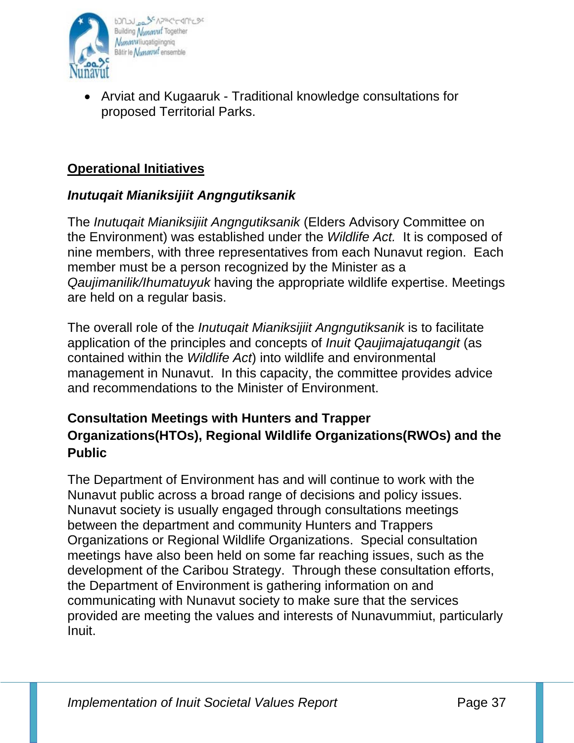- Arviat and Kugaaruk - Traditional knowledge consultations for proposed Territorial Parks.

## Operational Initiatives

### *Inutuqait Mianiksijiit Angngutiksanik*

The *Inutuqait Mianiksijiit Angngutiksanik* (Elders Advisory Committee on the Environment) was established under the *Wildlife Act.* It is composed of nine members, with three representatives from each Nunavut region. Each member must be a person recognized by the Minister as a *Qaujimanilik/Ihumatuyuk* having the appropriate wildlife expertise. Meetings are held on a regular basis.

The overall role of the *Inutuqait Mianiksijiit Angngutiksanik* is to facilitate application of the principles and concepts of *Inuit Qaujimajatuqangit* (as contained within the *Wildlife Act*) into wildlife and environmental management in Nunavut. In this capacity, the committee provides advice and recommendations to the Minister of Environment.

### Consultation Meetings with Hunters and Trapper Organizations(HTOs), Regional Wildlife Organizations(RWOs) and the Public

The Department of Environment has and will continue to work with the Nunavut public across a broad range of decisions and policy issues. Nunavut society is usually engaged through consultations meetings between the department and community Hunters and Trappers Organizations or Regional Wildlife Organizations. Special consultation meetings have also been held on some far reaching issues, such as the development of the Caribou Strategy. Through these consultation efforts, the Department of Environment is gathering information on and communicating with Nunavut society to make sure that the services provided are meeting the values and interests of Nunavummiut, particularly Inuit.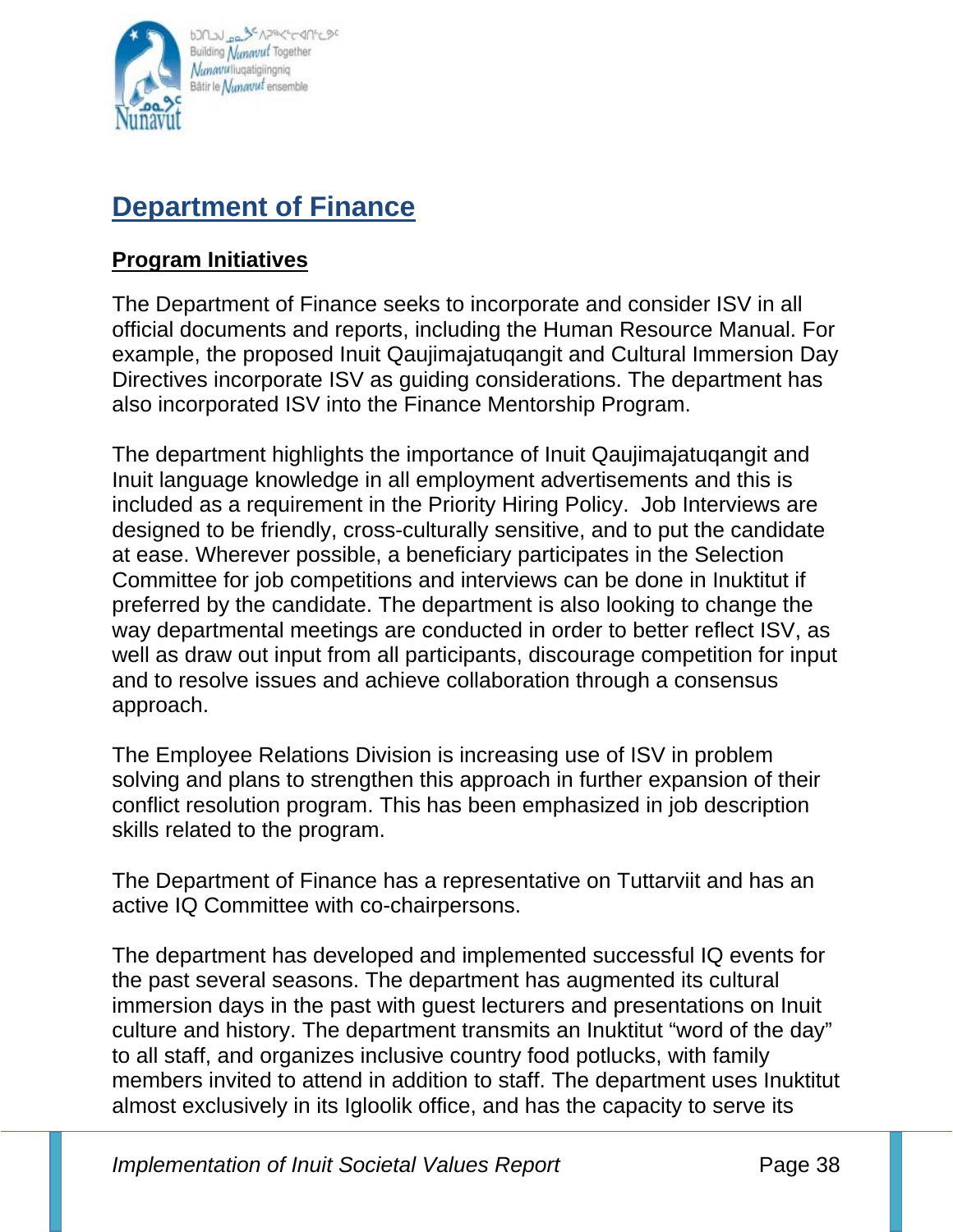## Department of Finance

### Program Initiatives

The Department of Finance seeks to incorporate and consider ISV in all official documents and reports, including the Human Resource Manual. For example, the proposed Inuit Qaujimajatuqangit and Cultural Immersion Day Directives incorporate ISV as guiding considerations. The department has also incorporated ISV into the Finance Mentorship Program.

The department highlights the importance of Inuit Qaujimajatuqangit and Inuit language knowledge in all employment advertisements and this is included as a requirement in the Priority Hiring Policy. Job Interviews are designed to be friendly, cross-culturally sensitive, and to put the candidate at ease. Wherever possible, a beneficiary participates in the Selection Committee for job competitions and interviews can be done in Inuktitut if preferred by the candidate. The department is also looking to change the way departmental meetings are conducted in order to better reflect ISV, as well as draw out input from all participants, discourage competition for input and to resolve issues and achieve collaboration through a consensus approach.

The Employee Relations Division is increasing use of ISV in problem solving and plans to strengthen this approach in further expansion of their conflict resolution program. This has been emphasized in job description skills related to the program.

The Department of Finance has a representative on Tuttarviit and has an active IQ Committee with co-chairpersons.

The department has developed and implemented successful IQ events for the past several seasons. The department has augmented its cultural immersion days in the past with guest lecturers and presentations on Inuit culture and history. The department transmits an Inuktitut "word of the day" to all staff, and organizes inclusive country food potlucks, with family members invited to attend in addition to staff. The department uses Inuktitut almost exclusively in its Igloolik office, and has the capacity to serve its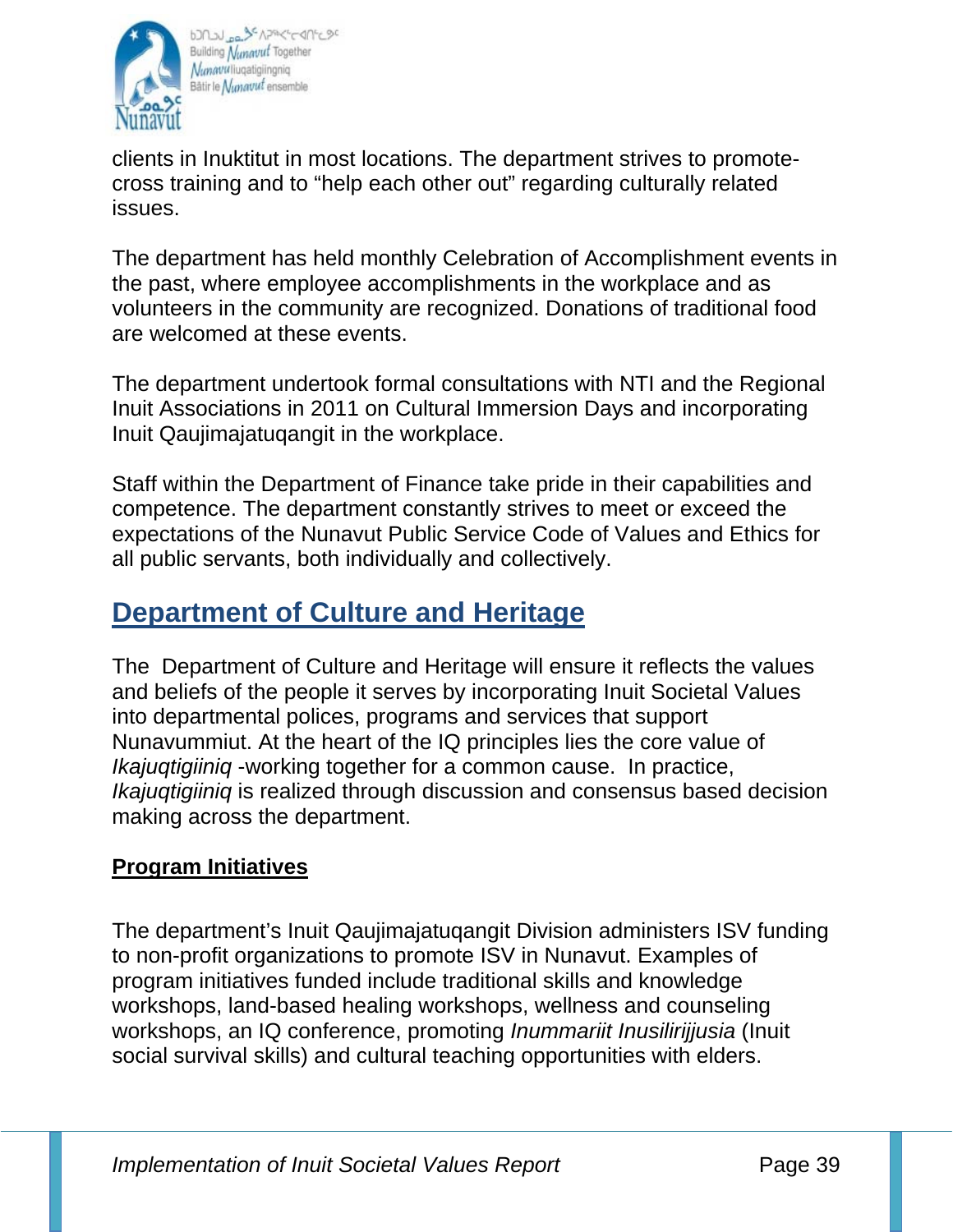clients in Inuktitut in most locations. The department strives to promote-cross training and to “help each other out” regarding culturally related issues.

The department has held monthly Celebration of Accomplishment events in the past, where employee accomplishments in the workplace and as volunteers in the community are recognized. Donations of traditional food are welcomed at these events.

The department undertook formal consultations with NTI and the Regional Inuit Associations in 2011 on Cultural Immersion Days and incorporating Inuit Qaujimajatuqangit in the workplace.

Staff within the Department of Finance take pride in their capabilities and competence. The department constantly strives to meet or exceed the expectations of the Nunavut Public Service Code of Values and Ethics for all public servants, both individually and collectively.

## Department of Culture and Heritage

The Department of Culture and Heritage will ensure it reflects the values and beliefs of the people it serves by incorporating Inuit Societal Values into departmental polices, programs and services that support Nunavummiut. At the heart of the IQ principles lies the core value of *Ikajuqtigiiniq* -working together for a common cause. In practice, *Ikajuqtigiiniq* is realized through discussion and consensus based decision making across the department.

### Program Initiatives

The department’s Inuit Qaujimajatuqangit Division administers ISV funding to non-profit organizations to promote ISV in Nunavut. Examples of program initiatives funded include traditional skills and knowledge workshops, land-based healing workshops, wellness and counseling workshops, an IQ conference, promoting *Inummariit Inusilirijjusia* (Inuit social survival skills) and cultural teaching opportunities with elders.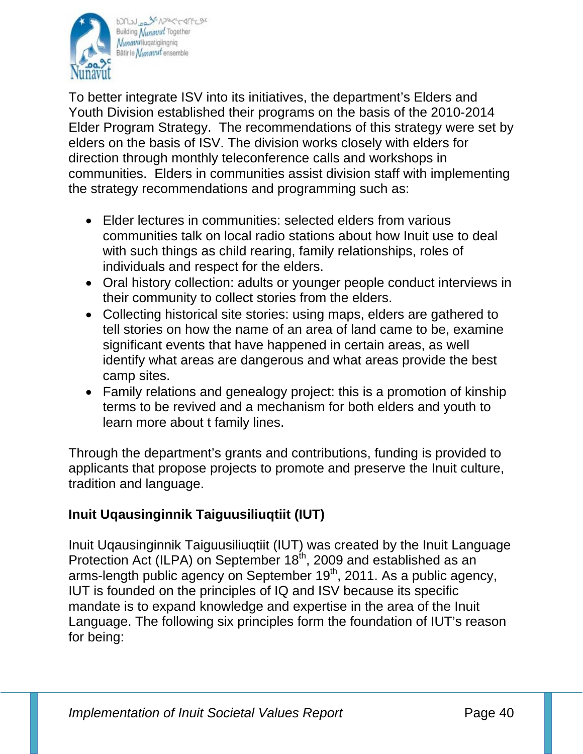To better integrate ISV into its initiatives, the department's Elders and Youth Division established their programs on the basis of the 2010-2014 Elder Program Strategy. The recommendations of this strategy were set by elders on the basis of ISV. The division works closely with elders for direction through monthly teleconference calls and workshops in communities. Elders in communities assist division staff with implementing the strategy recommendations and programming such as:

- Elder lectures in communities: selected elders from various communities talk on local radio stations about how Inuit use to deal with such things as child rearing, family relationships, roles of individuals and respect for the elders.
- Oral history collection: adults or younger people conduct interviews in their community to collect stories from the elders.
- Collecting historical site stories: using maps, elders are gathered to tell stories on how the name of an area of land came to be, examine significant events that have happened in certain areas, as well identify what areas are dangerous and what areas provide the best camp sites.
- Family relations and genealogy project: this is a promotion of kinship terms to be revived and a mechanism for both elders and youth to learn more about t family lines.

Through the department's grants and contributions, funding is provided to applicants that propose projects to promote and preserve the Inuit culture, tradition and language.

**Inuit Uqausinginnik Taiguusiliuqtiit (IUT)**

Inuit Uqausinginnik Taiguusiliuqtiit (IUT) was created by the Inuit Language Protection Act (ILPA) on September 18th, 2009 and established as an arms-length public agency on September 19th, 2011. As a public agency, IUT is founded on the principles of IQ and ISV because its specific mandate is to expand knowledge and expertise in the area of the Inuit Language. The following six principles form the foundation of IUT's reason for being: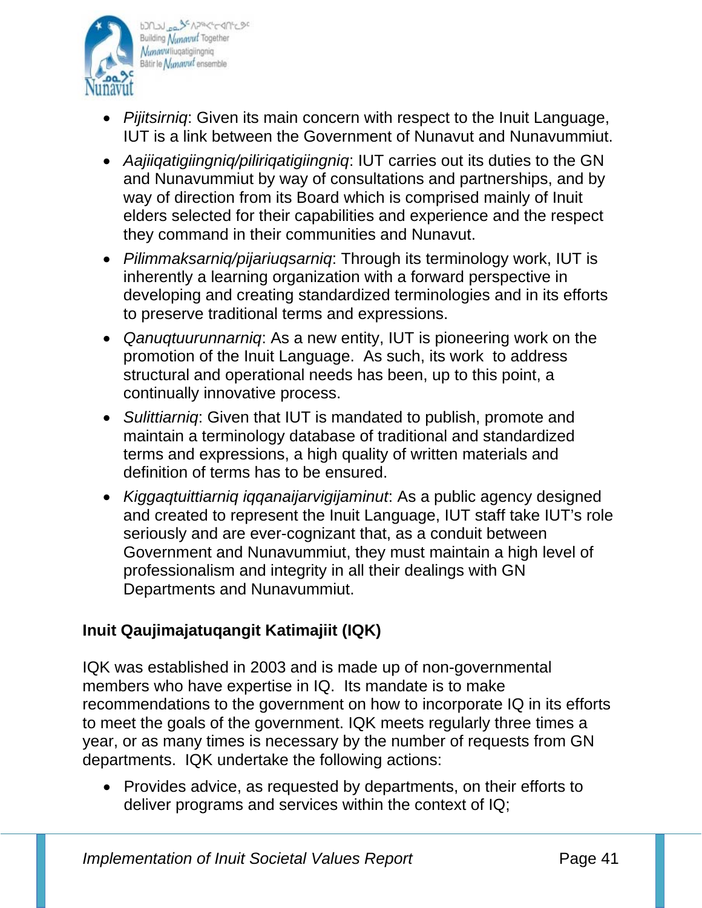- *Pijitsirniq*: Given its main concern with respect to the Inuit Language, IUT is a link between the Government of Nunavut and Nunavummiut.
- *Aajiiqatigiingniq/piliriqatigiingniq*: IUT carries out its duties to the GN and Nunavummiut by way of consultations and partnerships, and by way of direction from its Board which is comprised mainly of Inuit elders selected for their capabilities and experience and the respect they command in their communities and Nunavut.
- *Pilimmaksarniq/pijariuqsarniq*: Through its terminology work, IUT is inherently a learning organization with a forward perspective in developing and creating standardized terminologies and in its efforts to preserve traditional terms and expressions.
- *Qanuqtuurunnarniq*: As a new entity, IUT is pioneering work on the promotion of the Inuit Language. As such, its work to address structural and operational needs has been, up to this point, a continually innovative process.
- *Sulittiarniq*: Given that IUT is mandated to publish, promote and maintain a terminology database of traditional and standardized terms and expressions, a high quality of written materials and definition of terms has to be ensured.
- *Kiggaqtuittiarniq iqqanaijarvigijaminut*: As a public agency designed and created to represent the Inuit Language, IUT staff take IUT's role seriously and are ever-cognizant that, as a conduit between Government and Nunavummiut, they must maintain a high level of professionalism and integrity in all their dealings with GN Departments and Nunavummiut.

**Inuit Qaujimajatuqangit Katimajiit (IQK)**

IQK was established in 2003 and is made up of non-governmental members who have expertise in IQ. Its mandate is to make recommendations to the government on how to incorporate IQ in its efforts to meet the goals of the government. IQK meets regularly three times a year, or as many times is necessary by the number of requests from GN departments. IQK undertake the following actions:

- Provides advice, as requested by departments, on their efforts to deliver programs and services within the context of IQ;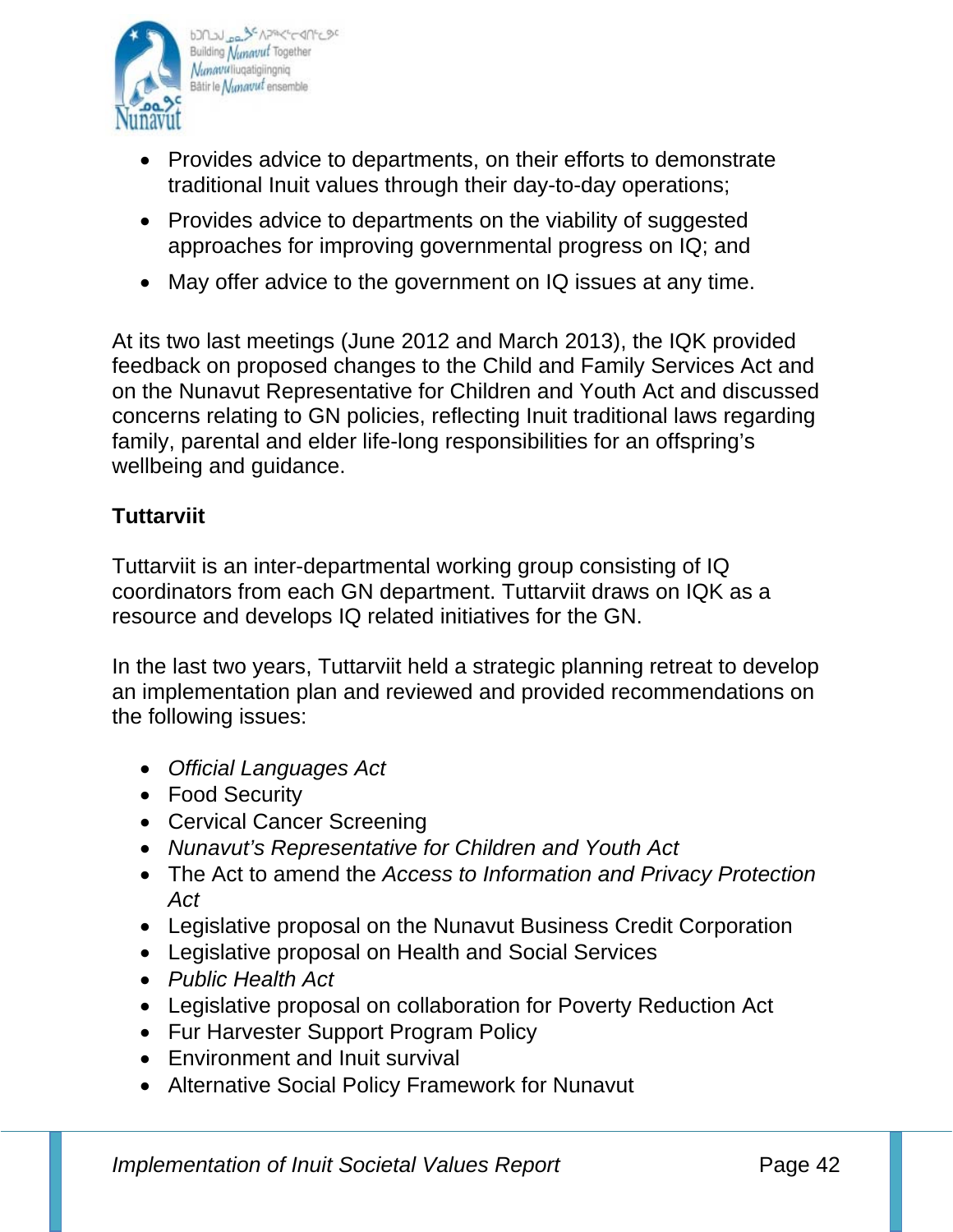- Provides advice to departments, on their efforts to demonstrate traditional Inuit values through their day-to-day operations;
- Provides advice to departments on the viability of suggested approaches for improving governmental progress on IQ; and
- May offer advice to the government on IQ issues at any time.

At its two last meetings (June 2012 and March 2013), the IQK provided feedback on proposed changes to the Child and Family Services Act and on the Nunavut Representative for Children and Youth Act and discussed concerns relating to GN policies, reflecting Inuit traditional laws regarding family, parental and elder life-long responsibilities for an offspring's wellbeing and guidance.

**Tuttarviit**

Tuttarviit is an inter-departmental working group consisting of IQ coordinators from each GN department. Tuttarviit draws on IQK as a resource and develops IQ related initiatives for the GN.

In the last two years, Tuttarviit held a strategic planning retreat to develop an implementation plan and reviewed and provided recommendations on the following issues:

- *Official Languages Act*
- Food Security
- Cervical Cancer Screening
- *Nunavut's Representative for Children and Youth Act*
- The Act to amend the *Access to Information and Privacy Protection Act*
- Legislative proposal on the Nunavut Business Credit Corporation
- Legislative proposal on Health and Social Services
- *Public Health Act*
- Legislative proposal on collaboration for Poverty Reduction Act
- Fur Harvester Support Program Policy
- Environment and Inuit survival
- Alternative Social Policy Framework for Nunavut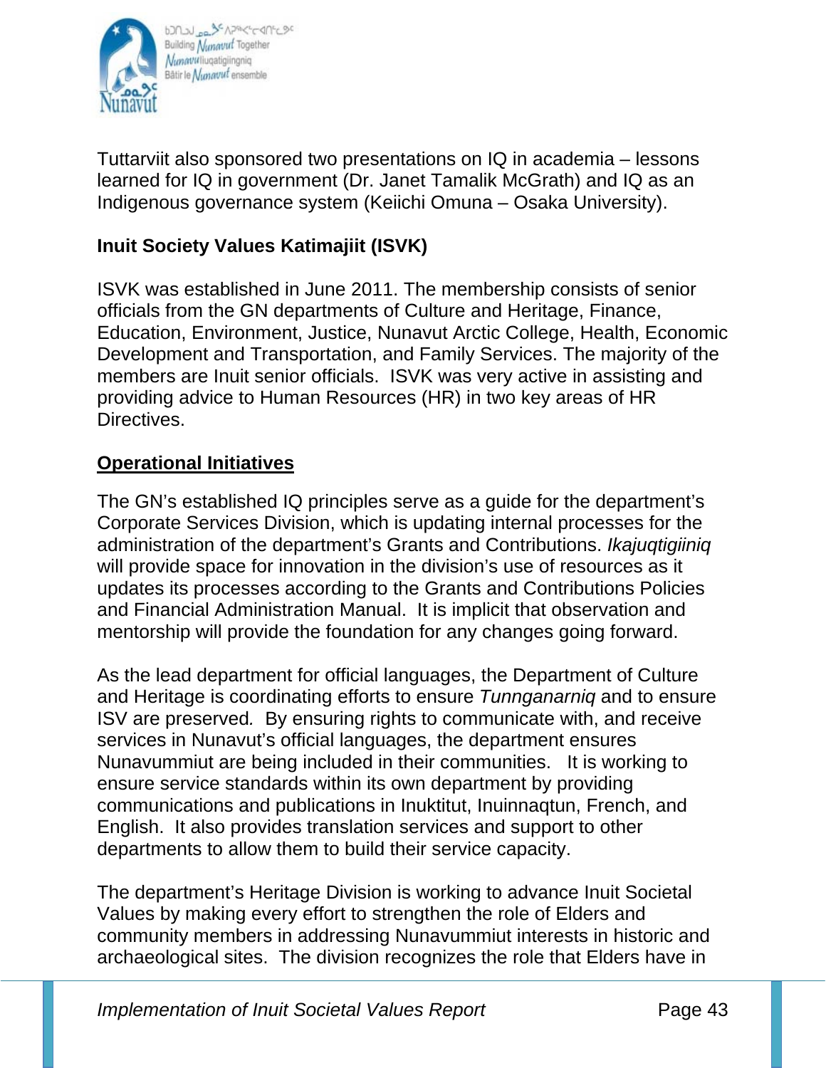Tuttarviit also sponsored two presentations on IQ in academia – lessons learned for IQ in government (Dr. Janet Tamalik McGrath) and IQ as an Indigenous governance system (Keiichi Omuna – Osaka University).

**Inuit Society Values Katimajiit (ISVK)**

ISVK was established in June 2011. The membership consists of senior officials from the GN departments of Culture and Heritage, Finance, Education, Environment, Justice, Nunavut Arctic College, Health, Economic Development and Transportation, and Family Services. The majority of the members are Inuit senior officials. ISVK was very active in assisting and providing advice to Human Resources (HR) in two key areas of HR Directives.

**Operational Initiatives**

The GN's established IQ principles serve as a guide for the department's Corporate Services Division, which is updating internal processes for the administration of the department's Grants and Contributions. *Ikajuqtigiiniq* will provide space for innovation in the division's use of resources as it updates its processes according to the Grants and Contributions Policies and Financial Administration Manual. It is implicit that observation and mentorship will provide the foundation for any changes going forward.

As the lead department for official languages, the Department of Culture and Heritage is coordinating efforts to ensure *Tunnganarniq* and to ensure ISV are preserved. By ensuring rights to communicate with, and receive services in Nunavut's official languages, the department ensures Nunavummiut are being included in their communities. It is working to ensure service standards within its own department by providing communications and publications in Inuktitut, Inuinnaqtun, French, and English. It also provides translation services and support to other departments to allow them to build their service capacity.

The department's Heritage Division is working to advance Inuit Societal Values by making every effort to strengthen the role of Elders and community members in addressing Nunavummiut interests in historic and archaeological sites. The division recognizes the role that Elders have in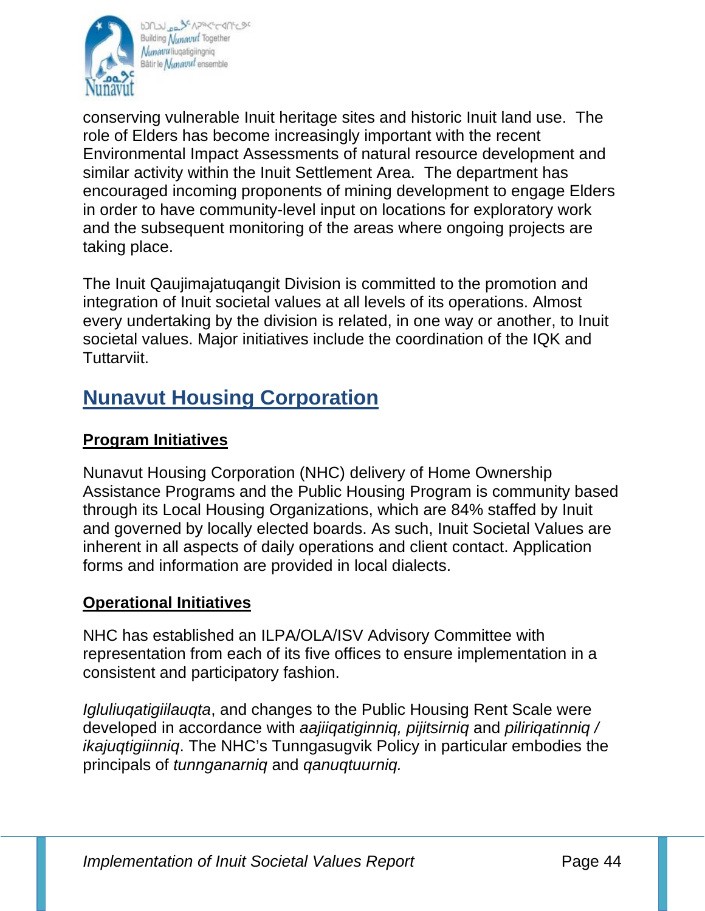conserving vulnerable Inuit heritage sites and historic Inuit land use. The role of Elders has become increasingly important with the recent Environmental Impact Assessments of natural resource development and similar activity within the Inuit Settlement Area. The department has encouraged incoming proponents of mining development to engage Elders in order to have community-level input on locations for exploratory work and the subsequent monitoring of the areas where ongoing projects are taking place.

The Inuit Qaujimajatuqangit Division is committed to the promotion and integration of Inuit societal values at all levels of its operations. Almost every undertaking by the division is related, in one way or another, to Inuit societal values. Major initiatives include the coordination of the IQK and Tuttarviit.

## Nunavut Housing Corporation

### Program Initiatives

Nunavut Housing Corporation (NHC) delivery of Home Ownership Assistance Programs and the Public Housing Program is community based through its Local Housing Organizations, which are 84% staffed by Inuit and governed by locally elected boards. As such, Inuit Societal Values are inherent in all aspects of daily operations and client contact. Application forms and information are provided in local dialects.

### Operational Initiatives

NHC has established an ILPA/OLA/ISV Advisory Committee with representation from each of its five offices to ensure implementation in a consistent and participatory fashion.

*Igluliuqatigiilauqta*, and changes to the Public Housing Rent Scale were developed in accordance with *aajiiqatiginniq, pijitsirniq* and *piliriqatinniq / ikajuqtigiinniq*. The NHC's Tunngasugvik Policy in particular embodies the principals of *tunnganarniq* and *qanuqtuurniq.*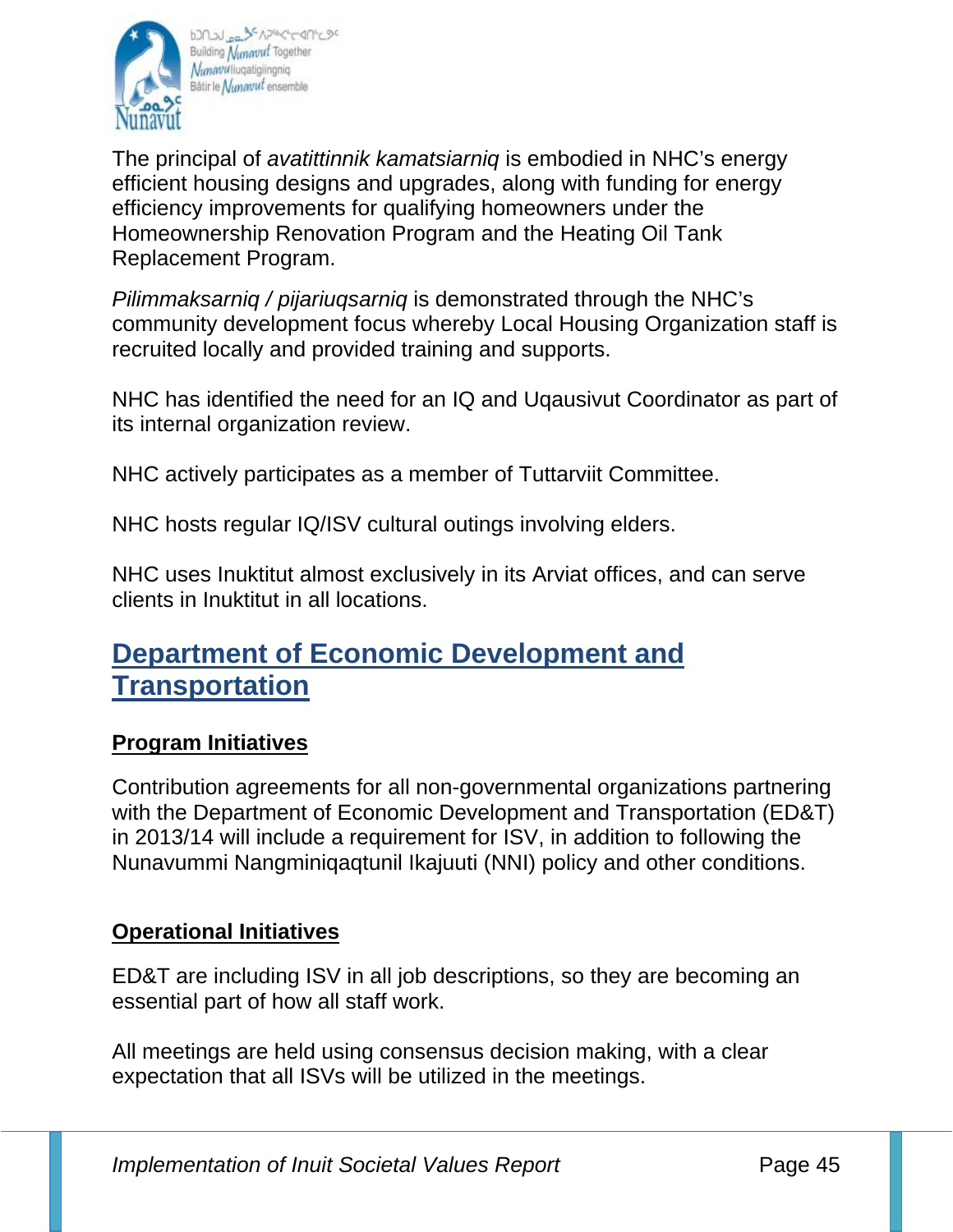The principal of *avatittinnik kamatsiarniq* is embodied in NHC's energy efficient housing designs and upgrades, along with funding for energy efficiency improvements for qualifying homeowners under the Homeownership Renovation Program and the Heating Oil Tank Replacement Program.

*Pilimmaksarniq / pijariuqsarniq* is demonstrated through the NHC's community development focus whereby Local Housing Organization staff is recruited locally and provided training and supports.

NHC has identified the need for an IQ and Uqausivut Coordinator as part of its internal organization review.

NHC actively participates as a member of Tuttarviit Committee.

NHC hosts regular IQ/ISV cultural outings involving elders.

NHC uses Inuktitut almost exclusively in its Arviat offices, and can serve clients in Inuktitut in all locations.

## Department of Economic Development and Transportation

### Program Initiatives

Contribution agreements for all non-governmental organizations partnering with the Department of Economic Development and Transportation (ED&T) in 2013/14 will include a requirement for ISV, in addition to following the Nunavummi Nangminiqaqtunil Ikajuuti (NNI) policy and other conditions.

### Operational Initiatives

ED&T are including ISV in all job descriptions, so they are becoming an essential part of how all staff work.

All meetings are held using consensus decision making, with a clear expectation that all ISVs will be utilized in the meetings.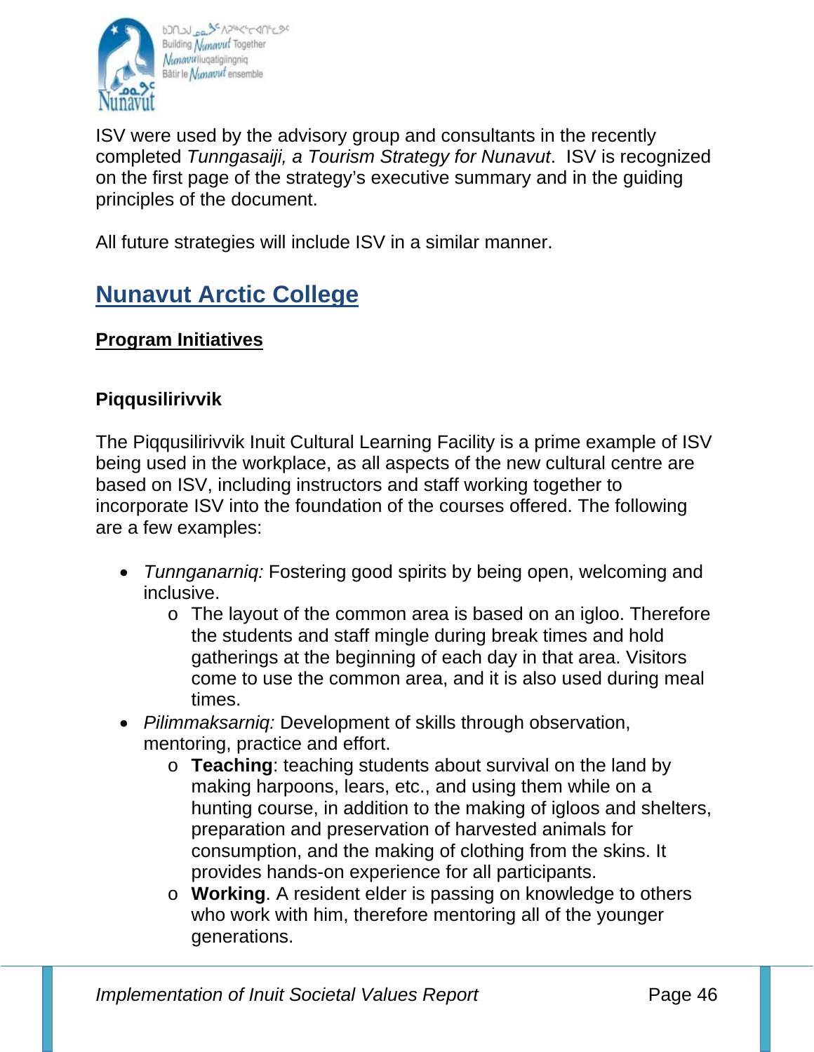ISV were used by the advisory group and consultants in the recently completed *Tunngasaiji, a Tourism Strategy for Nunavut*. ISV is recognized on the first page of the strategy's executive summary and in the guiding principles of the document.

All future strategies will include ISV in a similar manner.

## Nunavut Arctic College

### Program Initiatives

#### Piqqusilirivvik

The Piqqusilirivvik Inuit Cultural Learning Facility is a prime example of ISV being used in the workplace, as all aspects of the new cultural centre are based on ISV, including instructors and staff working together to incorporate ISV into the foundation of the courses offered. The following are a few examples:

- *Tunnganarniq:* Fostering good spirits by being open, welcoming and inclusive.
  - The layout of the common area is based on an igloo. Therefore the students and staff mingle during break times and hold gatherings at the beginning of each day in that area. Visitors come to use the common area, and it is also used during meal times.
- *Pilimmaksarniq:* Development of skills through observation, mentoring, practice and effort.
  - **Teaching**: teaching students about survival on the land by making harpoons, lears, etc., and using them while on a hunting course, in addition to the making of igloos and shelters, preparation and preservation of harvested animals for consumption, and the making of clothing from the skins. It provides hands-on experience for all participants.
  - **Working**. A resident elder is passing on knowledge to others who work with him, therefore mentoring all of the younger generations.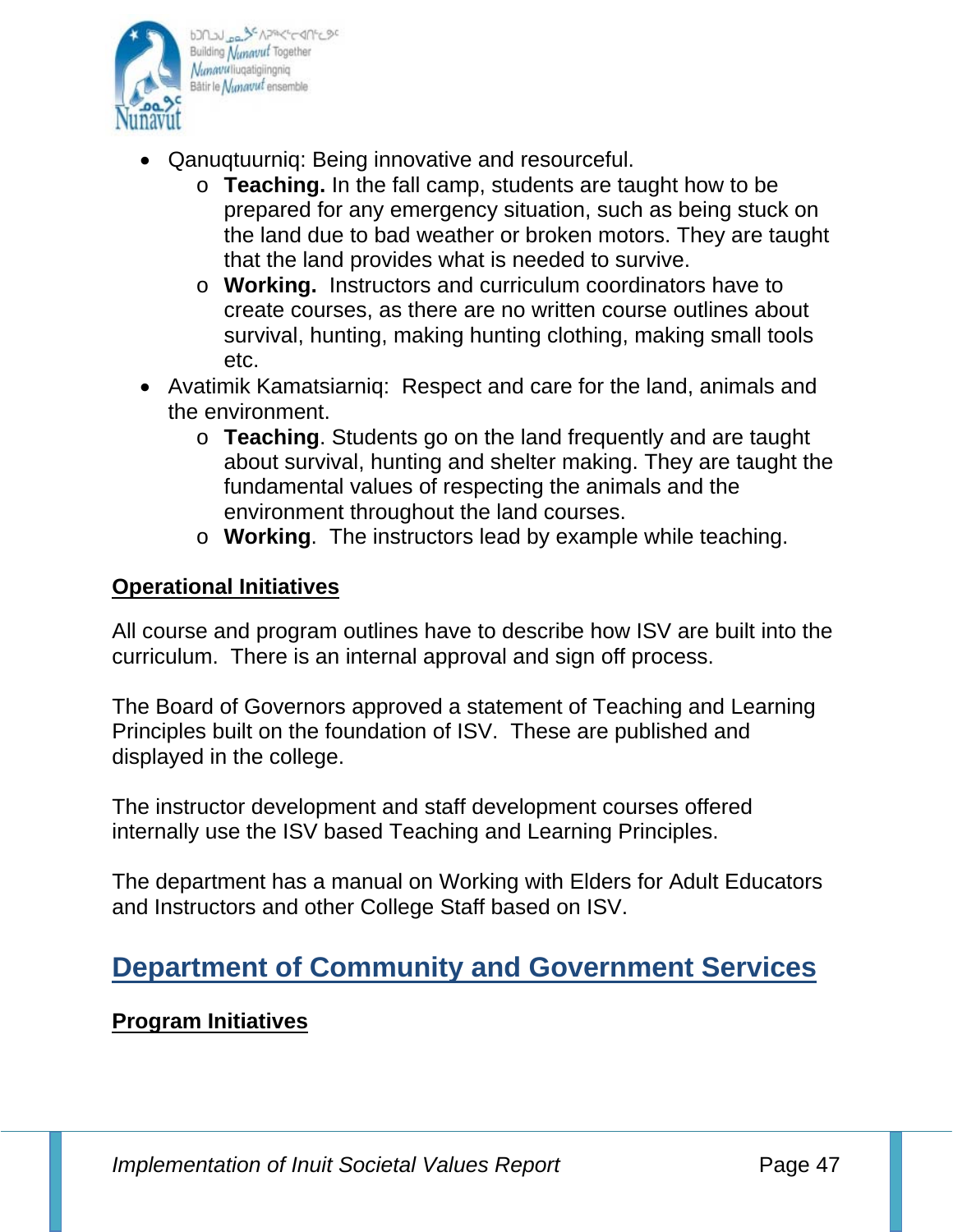- Qanuqtuurniq: Being innovative and resourceful.
  - **Teaching.** In the fall camp, students are taught how to be prepared for any emergency situation, such as being stuck on the land due to bad weather or broken motors. They are taught that the land provides what is needed to survive.
  - **Working.** Instructors and curriculum coordinators have to create courses, as there are no written course outlines about survival, hunting, making hunting clothing, making small tools etc.
- Avatimik Kamatsiarniq: Respect and care for the land, animals and the environment.
  - **Teaching**. Students go on the land frequently and are taught about survival, hunting and shelter making. They are taught the fundamental values of respecting the animals and the environment throughout the land courses.
  - **Working**. The instructors lead by example while teaching.

**Operational Initiatives**

All course and program outlines have to describe how ISV are built into the curriculum. There is an internal approval and sign off process.

The Board of Governors approved a statement of Teaching and Learning Principles built on the foundation of ISV. These are published and displayed in the college.

The instructor development and staff development courses offered internally use the ISV based Teaching and Learning Principles.

The department has a manual on Working with Elders for Adult Educators and Instructors and other College Staff based on ISV.

## Department of Community and Government Services

**Program Initiatives**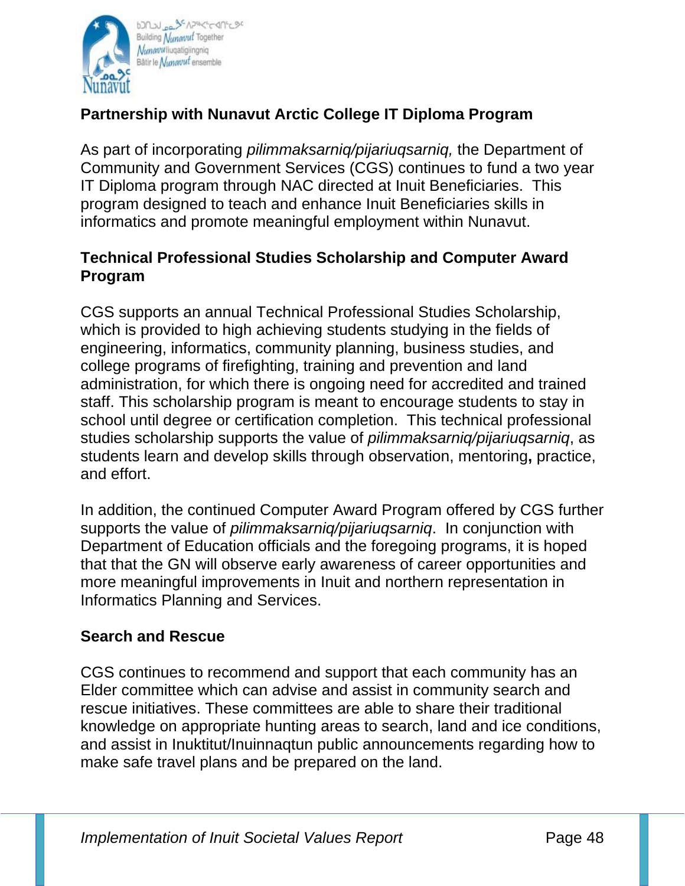## Partnership with Nunavut Arctic College IT Diploma Program

As part of incorporating *pilimmaksarniq/pijariuqsarniq,* the Department of Community and Government Services (CGS) continues to fund a two year IT Diploma program through NAC directed at Inuit Beneficiaries. This program designed to teach and enhance Inuit Beneficiaries skills in informatics and promote meaningful employment within Nunavut.

## Technical Professional Studies Scholarship and Computer Award Program

CGS supports an annual Technical Professional Studies Scholarship, which is provided to high achieving students studying in the fields of engineering, informatics, community planning, business studies, and college programs of firefighting, training and prevention and land administration, for which there is ongoing need for accredited and trained staff. This scholarship program is meant to encourage students to stay in school until degree or certification completion. This technical professional studies scholarship supports the value of *pilimmaksarniq/pijariuqsarniq*, as students learn and develop skills through observation, mentoring**,** practice, and effort.

In addition, the continued Computer Award Program offered by CGS further supports the value of *pilimmaksarniq/pijariuqsarniq*. In conjunction with Department of Education officials and the foregoing programs, it is hoped that that the GN will observe early awareness of career opportunities and more meaningful improvements in Inuit and northern representation in Informatics Planning and Services.

## Search and Rescue

CGS continues to recommend and support that each community has an Elder committee which can advise and assist in community search and rescue initiatives. These committees are able to share their traditional knowledge on appropriate hunting areas to search, land and ice conditions, and assist in Inuktitut/Inuinnaqtun public announcements regarding how to make safe travel plans and be prepared on the land.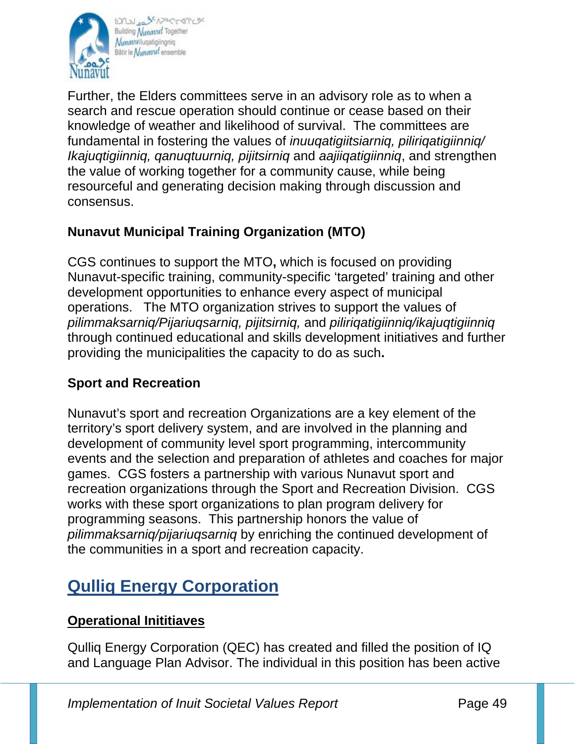Further, the Elders committees serve in an advisory role as to when a search and rescue operation should continue or cease based on their knowledge of weather and likelihood of survival.  The committees are fundamental in fostering the values of *inuuqatigiitsiarniq, piliriqatigiinniq/ Ikajuqtigiinniq, qanuqtuurniq, pijitsirniq* and *aajiiqatigiinniq*, and strengthen the value of working together for a community cause, while being resourceful and generating decision making through discussion and consensus.

**Nunavut Municipal Training Organization (MTO)**

CGS continues to support the MTO**,** which is focused on providing Nunavut-specific training, community-specific 'targeted' training and other development opportunities to enhance every aspect of municipal operations.   The MTO organization strives to support the values of *pilimmaksarniq/Pijariuqsarniq, pijitsirniq,* and *piliriqatigiinniq/ikajuqtigiinniq* through continued educational and skills development initiatives and further providing the municipalities the capacity to do as such**.**

**Sport and Recreation**

Nunavut's sport and recreation Organizations are a key element of the territory's sport delivery system, and are involved in the planning and development of community level sport programming, intercommunity events and the selection and preparation of athletes and coaches for major games.  CGS fosters a partnership with various Nunavut sport and recreation organizations through the Sport and Recreation Division.  CGS works with these sport organizations to plan program delivery for programming seasons.  This partnership honors the value of *pilimmaksarniq/pijariuqsarniq* by enriching the continued development of the communities in a sport and recreation capacity.

## Qulliq Energy Corporation

### Operational Inititiaves

Qulliq Energy Corporation (QEC) has created and filled the position of IQ and Language Plan Advisor. The individual in this position has been active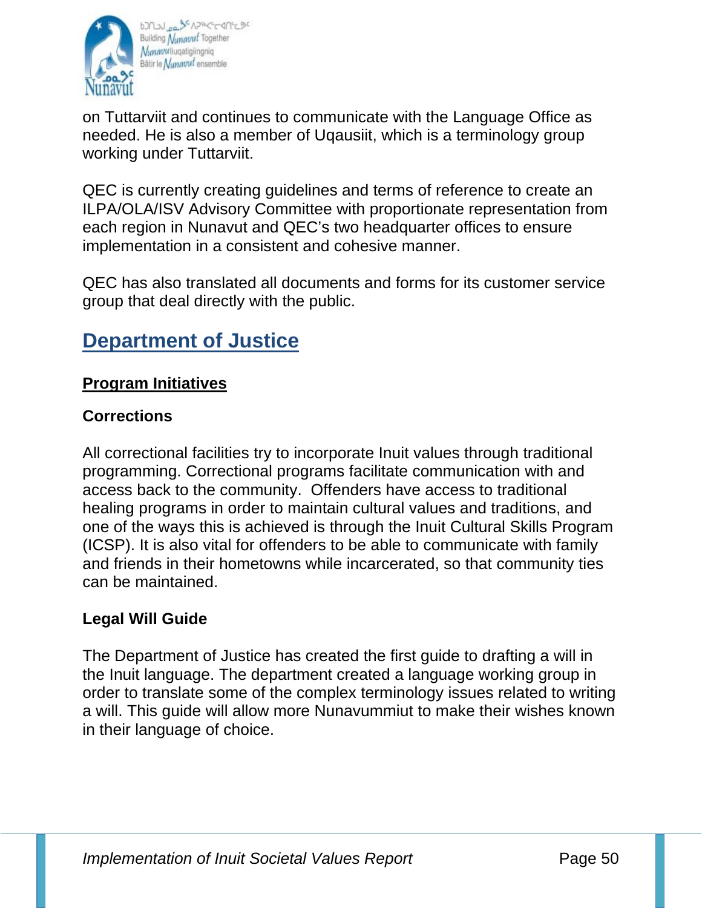on Tuttarviit and continues to communicate with the Language Office as needed. He is also a member of Uqausiit, which is a terminology group working under Tuttarviit.

QEC is currently creating guidelines and terms of reference to create an ILPA/OLA/ISV Advisory Committee with proportionate representation from each region in Nunavut and QEC's two headquarter offices to ensure implementation in a consistent and cohesive manner.

QEC has also translated all documents and forms for its customer service group that deal directly with the public.

## Department of Justice

### Program Initiatives

**Corrections**

All correctional facilities try to incorporate Inuit values through traditional programming. Correctional programs facilitate communication with and access back to the community. Offenders have access to traditional healing programs in order to maintain cultural values and traditions, and one of the ways this is achieved is through the Inuit Cultural Skills Program (ICSP). It is also vital for offenders to be able to communicate with family and friends in their hometowns while incarcerated, so that community ties can be maintained.

**Legal Will Guide**

The Department of Justice has created the first guide to drafting a will in the Inuit language. The department created a language working group in order to translate some of the complex terminology issues related to writing a will. This guide will allow more Nunavummiut to make their wishes known in their language of choice.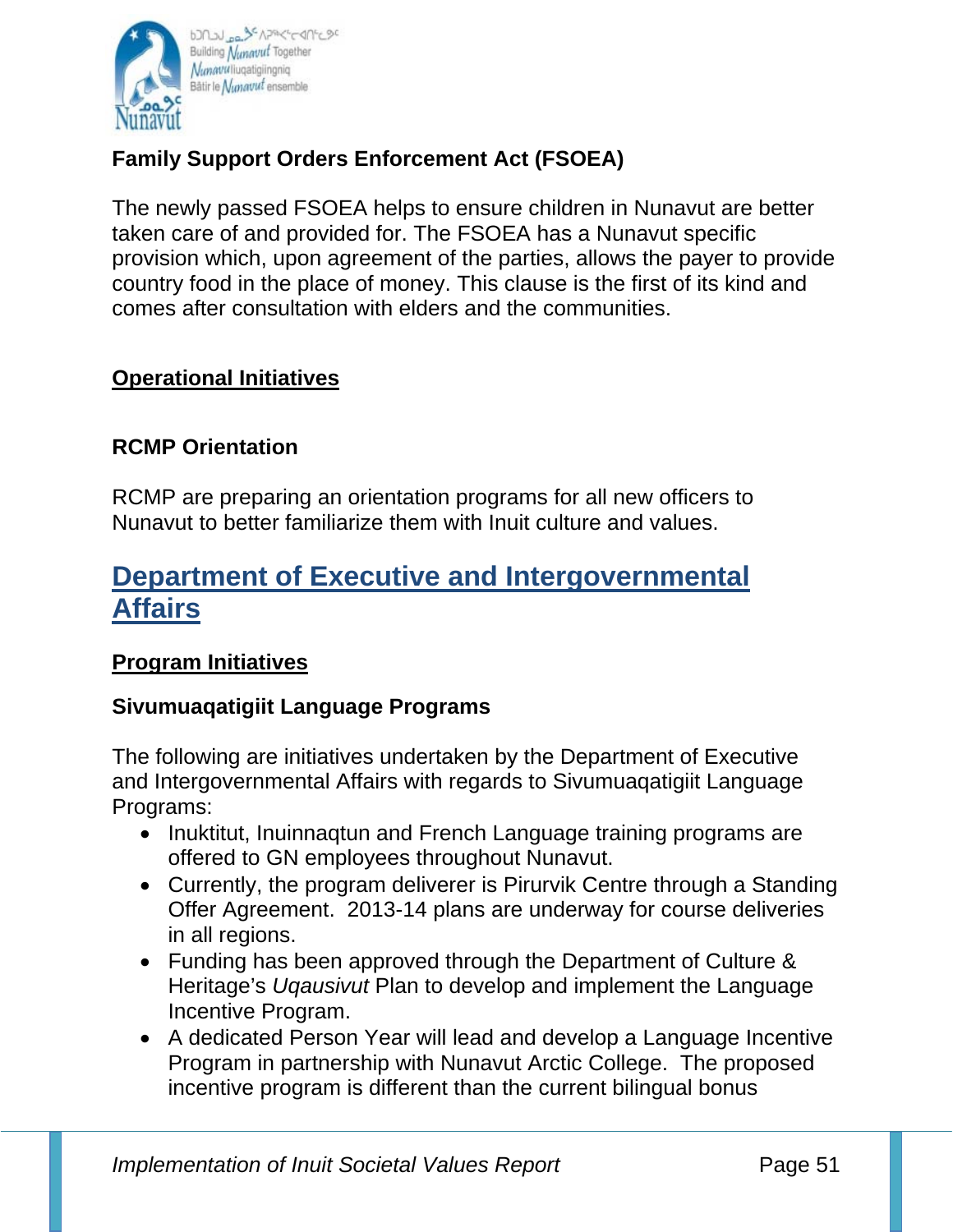**Family Support Orders Enforcement Act (FSOEA)**

The newly passed FSOEA helps to ensure children in Nunavut are better taken care of and provided for. The FSOEA has a Nunavut specific provision which, upon agreement of the parties, allows the payer to provide country food in the place of money. This clause is the first of its kind and comes after consultation with elders and the communities.

**Operational Initiatives**

**RCMP Orientation**

RCMP are preparing an orientation programs for all new officers to Nunavut to better familiarize them with Inuit culture and values.

## Department of Executive and Intergovernmental Affairs

**Program Initiatives**

**Sivumuaqatigiit Language Programs**

The following are initiatives undertaken by the Department of Executive and Intergovernmental Affairs with regards to Sivumuaqatigiit Language Programs:

- Inuktitut, Inuinnaqtun and French Language training programs are offered to GN employees throughout Nunavut.
- Currently, the program deliverer is Pirurvik Centre through a Standing Offer Agreement. 2013-14 plans are underway for course deliveries in all regions.
- Funding has been approved through the Department of Culture & Heritage's *Uqausivut* Plan to develop and implement the Language Incentive Program.
- A dedicated Person Year will lead and develop a Language Incentive Program in partnership with Nunavut Arctic College. The proposed incentive program is different than the current bilingual bonus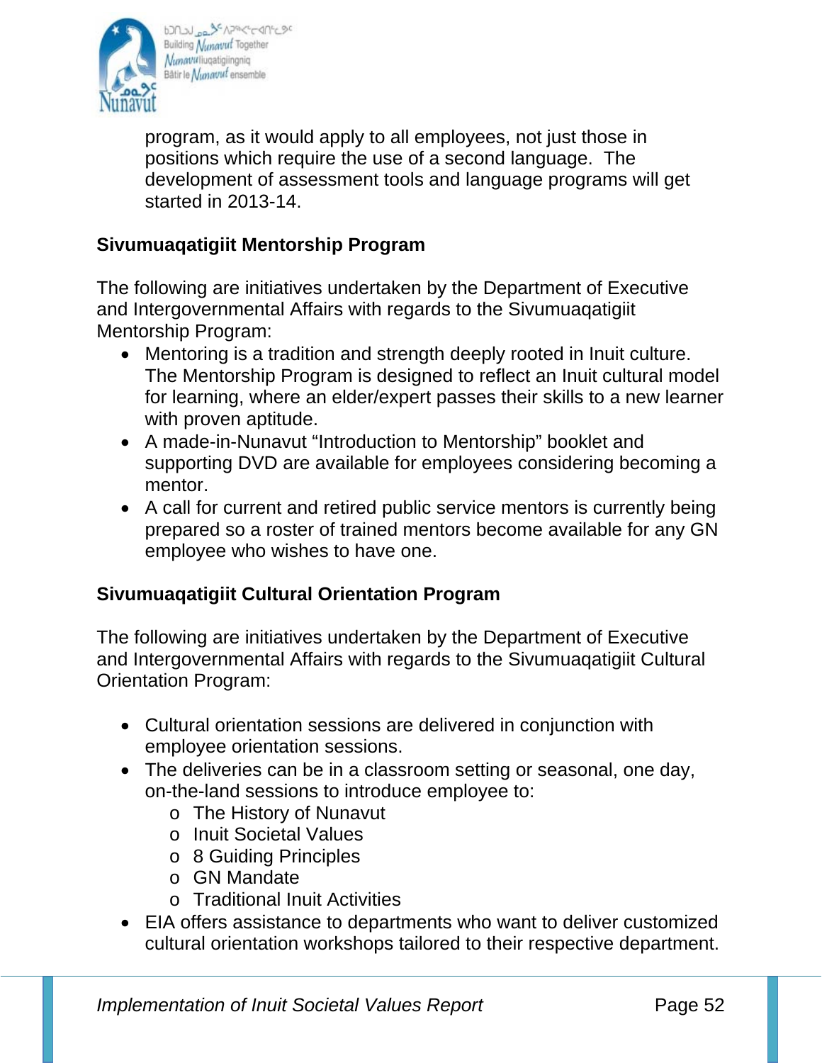program, as it would apply to all employees, not just those in positions which require the use of a second language. The development of assessment tools and language programs will get started in 2013-14.

**Sivumuaqatigiit Mentorship Program**

The following are initiatives undertaken by the Department of Executive and Intergovernmental Affairs with regards to the Sivumuaqatigiit Mentorship Program:

- Mentoring is a tradition and strength deeply rooted in Inuit culture. The Mentorship Program is designed to reflect an Inuit cultural model for learning, where an elder/expert passes their skills to a new learner with proven aptitude.
- A made-in-Nunavut "Introduction to Mentorship" booklet and supporting DVD are available for employees considering becoming a mentor.
- A call for current and retired public service mentors is currently being prepared so a roster of trained mentors become available for any GN employee who wishes to have one.

**Sivumuaqatigiit Cultural Orientation Program**

The following are initiatives undertaken by the Department of Executive and Intergovernmental Affairs with regards to the Sivumuaqatigiit Cultural Orientation Program:

- Cultural orientation sessions are delivered in conjunction with employee orientation sessions.
- The deliveries can be in a classroom setting or seasonal, one day, on-the-land sessions to introduce employee to:
  - The History of Nunavut
  - Inuit Societal Values
  - 8 Guiding Principles
  - GN Mandate
  - Traditional Inuit Activities
- EIA offers assistance to departments who want to deliver customized cultural orientation workshops tailored to their respective department.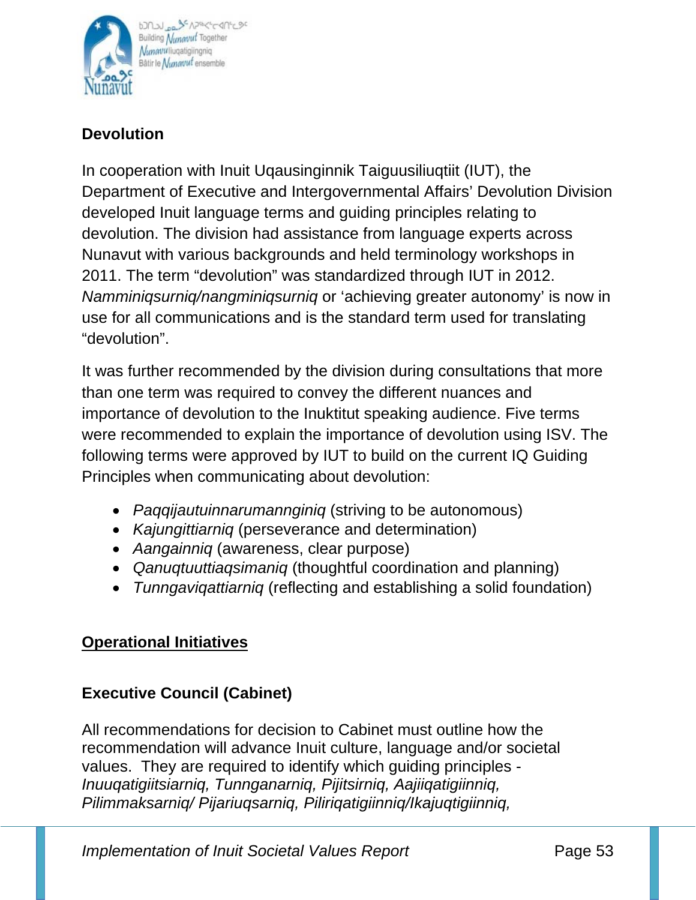## Devolution

In cooperation with Inuit Uqausinginnik Taiguusiliuqtiit (IUT), the Department of Executive and Intergovernmental Affairs' Devolution Division developed Inuit language terms and guiding principles relating to devolution. The division had assistance from language experts across Nunavut with various backgrounds and held terminology workshops in 2011. The term "devolution" was standardized through IUT in 2012. *Namminiqsurniq/nangminiqsurniq* or 'achieving greater autonomy' is now in use for all communications and is the standard term used for translating "devolution".

It was further recommended by the division during consultations that more than one term was required to convey the different nuances and importance of devolution to the Inuktitut speaking audience. Five terms were recommended to explain the importance of devolution using ISV. The following terms were approved by IUT to build on the current IQ Guiding Principles when communicating about devolution:

- *Paqqijautuinnarumannginiq* (striving to be autonomous)
- *Kajungittiarniq* (perseverance and determination)
- *Aangainniq* (awareness, clear purpose)
- *Qanuqtuuttiaqsimaniq* (thoughtful coordination and planning)
- *Tunngaviqattiarniq* (reflecting and establishing a solid foundation)

## Operational Initiatives

### Executive Council (Cabinet)

All recommendations for decision to Cabinet must outline how the recommendation will advance Inuit culture, language and/or societal values. They are required to identify which guiding principles - *Inuuqatigiitsiarniq, Tunnganarniq, Pijitsirniq, Aajiiqatigiinniq, Pilimmaksarniq/ Pijariuqsarniq, Piliriqatigiinniq/Ikajuqtigiinniq,*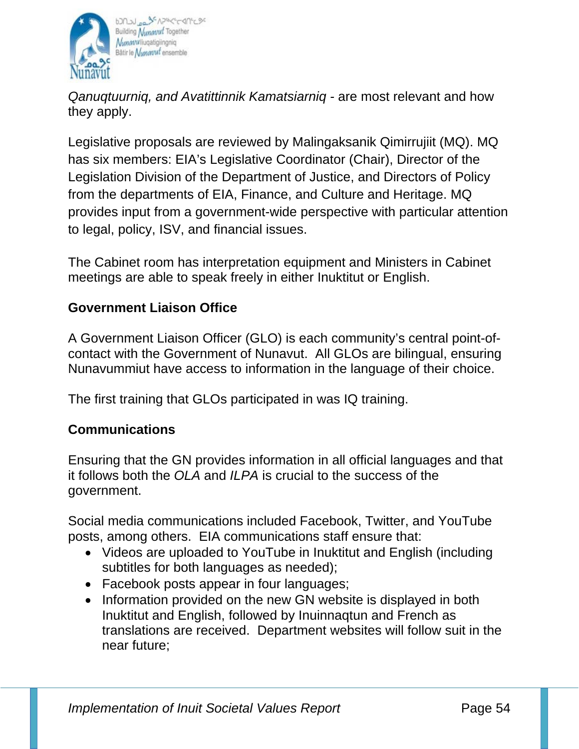*Qanuqtuurniq, and Avatittinnik Kamatsiarniq* - are most relevant and how they apply.

Legislative proposals are reviewed by Malingaksanik Qimirrujiit (MQ). MQ has six members: EIA's Legislative Coordinator (Chair), Director of the Legislation Division of the Department of Justice, and Directors of Policy from the departments of EIA, Finance, and Culture and Heritage. MQ provides input from a government-wide perspective with particular attention to legal, policy, ISV, and financial issues.

The Cabinet room has interpretation equipment and Ministers in Cabinet meetings are able to speak freely in either Inuktitut or English.

**Government Liaison Office**

A Government Liaison Officer (GLO) is each community's central point-of-contact with the Government of Nunavut. All GLOs are bilingual, ensuring Nunavummiut have access to information in the language of their choice.

The first training that GLOs participated in was IQ training.

**Communications**

Ensuring that the GN provides information in all official languages and that it follows both the *OLA* and *ILPA* is crucial to the success of the government.

Social media communications included Facebook, Twitter, and YouTube posts, among others. EIA communications staff ensure that:

- Videos are uploaded to YouTube in Inuktitut and English (including subtitles for both languages as needed);
- Facebook posts appear in four languages;
- Information provided on the new GN website is displayed in both Inuktitut and English, followed by Inuinnaqtun and French as translations are received. Department websites will follow suit in the near future;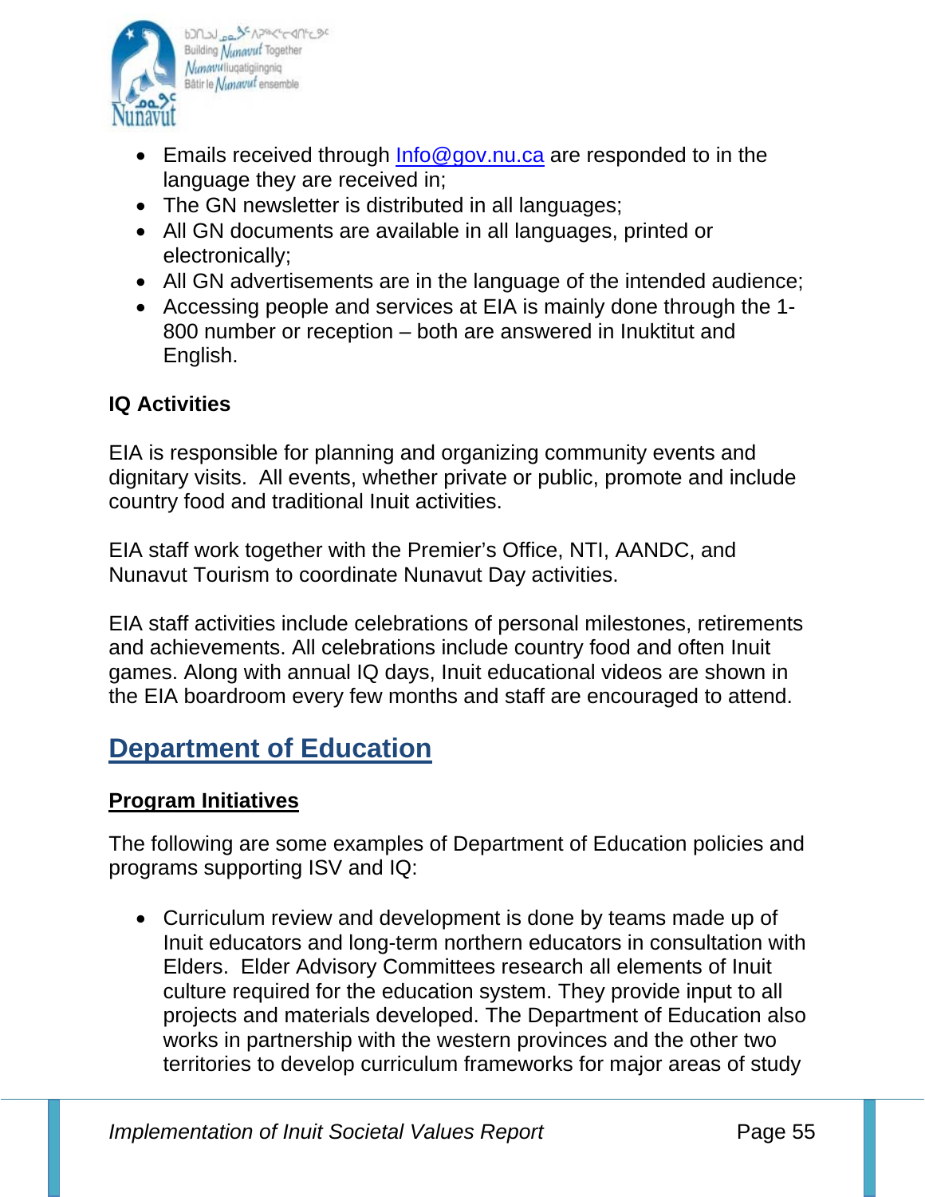- Emails received through Info@gov.nu.ca are responded to in the language they are received in;
- The GN newsletter is distributed in all languages;
- All GN documents are available in all languages, printed or electronically;
- All GN advertisements are in the language of the intended audience;
- Accessing people and services at EIA is mainly done through the 1-800 number or reception – both are answered in Inuktitut and English.

**IQ Activities**

EIA is responsible for planning and organizing community events and dignitary visits. All events, whether private or public, promote and include country food and traditional Inuit activities.

EIA staff work together with the Premier's Office, NTI, AANDC, and Nunavut Tourism to coordinate Nunavut Day activities.

EIA staff activities include celebrations of personal milestones, retirements and achievements. All celebrations include country food and often Inuit games. Along with annual IQ days, Inuit educational videos are shown in the EIA boardroom every few months and staff are encouraged to attend.

## Department of Education

### Program Initiatives

The following are some examples of Department of Education policies and programs supporting ISV and IQ:

- Curriculum review and development is done by teams made up of Inuit educators and long-term northern educators in consultation with Elders. Elder Advisory Committees research all elements of Inuit culture required for the education system. They provide input to all projects and materials developed. The Department of Education also works in partnership with the western provinces and the other two territories to develop curriculum frameworks for major areas of study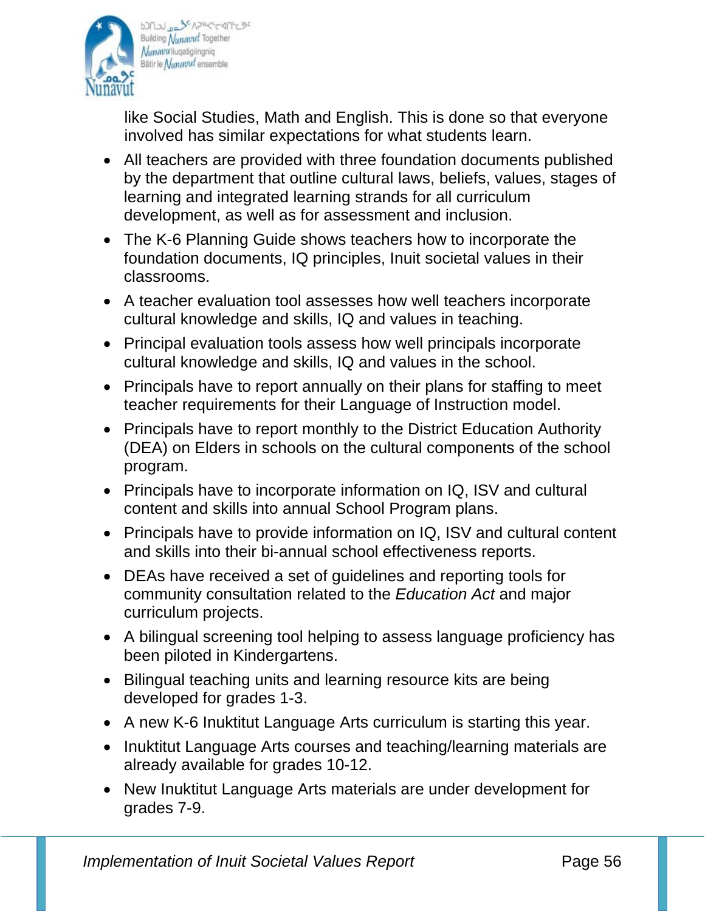like Social Studies, Math and English. This is done so that everyone involved has similar expectations for what students learn.

- All teachers are provided with three foundation documents published by the department that outline cultural laws, beliefs, values, stages of learning and integrated learning strands for all curriculum development, as well as for assessment and inclusion.
- The K-6 Planning Guide shows teachers how to incorporate the foundation documents, IQ principles, Inuit societal values in their classrooms.
- A teacher evaluation tool assesses how well teachers incorporate cultural knowledge and skills, IQ and values in teaching.
- Principal evaluation tools assess how well principals incorporate cultural knowledge and skills, IQ and values in the school.
- Principals have to report annually on their plans for staffing to meet teacher requirements for their Language of Instruction model.
- Principals have to report monthly to the District Education Authority (DEA) on Elders in schools on the cultural components of the school program.
- Principals have to incorporate information on IQ, ISV and cultural content and skills into annual School Program plans.
- Principals have to provide information on IQ, ISV and cultural content and skills into their bi-annual school effectiveness reports.
- DEAs have received a set of guidelines and reporting tools for community consultation related to the *Education Act* and major curriculum projects.
- A bilingual screening tool helping to assess language proficiency has been piloted in Kindergartens.
- Bilingual teaching units and learning resource kits are being developed for grades 1-3.
- A new K-6 Inuktitut Language Arts curriculum is starting this year.
- Inuktitut Language Arts courses and teaching/learning materials are already available for grades 10-12.
- New Inuktitut Language Arts materials are under development for grades 7-9.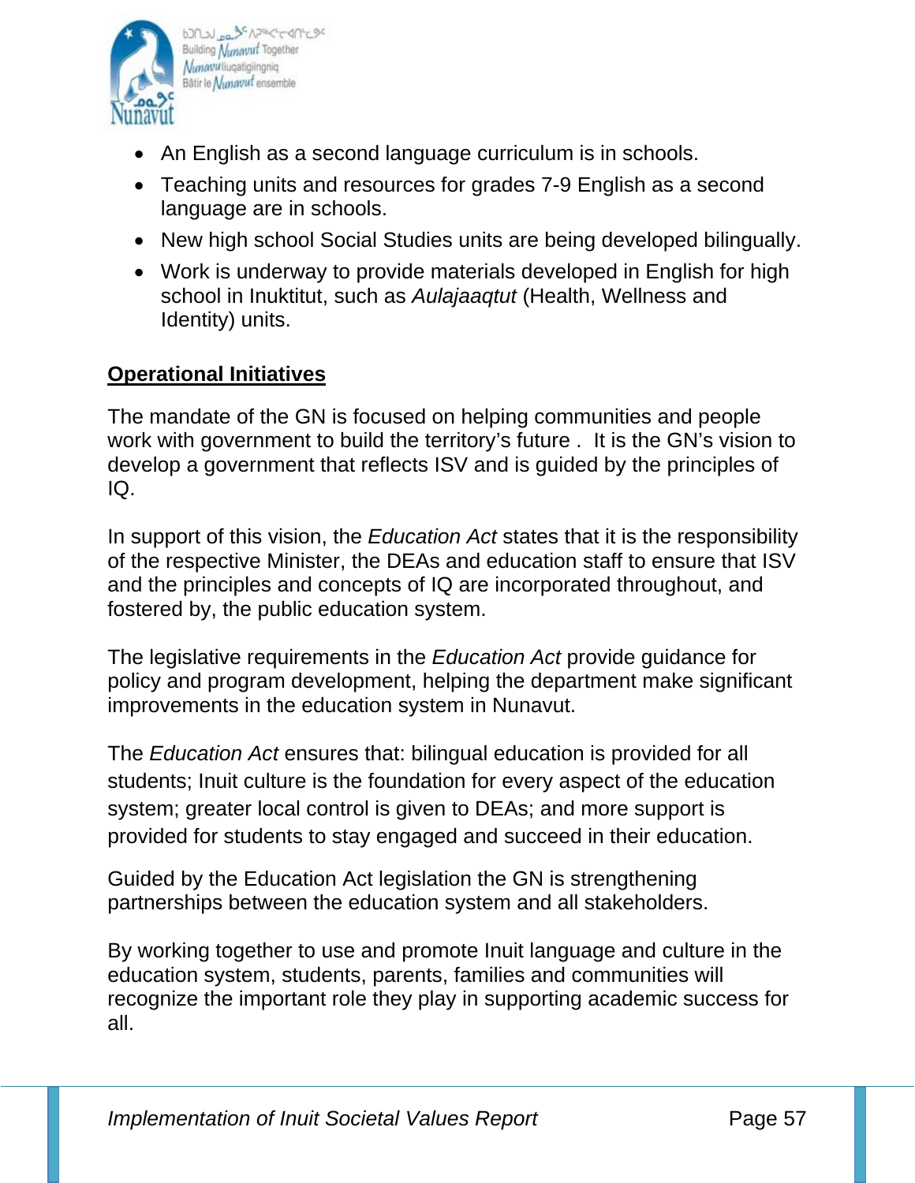- An English as a second language curriculum is in schools.
- Teaching units and resources for grades 7-9 English as a second language are in schools.
- New high school Social Studies units are being developed bilingually.
- Work is underway to provide materials developed in English for high school in Inuktitut, such as *Aulajaaqtut* (Health, Wellness and Identity) units.

**Operational Initiatives**

The mandate of the GN is focused on helping communities and people work with government to build the territory's future . It is the GN's vision to develop a government that reflects ISV and is guided by the principles of IQ.

In support of this vision, the *Education Act* states that it is the responsibility of the respective Minister, the DEAs and education staff to ensure that ISV and the principles and concepts of IQ are incorporated throughout, and fostered by, the public education system.

The legislative requirements in the *Education Act* provide guidance for policy and program development, helping the department make significant improvements in the education system in Nunavut.

The *Education Act* ensures that: bilingual education is provided for all students; Inuit culture is the foundation for every aspect of the education system; greater local control is given to DEAs; and more support is provided for students to stay engaged and succeed in their education.

Guided by the Education Act legislation the GN is strengthening partnerships between the education system and all stakeholders.

By working together to use and promote Inuit language and culture in the education system, students, parents, families and communities will recognize the important role they play in supporting academic success for all.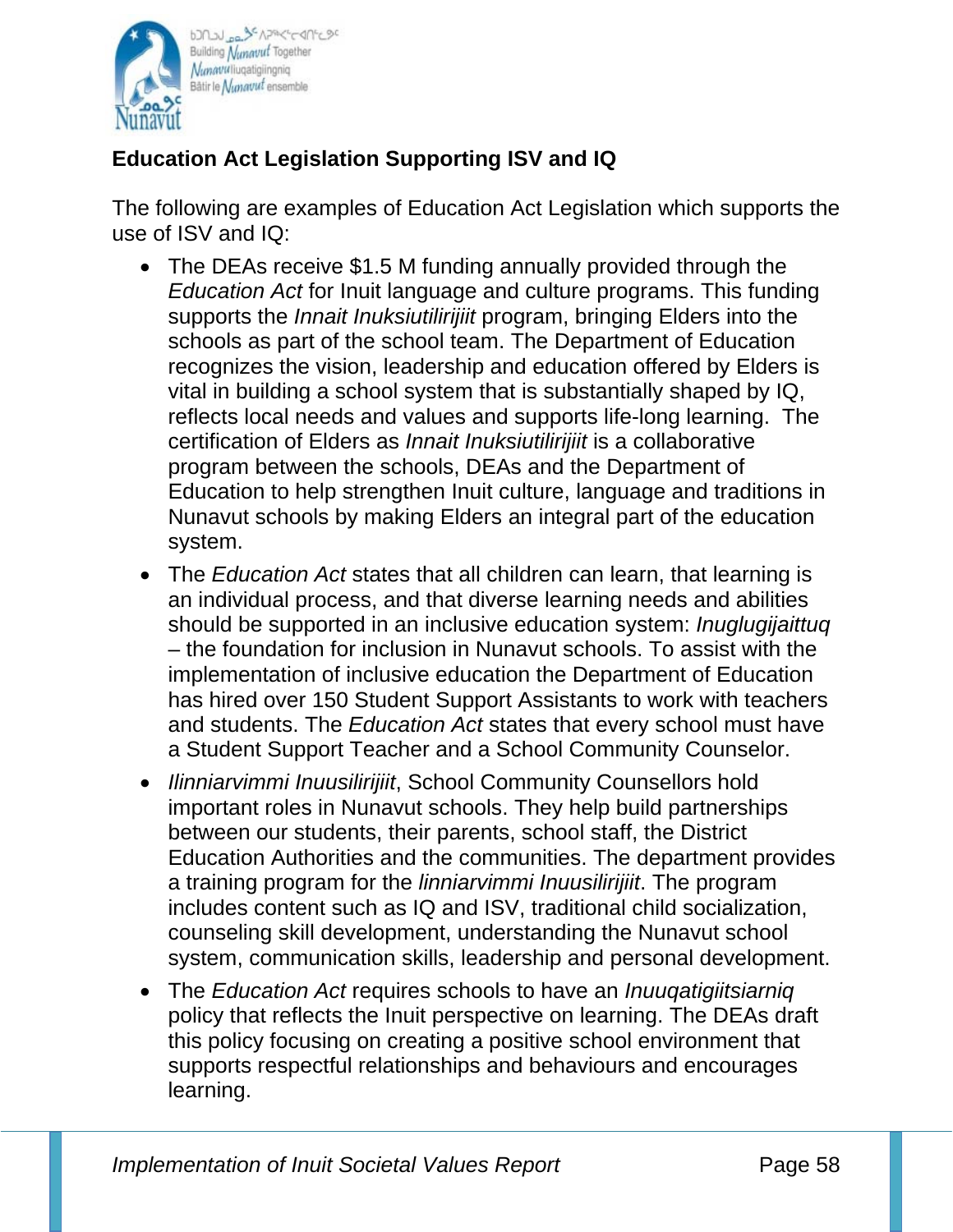## Education Act Legislation Supporting ISV and IQ

The following are examples of Education Act Legislation which supports the use of ISV and IQ:

- The DEAs receive $1.5 M funding annually provided through the *Education Act* for Inuit language and culture programs. This funding supports the *Innait Inuksiutilirijiit* program, bringing Elders into the schools as part of the school team. The Department of Education recognizes the vision, leadership and education offered by Elders is vital in building a school system that is substantially shaped by IQ, reflects local needs and values and supports life-long learning. The certification of Elders as *Innait Inuksiutilirijiit* is a collaborative program between the schools, DEAs and the Department of Education to help strengthen Inuit culture, language and traditions in Nunavut schools by making Elders an integral part of the education system.
- The *Education Act* states that all children can learn, that learning is an individual process, and that diverse learning needs and abilities should be supported in an inclusive education system: *Inuglugijaittuq* – the foundation for inclusion in Nunavut schools. To assist with the implementation of inclusive education the Department of Education has hired over 150 Student Support Assistants to work with teachers and students. The *Education Act* states that every school must have a Student Support Teacher and a School Community Counselor.
- *Ilinniarvimmi Inuusilirijiit*, School Community Counsellors hold important roles in Nunavut schools. They help build partnerships between our students, their parents, school staff, the District Education Authorities and the communities. The department provides a training program for the *Iinniarvimmi Inuusilirijiit*. The program includes content such as IQ and ISV, traditional child socialization, counseling skill development, understanding the Nunavut school system, communication skills, leadership and personal development.
- The *Education Act* requires schools to have an *Inuuqatigiitsiarniq* policy that reflects the Inuit perspective on learning. The DEAs draft this policy focusing on creating a positive school environment that supports respectful relationships and behaviours and encourages learning.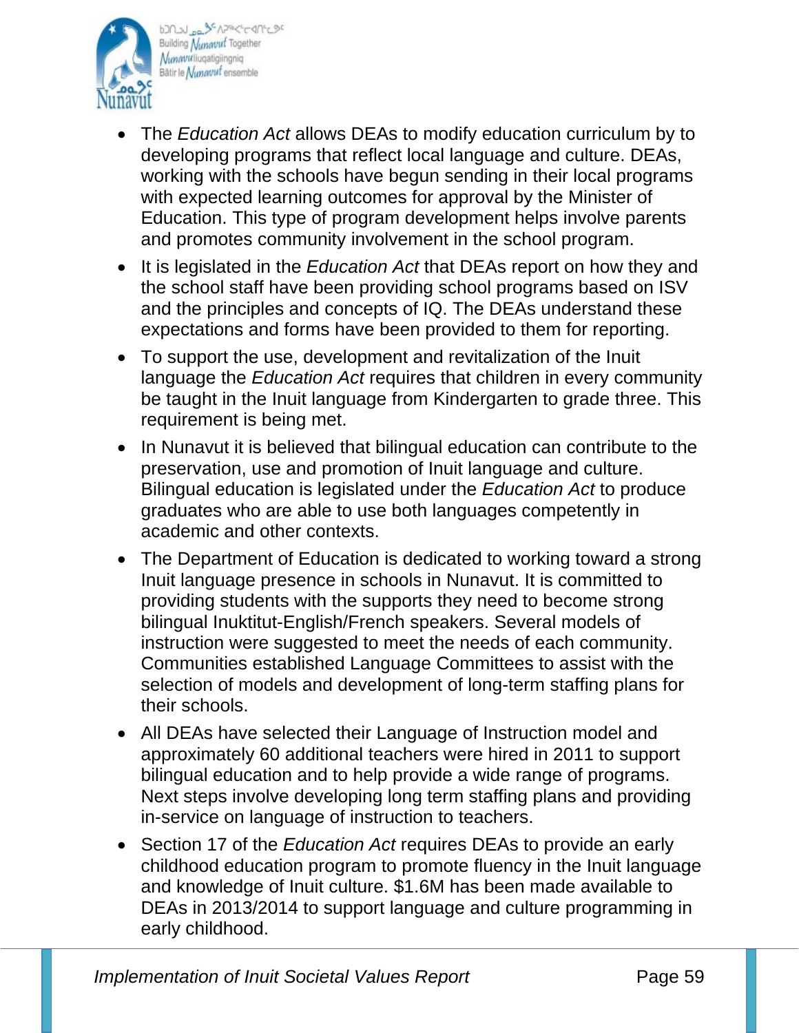- The *Education Act* allows DEAs to modify education curriculum by to developing programs that reflect local language and culture. DEAs, working with the schools have begun sending in their local programs with expected learning outcomes for approval by the Minister of Education. This type of program development helps involve parents and promotes community involvement in the school program.
- It is legislated in the *Education Act* that DEAs report on how they and the school staff have been providing school programs based on ISV and the principles and concepts of IQ. The DEAs understand these expectations and forms have been provided to them for reporting.
- To support the use, development and revitalization of the Inuit language the *Education Act* requires that children in every community be taught in the Inuit language from Kindergarten to grade three. This requirement is being met.
- In Nunavut it is believed that bilingual education can contribute to the preservation, use and promotion of Inuit language and culture. Bilingual education is legislated under the *Education Act* to produce graduates who are able to use both languages competently in academic and other contexts.
- The Department of Education is dedicated to working toward a strong Inuit language presence in schools in Nunavut. It is committed to providing students with the supports they need to become strong bilingual Inuktitut-English/French speakers. Several models of instruction were suggested to meet the needs of each community. Communities established Language Committees to assist with the selection of models and development of long-term staffing plans for their schools.
- All DEAs have selected their Language of Instruction model and approximately 60 additional teachers were hired in 2011 to support bilingual education and to help provide a wide range of programs. Next steps involve developing long term staffing plans and providing in-service on language of instruction to teachers.
- Section 17 of the *Education Act* requires DEAs to provide an early childhood education program to promote fluency in the Inuit language and knowledge of Inuit culture. $1.6M has been made available to DEAs in 2013/2014 to support language and culture programming in early childhood.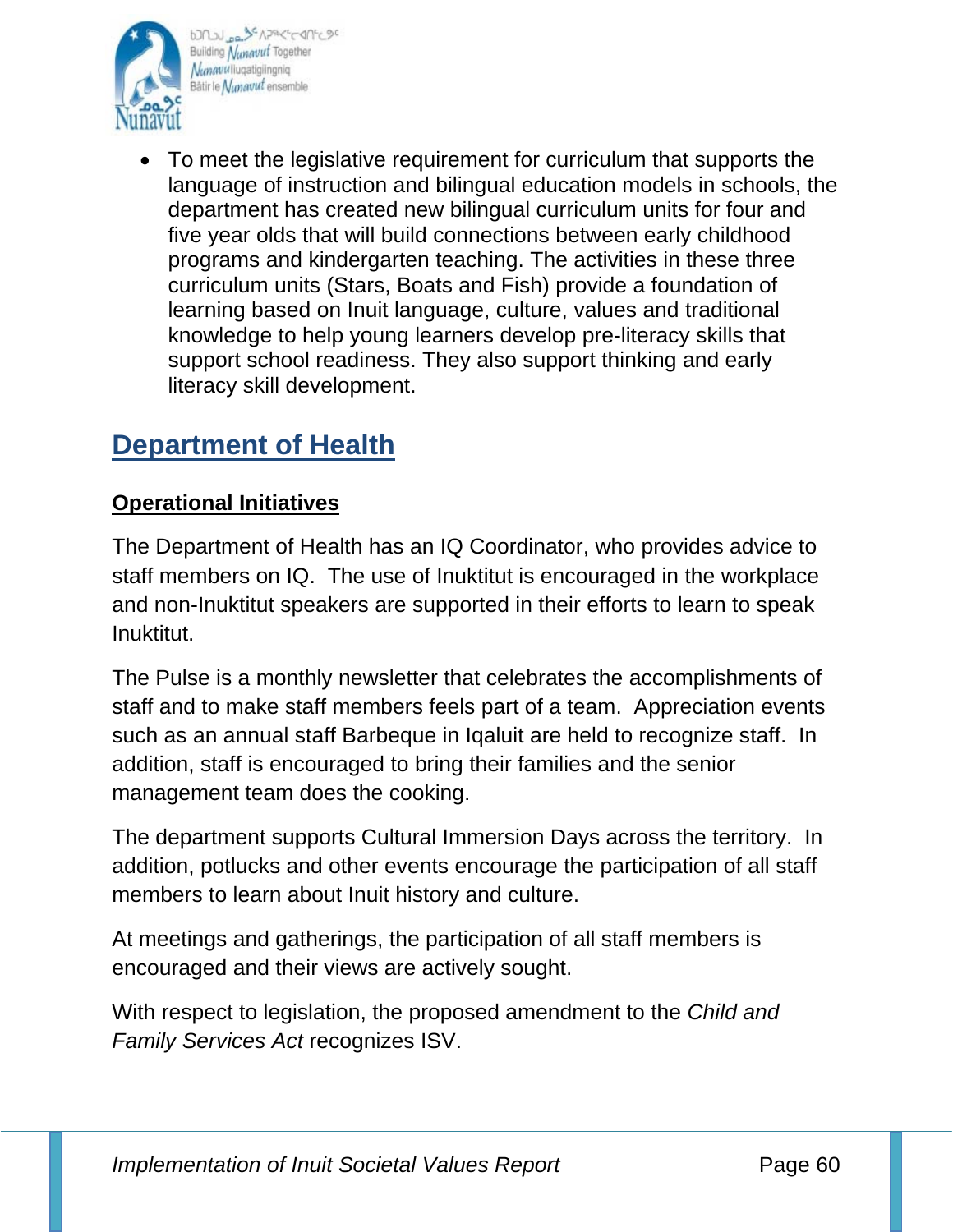- To meet the legislative requirement for curriculum that supports the language of instruction and bilingual education models in schools, the department has created new bilingual curriculum units for four and five year olds that will build connections between early childhood programs and kindergarten teaching. The activities in these three curriculum units (Stars, Boats and Fish) provide a foundation of learning based on Inuit language, culture, values and traditional knowledge to help young learners develop pre-literacy skills that support school readiness. They also support thinking and early literacy skill development.

## Department of Health

### Operational Initiatives

The Department of Health has an IQ Coordinator, who provides advice to staff members on IQ. The use of Inuktitut is encouraged in the workplace and non-Inuktitut speakers are supported in their efforts to learn to speak Inuktitut.

The Pulse is a monthly newsletter that celebrates the accomplishments of staff and to make staff members feels part of a team. Appreciation events such as an annual staff Barbeque in Iqaluit are held to recognize staff. In addition, staff is encouraged to bring their families and the senior management team does the cooking.

The department supports Cultural Immersion Days across the territory. In addition, potlucks and other events encourage the participation of all staff members to learn about Inuit history and culture.

At meetings and gatherings, the participation of all staff members is encouraged and their views are actively sought.

With respect to legislation, the proposed amendment to the *Child and Family Services Act* recognizes ISV.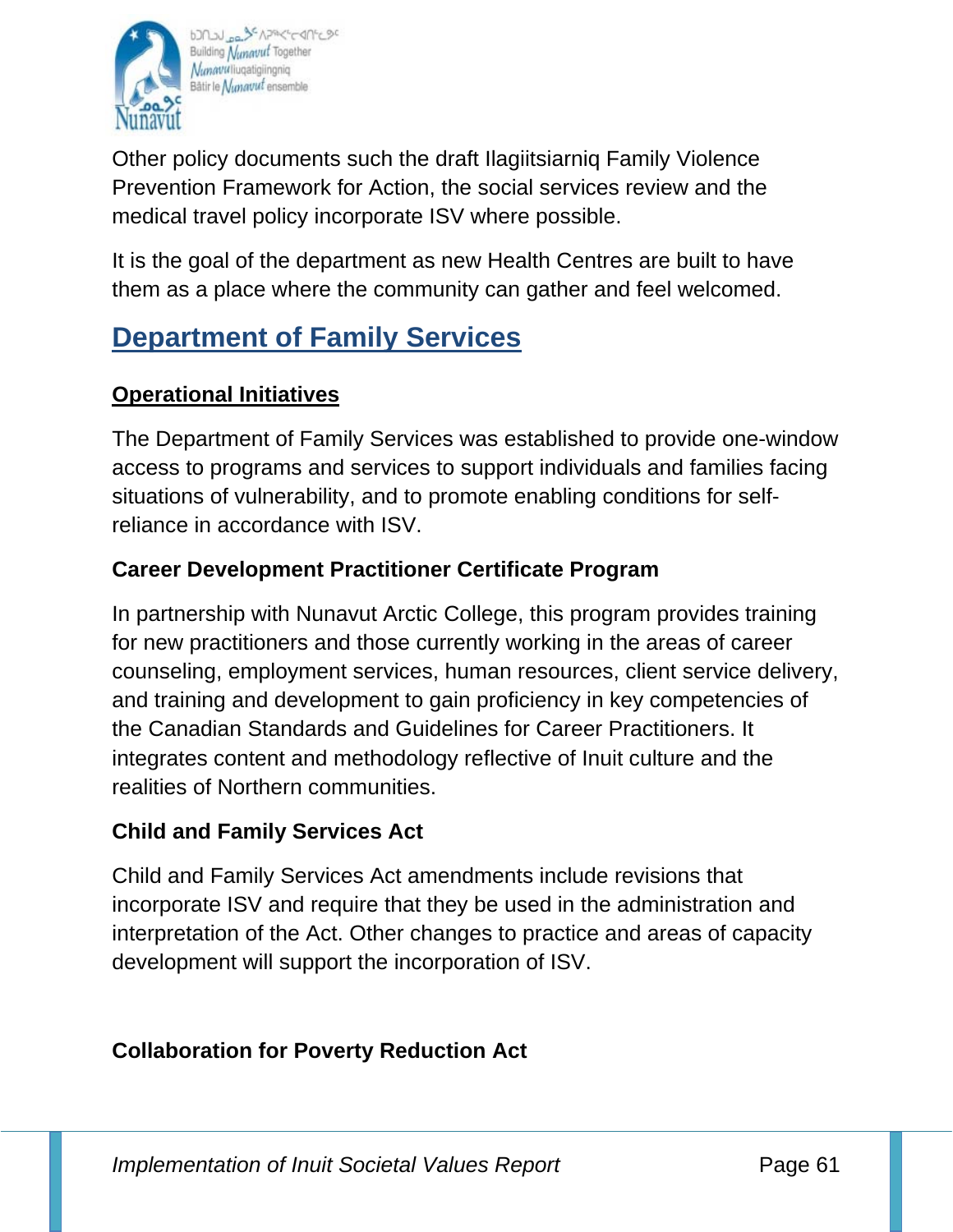Other policy documents such the draft Ilagiitsiarniq Family Violence Prevention Framework for Action, the social services review and the medical travel policy incorporate ISV where possible.

It is the goal of the department as new Health Centres are built to have them as a place where the community can gather and feel welcomed.

## Department of Family Services

### Operational Initiatives

The Department of Family Services was established to provide one-window access to programs and services to support individuals and families facing situations of vulnerability, and to promote enabling conditions for self-reliance in accordance with ISV.

#### Career Development Practitioner Certificate Program

In partnership with Nunavut Arctic College, this program provides training for new practitioners and those currently working in the areas of career counseling, employment services, human resources, client service delivery, and training and development to gain proficiency in key competencies of the Canadian Standards and Guidelines for Career Practitioners. It integrates content and methodology reflective of Inuit culture and the realities of Northern communities.

#### Child and Family Services Act

Child and Family Services Act amendments include revisions that incorporate ISV and require that they be used in the administration and interpretation of the Act. Other changes to practice and areas of capacity development will support the incorporation of ISV.

#### Collaboration for Poverty Reduction Act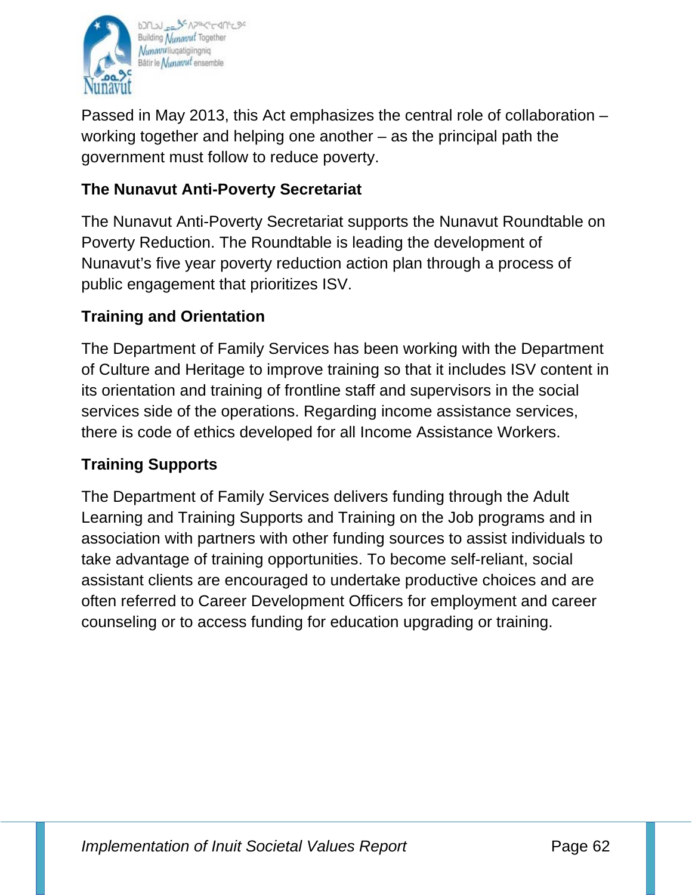Passed in May 2013, this Act emphasizes the central role of collaboration – working together and helping one another – as the principal path the government must follow to reduce poverty.

**The Nunavut Anti-Poverty Secretariat**

The Nunavut Anti-Poverty Secretariat supports the Nunavut Roundtable on Poverty Reduction. The Roundtable is leading the development of Nunavut's five year poverty reduction action plan through a process of public engagement that prioritizes ISV.

**Training and Orientation**

The Department of Family Services has been working with the Department of Culture and Heritage to improve training so that it includes ISV content in its orientation and training of frontline staff and supervisors in the social services side of the operations. Regarding income assistance services, there is code of ethics developed for all Income Assistance Workers.

**Training Supports**

The Department of Family Services delivers funding through the Adult Learning and Training Supports and Training on the Job programs and in association with partners with other funding sources to assist individuals to take advantage of training opportunities. To become self-reliant, social assistant clients are encouraged to undertake productive choices and are often referred to Career Development Officers for employment and career counseling or to access funding for education upgrading or training.